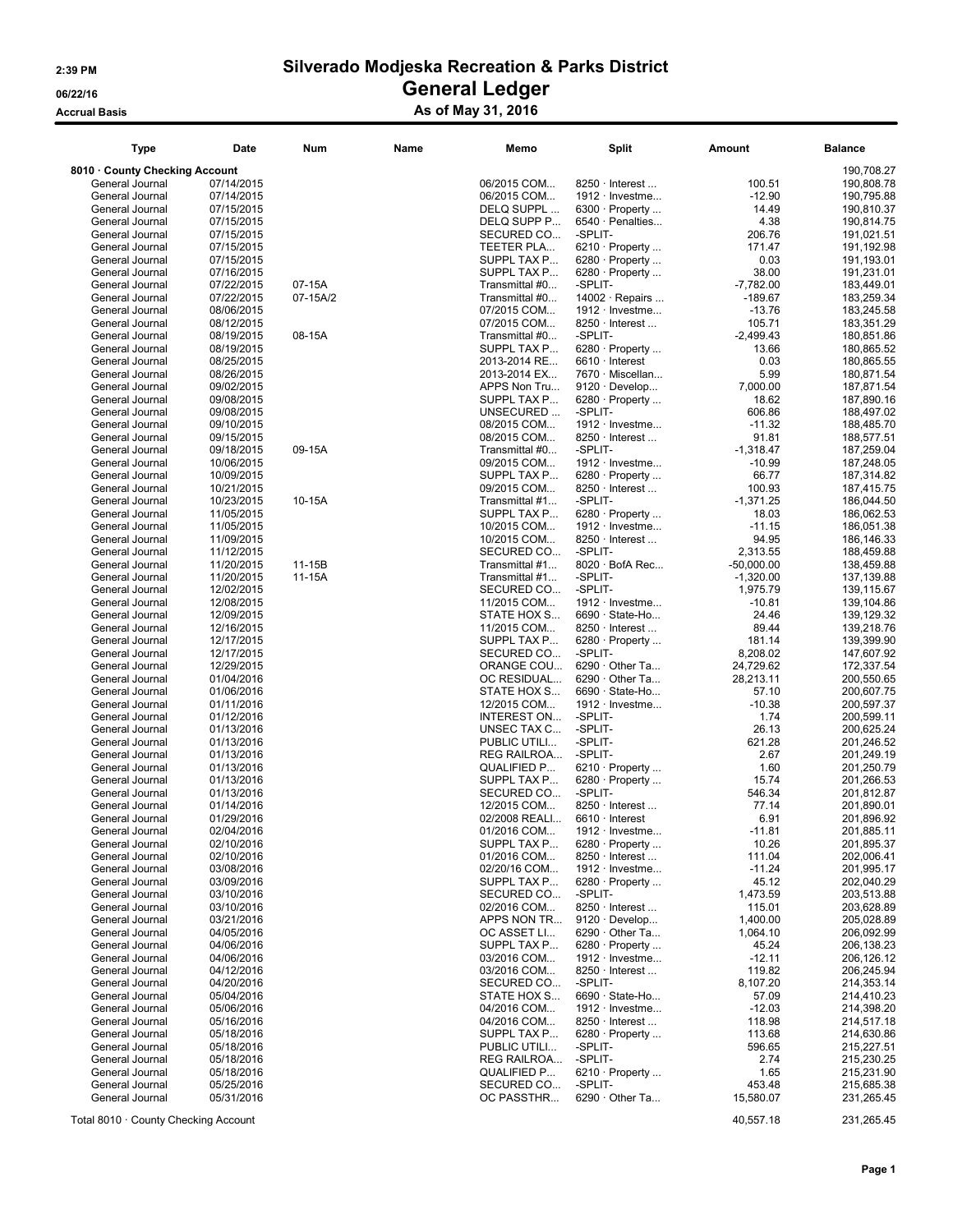# Silverado Modjeska Recreation & Parks District

## General Ledger

### As of May 31, 2016

2:39 PM
06/22/16
Accrual Basis

| Type | Date | Num | Name | Memo | Split | Amount | Balance |
|---|---|---|---|---|---|---|---|
| **8010 · County Checking Account** | | | | | | | 190,708.27 |
| General Journal | 07/14/2015 | | | 06/2015 COM... | 8250 · Interest ... | 100.51 | 190,808.78 |
| General Journal | 07/14/2015 | | | 06/2015 COM... | 1912 · Investme... | -12.90 | 190,795.88 |
| General Journal | 07/15/2015 | | | DELQ SUPPL ... | 6300 · Property ... | 14.49 | 190,810.37 |
| General Journal | 07/15/2015 | | | DELQ SUPP P... | 6540 · Penalties... | 4.38 | 190,814.75 |
| General Journal | 07/15/2015 | | | SECURED CO... | -SPLIT- | 206.76 | 191,021.51 |
| General Journal | 07/15/2015 | | | TEETER PLA... | 6210 · Property ... | 171.47 | 191,192.98 |
| General Journal | 07/15/2015 | | | SUPPL TAX P... | 6280 · Property ... | 0.03 | 191,193.01 |
| General Journal | 07/16/2015 | | | SUPPL TAX P... | 6280 · Property ... | 38.00 | 191,231.01 |
| General Journal | 07/22/2015 | 07-15A | | Transmittal #0... | -SPLIT- | -7,782.00 | 183,449.01 |
| General Journal | 07/22/2015 | 07-15A/2 | | Transmittal #0... | 14002 · Repairs ... | -189.67 | 183,259.34 |
| General Journal | 08/06/2015 | | | 07/2015 COM... | 1912 · Investme... | -13.76 | 183,245.58 |
| General Journal | 08/12/2015 | | | 07/2015 COM... | 8250 · Interest ... | 105.71 | 183,351.29 |
| General Journal | 08/19/2015 | 08-15A | | Transmittal #0... | -SPLIT- | -2,499.43 | 180,851.86 |
| General Journal | 08/19/2015 | | | SUPPL TAX P... | 6280 · Property ... | 13.66 | 180,865.52 |
| General Journal | 08/25/2015 | | | 2013-2014 RE... | 6610 · Interest | 0.03 | 180,865.55 |
| General Journal | 08/26/2015 | | | 2013-2014 EX... | 7670 · Miscellan... | 5.99 | 180,871.54 |
| General Journal | 09/02/2015 | | | APPS Non Tru... | 9120 · Develop... | 7,000.00 | 187,871.54 |
| General Journal | 09/08/2015 | | | SUPPL TAX P... | 6280 · Property ... | 18.62 | 187,890.16 |
| General Journal | 09/08/2015 | | | UNSECURED ... | -SPLIT- | 606.86 | 188,497.02 |
| General Journal | 09/10/2015 | | | 08/2015 COM... | 1912 · Investme... | -11.32 | 188,485.70 |
| General Journal | 09/15/2015 | | | 08/2015 COM... | 8250 · Interest ... | 91.81 | 188,577.51 |
| General Journal | 09/18/2015 | 09-15A | | Transmittal #0... | -SPLIT- | -1,318.47 | 187,259.04 |
| General Journal | 10/06/2015 | | | 09/2015 COM... | 1912 · Investme... | -10.99 | 187,248.05 |
| General Journal | 10/09/2015 | | | SUPPL TAX P... | 6280 · Property ... | 66.77 | 187,314.82 |
| General Journal | 10/21/2015 | | | 09/2015 COM... | 8250 · Interest ... | 100.93 | 187,415.75 |
| General Journal | 10/23/2015 | 10-15A | | Transmittal #1... | -SPLIT- | -1,371.25 | 186,044.50 |
| General Journal | 11/05/2015 | | | SUPPL TAX P... | 6280 · Property ... | 18.03 | 186,062.53 |
| General Journal | 11/05/2015 | | | 10/2015 COM... | 1912 · Investme... | -11.15 | 186,051.38 |
| General Journal | 11/09/2015 | | | 10/2015 COM... | 8250 · Interest ... | 94.95 | 186,146.33 |
| General Journal | 11/12/2015 | | | SECURED CO... | -SPLIT- | 2,313.55 | 188,459.88 |
| General Journal | 11/20/2015 | 11-15B | | Transmittal #1... | 8020 · BofA Rec... | -50,000.00 | 138,459.88 |
| General Journal | 11/20/2015 | 11-15A | | Transmittal #1... | -SPLIT- | -1,320.00 | 137,139.88 |
| General Journal | 12/02/2015 | | | SECURED CO... | -SPLIT- | 1,975.79 | 139,115.67 |
| General Journal | 12/08/2015 | | | 11/2015 COM... | 1912 · Investme... | -10.81 | 139,104.86 |
| General Journal | 12/09/2015 | | | STATE HOX S... | 6690 · State-Ho... | 24.46 | 139,129.32 |
| General Journal | 12/16/2015 | | | 11/2015 COM... | 8250 · Interest ... | 89.44 | 139,218.76 |
| General Journal | 12/17/2015 | | | SUPPL TAX P... | 6280 · Property ... | 181.14 | 139,399.90 |
| General Journal | 12/17/2015 | | | SECURED CO... | -SPLIT- | 8,208.02 | 147,607.92 |
| General Journal | 12/29/2015 | | | ORANGE COU... | 6290 · Other Ta... | 24,729.62 | 172,337.54 |
| General Journal | 01/04/2016 | | | OC RESIDUAL... | 6290 · Other Ta... | 28,213.11 | 200,550.65 |
| General Journal | 01/06/2016 | | | STATE HOX S... | 6690 · State-Ho... | 57.10 | 200,607.75 |
| General Journal | 01/11/2016 | | | 12/2015 COM... | 1912 · Investme... | -10.38 | 200,597.37 |
| General Journal | 01/12/2016 | | | INTEREST ON... | -SPLIT- | 1.74 | 200,599.11 |
| General Journal | 01/13/2016 | | | UNSEC TAX C... | -SPLIT- | 26.13 | 200,625.24 |
| General Journal | 01/13/2016 | | | PUBLIC UTILI... | -SPLIT- | 621.28 | 201,246.52 |
| General Journal | 01/13/2016 | | | REG RAILROA... | -SPLIT- | 2.67 | 201,249.19 |
| General Journal | 01/13/2016 | | | QUALIFIED P... | 6210 · Property ... | 1.60 | 201,250.79 |
| General Journal | 01/13/2016 | | | SUPPL TAX P... | 6280 · Property ... | 15.74 | 201,266.53 |
| General Journal | 01/13/2016 | | | SECURED CO... | -SPLIT- | 546.34 | 201,812.87 |
| General Journal | 01/14/2016 | | | 12/2015 COM... | 8250 · Interest ... | 77.14 | 201,890.01 |
| General Journal | 01/29/2016 | | | 02/2008 REALI... | 6610 · Interest | 6.91 | 201,896.92 |
| General Journal | 02/04/2016 | | | 01/2016 COM... | 1912 · Investme... | -11.81 | 201,885.11 |
| General Journal | 02/10/2016 | | | SUPPL TAX P... | 6280 · Property ... | 10.26 | 201,895.37 |
| General Journal | 02/10/2016 | | | 01/2016 COM... | 8250 · Interest ... | 111.04 | 202,006.41 |
| General Journal | 03/08/2016 | | | 02/20/16 COM... | 1912 · Investme... | -11.24 | 201,995.17 |
| General Journal | 03/09/2016 | | | SUPPL TAX P... | 6280 · Property ... | 45.12 | 202,040.29 |
| General Journal | 03/10/2016 | | | SECURED CO... | -SPLIT- | 1,473.59 | 203,513.88 |
| General Journal | 03/10/2016 | | | 02/2016 COM... | 8250 · Interest ... | 115.01 | 203,628.89 |
| General Journal | 03/21/2016 | | | APPS NON TR... | 9120 · Develop... | 1,400.00 | 205,028.89 |
| General Journal | 04/05/2016 | | | OC ASSET LI... | 6290 · Other Ta... | 1,064.10 | 206,092.99 |
| General Journal | 04/06/2016 | | | SUPPL TAX P... | 6280 · Property ... | 45.24 | 206,138.23 |
| General Journal | 04/06/2016 | | | 03/2016 COM... | 1912 · Investme... | -12.11 | 206,126.12 |
| General Journal | 04/12/2016 | | | 03/2016 COM... | 8250 · Interest ... | 119.82 | 206,245.94 |
| General Journal | 04/20/2016 | | | SECURED CO... | -SPLIT- | 8,107.20 | 214,353.14 |
| General Journal | 05/04/2016 | | | STATE HOX S... | 6690 · State-Ho... | 57.09 | 214,410.23 |
| General Journal | 05/06/2016 | | | 04/2016 COM... | 1912 · Investme... | -12.03 | 214,398.20 |
| General Journal | 05/16/2016 | | | 04/2016 COM... | 8250 · Interest ... | 118.98 | 214,517.18 |
| General Journal | 05/18/2016 | | | SUPPL TAX P... | 6280 · Property ... | 113.68 | 214,630.86 |
| General Journal | 05/18/2016 | | | PUBLIC UTILI... | -SPLIT- | 596.65 | 215,227.51 |
| General Journal | 05/18/2016 | | | REG RAILROA... | -SPLIT- | 2.74 | 215,230.25 |
| General Journal | 05/18/2016 | | | QUALIFIED P... | 6210 · Property ... | 1.65 | 215,231.90 |
| General Journal | 05/25/2016 | | | SECURED CO... | -SPLIT- | 453.48 | 215,685.38 |
| General Journal | 05/31/2016 | | | OC PASSTHR... | 6290 · Other Ta... | 15,580.07 | 231,265.45 |
| Total 8010 · County Checking Account | | | | | | 40,557.18 | 231,265.45 |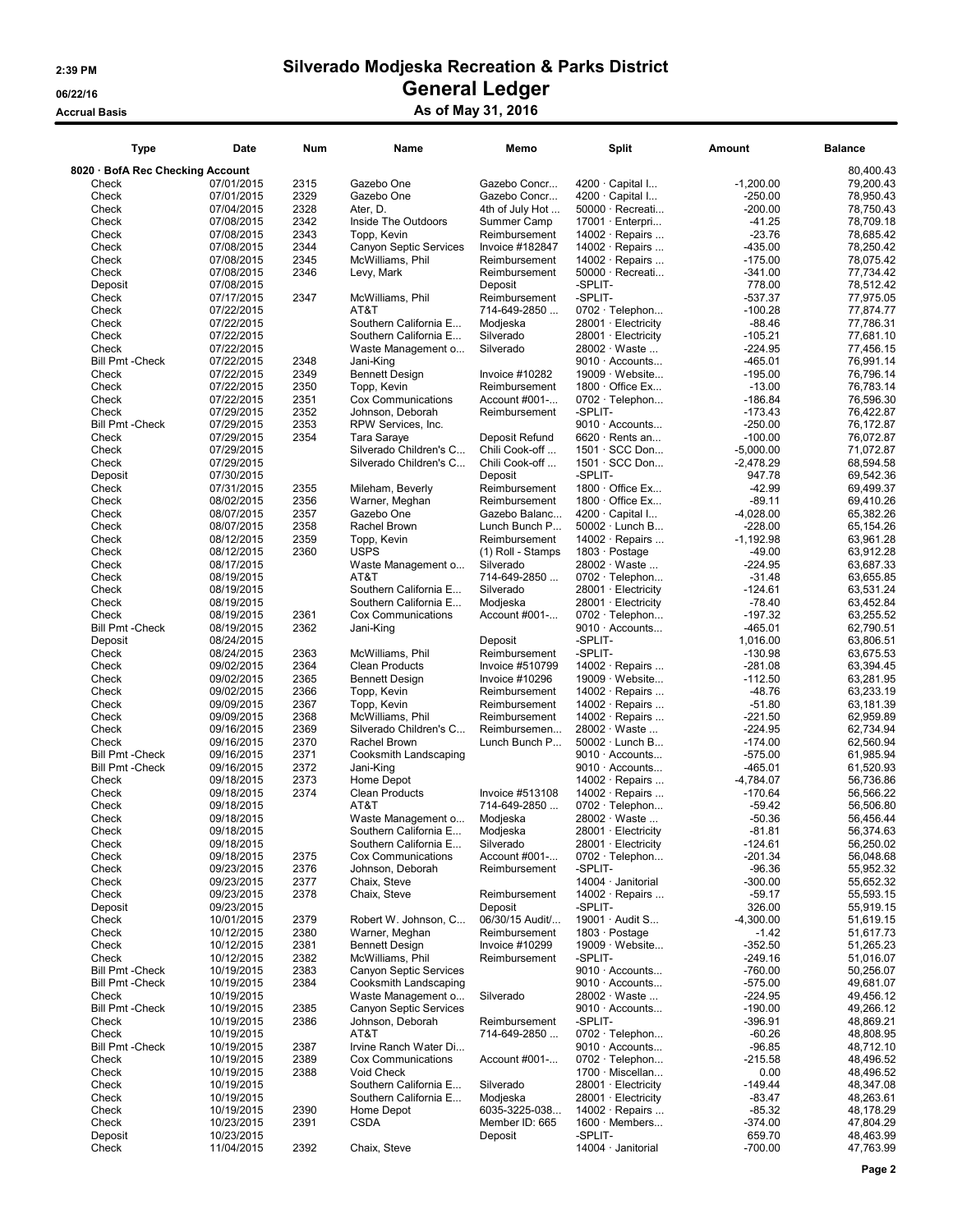# Silverado Modjeska Recreation & Parks District

## General Ledger

### As of May 31, 2016

2:39 PM
06/22/16
Accrual Basis

| Type | Date | Num | Name | Memo | Split | Amount | Balance |
|---|---|---|---|---|---|---|---|
| **8020 · BofA Rec Checking Account** | | | | | | | 80,400.43 |
| Check | 07/01/2015 | 2315 | Gazebo One | Gazebo Concr... | 4200 · Capital I... | -1,200.00 | 79,200.43 |
| Check | 07/01/2015 | 2329 | Gazebo One | Gazebo Concr... | 4200 · Capital I... | -250.00 | 78,950.43 |
| Check | 07/04/2015 | 2328 | Ater, D. | 4th of July Hot ... | 50000 · Recreati... | -200.00 | 78,750.43 |
| Check | 07/08/2015 | 2342 | Inside The Outdoors | Summer Camp | 17001 · Enterpri... | -41.25 | 78,709.18 |
| Check | 07/08/2015 | 2343 | Topp, Kevin | Reimbursement | 14002 · Repairs ... | -23.76 | 78,685.42 |
| Check | 07/08/2015 | 2344 | Canyon Septic Services | Invoice #182847 | 14002 · Repairs ... | -435.00 | 78,250.42 |
| Check | 07/08/2015 | 2345 | McWilliams, Phil | Reimbursement | 14002 · Repairs ... | -175.00 | 78,075.42 |
| Check | 07/08/2015 | 2346 | Levy, Mark | Reimbursement | 50000 · Recreati... | -341.00 | 77,734.42 |
| Deposit | 07/08/2015 | | | Deposit | -SPLIT- | 778.00 | 78,512.42 |
| Check | 07/17/2015 | 2347 | McWilliams, Phil | Reimbursement | -SPLIT- | -537.37 | 77,975.05 |
| Check | 07/22/2015 | | AT&T | 714-649-2850 ... | 0702 · Telephon... | -100.28 | 77,874.77 |
| Check | 07/22/2015 | | Southern California E... | Modjeska | 28001 · Electricity | -88.46 | 77,786.31 |
| Check | 07/22/2015 | | Southern California E... | Silverado | 28001 · Electricity | -105.21 | 77,681.10 |
| Check | 07/22/2015 | | Waste Management o... | Silverado | 28002 · Waste ... | -224.95 | 77,456.15 |
| Bill Pmt -Check | 07/22/2015 | 2348 | Jani-King | | 9010 · Accounts... | -465.01 | 76,991.14 |
| Check | 07/22/2015 | 2349 | Bennett Design | Invoice #10282 | 19009 · Website... | -195.00 | 76,796.14 |
| Check | 07/22/2015 | 2350 | Topp, Kevin | Reimbursement | 1800 · Office Ex... | -13.00 | 76,783.14 |
| Check | 07/22/2015 | 2351 | Cox Communications | Account #001-... | 0702 · Telephon... | -186.84 | 76,596.30 |
| Check | 07/29/2015 | 2352 | Johnson, Deborah | Reimbursement | -SPLIT- | -173.43 | 76,422.87 |
| Bill Pmt -Check | 07/29/2015 | 2353 | RPW Services, Inc. | | 9010 · Accounts... | -250.00 | 76,172.87 |
| Check | 07/29/2015 | 2354 | Tara Saraye | Deposit Refund | 6620 · Rents an... | -100.00 | 76,072.87 |
| Check | 07/29/2015 | | Silverado Children's C... | Chili Cook-off ... | 1501 · SCC Don... | -5,000.00 | 71,072.87 |
| Check | 07/29/2015 | | Silverado Children's C... | Chili Cook-off ... | 1501 · SCC Don... | -2,478.29 | 68,594.58 |
| Deposit | 07/30/2015 | | | Deposit | -SPLIT- | 947.78 | 69,542.36 |
| Check | 07/31/2015 | 2355 | Mileham, Beverly | Reimbursement | 1800 · Office Ex... | -42.99 | 69,499.37 |
| Check | 08/02/2015 | 2356 | Warner, Meghan | Reimbursement | 1800 · Office Ex... | -89.11 | 69,410.26 |
| Check | 08/07/2015 | 2357 | Gazebo One | Gazebo Balanc... | 4200 · Capital I... | -4,028.00 | 65,382.26 |
| Check | 08/07/2015 | 2358 | Rachel Brown | Lunch Bunch P... | 50002 · Lunch B... | -228.00 | 65,154.26 |
| Check | 08/12/2015 | 2359 | Topp, Kevin | Reimbursement | 14002 · Repairs ... | -1,192.98 | 63,961.28 |
| Check | 08/12/2015 | 2360 | USPS | (1) Roll - Stamps | 1803 · Postage | -49.00 | 63,912.28 |
| Check | 08/17/2015 | | Waste Management o... | Silverado | 28002 · Waste ... | -224.95 | 63,687.33 |
| Check | 08/19/2015 | | AT&T | 714-649-2850 ... | 0702 · Telephon... | -31.48 | 63,655.85 |
| Check | 08/19/2015 | | Southern California E... | Silverado | 28001 · Electricity | -124.61 | 63,531.24 |
| Check | 08/19/2015 | | Southern California E... | Modjeska | 28001 · Electricity | -78.40 | 63,452.84 |
| Check | 08/19/2015 | 2361 | Cox Communications | Account #001-... | 0702 · Telephon... | -197.32 | 63,255.52 |
| Bill Pmt -Check | 08/19/2015 | 2362 | Jani-King | | 9010 · Accounts... | -465.01 | 62,790.51 |
| Deposit | 08/24/2015 | | | Deposit | -SPLIT- | 1,016.00 | 63,806.51 |
| Check | 08/24/2015 | 2363 | McWilliams, Phil | Reimbursement | -SPLIT- | -130.98 | 63,675.53 |
| Check | 09/02/2015 | 2364 | Clean Products | Invoice #510799 | 14002 · Repairs ... | -281.08 | 63,394.45 |
| Check | 09/02/2015 | 2365 | Bennett Design | Invoice #10296 | 19009 · Website... | -112.50 | 63,281.95 |
| Check | 09/02/2015 | 2366 | Topp, Kevin | Reimbursement | 14002 · Repairs ... | -48.76 | 63,233.19 |
| Check | 09/09/2015 | 2367 | Topp, Kevin | Reimbursement | 14002 · Repairs ... | -51.80 | 63,181.39 |
| Check | 09/09/2015 | 2368 | McWilliams, Phil | Reimbursement | 14002 · Repairs ... | -221.50 | 62,959.89 |
| Check | 09/16/2015 | 2369 | Silverado Children's C... | Reimbursemen... | 28002 · Waste ... | -224.95 | 62,734.94 |
| Check | 09/16/2015 | 2370 | Rachel Brown | Lunch Bunch P... | 50002 · Lunch B... | -174.00 | 62,560.94 |
| Bill Pmt -Check | 09/16/2015 | 2371 | Cooksmith Landscaping | | 9010 · Accounts... | -575.00 | 61,985.94 |
| Bill Pmt -Check | 09/16/2015 | 2372 | Jani-King | | 9010 · Accounts... | -465.01 | 61,520.93 |
| Check | 09/18/2015 | 2373 | Home Depot | | 14002 · Repairs ... | -4,784.07 | 56,736.86 |
| Check | 09/18/2015 | 2374 | Clean Products | Invoice #513108 | 14002 · Repairs ... | -170.64 | 56,566.22 |
| Check | 09/18/2015 | | AT&T | 714-649-2850 ... | 0702 · Telephon... | -59.42 | 56,506.80 |
| Check | 09/18/2015 | | Waste Management o... | Modjeska | 28002 · Waste ... | -50.36 | 56,456.44 |
| Check | 09/18/2015 | | Southern California E... | Modjeska | 28001 · Electricity | -81.81 | 56,374.63 |
| Check | 09/18/2015 | | Southern California E... | Silverado | 28001 · Electricity | -124.61 | 56,250.02 |
| Check | 09/18/2015 | 2375 | Cox Communications | Account #001-... | 0702 · Telephon... | -201.34 | 56,048.68 |
| Check | 09/23/2015 | 2376 | Johnson, Deborah | Reimbursement | -SPLIT- | -96.36 | 55,952.32 |
| Check | 09/23/2015 | 2377 | Chaix, Steve | | 14004 · Janitorial | -300.00 | 55,652.32 |
| Check | 09/23/2015 | 2378 | Chaix, Steve | Reimbursement | 14002 · Repairs ... | -59.17 | 55,593.15 |
| Deposit | 09/23/2015 | | | Deposit | -SPLIT- | 326.00 | 55,919.15 |
| Check | 10/01/2015 | 2379 | Robert W. Johnson, C... | 06/30/15 Audit/... | 19001 · Audit S... | -4,300.00 | 51,619.15 |
| Check | 10/12/2015 | 2380 | Warner, Meghan | Reimbursement | 1803 · Postage | -1.42 | 51,617.73 |
| Check | 10/12/2015 | 2381 | Bennett Design | Invoice #10299 | 19009 · Website... | -352.50 | 51,265.23 |
| Check | 10/12/2015 | 2382 | McWilliams, Phil | Reimbursement | -SPLIT- | -249.16 | 51,016.07 |
| Bill Pmt -Check | 10/19/2015 | 2383 | Canyon Septic Services | | 9010 · Accounts... | -760.00 | 50,256.07 |
| Bill Pmt -Check | 10/19/2015 | 2384 | Cooksmith Landscaping | | 9010 · Accounts... | -575.00 | 49,681.07 |
| Check | 10/19/2015 | | Waste Management o... | Silverado | 28002 · Waste ... | -224.95 | 49,456.12 |
| Bill Pmt -Check | 10/19/2015 | 2385 | Canyon Septic Services | | 9010 · Accounts... | -190.00 | 49,266.12 |
| Check | 10/19/2015 | 2386 | Johnson, Deborah | Reimbursement | -SPLIT- | -396.91 | 48,869.21 |
| Check | 10/19/2015 | | AT&T | 714-649-2850 ... | 0702 · Telephon... | -60.26 | 48,808.95 |
| Bill Pmt -Check | 10/19/2015 | 2387 | Irvine Ranch Water Di... | | 9010 · Accounts... | -96.85 | 48,712.10 |
| Check | 10/19/2015 | 2389 | Cox Communications | Account #001-... | 0702 · Telephon... | -215.58 | 48,496.52 |
| Check | 10/19/2015 | 2388 | Void Check | | 1700 · Miscellan... | 0.00 | 48,496.52 |
| Check | 10/19/2015 | | Southern California E... | Silverado | 28001 · Electricity | -149.44 | 48,347.08 |
| Check | 10/19/2015 | | Southern California E... | Modjeska | 28001 · Electricity | -83.47 | 48,263.61 |
| Check | 10/19/2015 | 2390 | Home Depot | 6035-3225-038... | 14002 · Repairs ... | -85.32 | 48,178.29 |
| Check | 10/23/2015 | 2391 | CSDA | Member ID: 665 | 1600 · Members... | -374.00 | 47,804.29 |
| Deposit | 10/23/2015 | | | Deposit | -SPLIT- | 659.70 | 48,463.99 |
| Check | 11/04/2015 | 2392 | Chaix, Steve | | 14004 · Janitorial | -700.00 | 47,763.99 |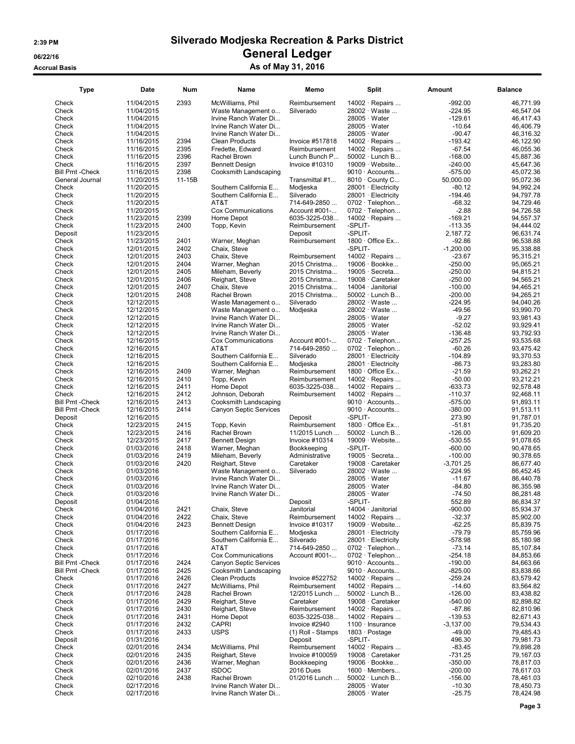# Silverado Modjeska Recreation & Parks District

## General Ledger

### As of May 31, 2016

2:39 PM
06/22/16
Accrual Basis

| Type | Date | Num | Name | Memo | Split | Amount | Balance |
|---|---|---|---|---|---|---|---|
| Check | 11/04/2015 | 2393 | McWilliams, Phil | Reimbursement | 14002 · Repairs ... | -992.00 | 46,771.99 |
| Check | 11/04/2015 | | Waste Management o... | Silverado | 28002 · Waste ... | -224.95 | 46,547.04 |
| Check | 11/04/2015 | | Irvine Ranch Water Di... | | 28005 · Water | -129.61 | 46,417.43 |
| Check | 11/04/2015 | | Irvine Ranch Water Di... | | 28005 · Water | -10.64 | 46,406.79 |
| Check | 11/04/2015 | | Irvine Ranch Water Di... | | 28005 · Water | -90.47 | 46,316.32 |
| Check | 11/16/2015 | 2394 | Clean Products | Invoice #517818 | 14002 · Repairs ... | -193.42 | 46,122.90 |
| Check | 11/16/2015 | 2395 | Fredette, Edward | Reimbursement | 14002 · Repairs ... | -67.54 | 46,055.36 |
| Check | 11/16/2015 | 2396 | Rachel Brown | Lunch Bunch P... | 50002 · Lunch B... | -168.00 | 45,887.36 |
| Check | 11/16/2015 | 2397 | Bennett Design | Invoice #10310 | 19009 · Website... | -240.00 | 45,647.36 |
| Bill Pmt -Check | 11/16/2015 | 2398 | Cooksmith Landscaping | | 9010 · Accounts... | -575.00 | 45,072.36 |
| General Journal | 11/20/2015 | 11-15B | | Transmittal #1... | 8010 · County C... | 50,000.00 | 95,072.36 |
| Check | 11/20/2015 | | Southern California E... | Modjeska | 28001 · Electricity | -80.12 | 94,992.24 |
| Check | 11/20/2015 | | Southern California E... | Silverado | 28001 · Electricity | -194.46 | 94,797.78 |
| Check | 11/20/2015 | | AT&T | 714-649-2850 ... | 0702 · Telephon... | -68.32 | 94,729.46 |
| Check | 11/20/2015 | | Cox Communications | Account #001-... | 0702 · Telephon... | -2.88 | 94,726.58 |
| Check | 11/23/2015 | 2399 | Home Depot | 6035-3225-038... | 14002 · Repairs ... | -169.21 | 94,557.37 |
| Check | 11/23/2015 | 2400 | Topp, Kevin | Reimbursement | -SPLIT- | -113.35 | 94,444.02 |
| Deposit | 11/23/2015 | | | Deposit | -SPLIT- | 2,187.72 | 96,631.74 |
| Check | 11/23/2015 | 2401 | Warner, Meghan | Reimbursement | 1800 · Office Ex... | -92.86 | 96,538.88 |
| Check | 12/01/2015 | 2402 | Chaix, Steve | | -SPLIT- | -1,200.00 | 95,338.88 |
| Check | 12/01/2015 | 2403 | Chaix, Steve | Reimbursement | 14002 · Repairs ... | -23.67 | 95,315.21 |
| Check | 12/01/2015 | 2404 | Warner, Meghan | 2015 Christma... | 19006 · Bookke... | -250.00 | 95,065.21 |
| Check | 12/01/2015 | 2405 | Mileham, Beverly | 2015 Christma... | 19005 · Secreta... | -250.00 | 94,815.21 |
| Check | 12/01/2015 | 2406 | Reighart, Steve | 2015 Christma... | 19008 · Caretaker | -250.00 | 94,565.21 |
| Check | 12/01/2015 | 2407 | Chaix, Steve | 2015 Christma... | 14004 · Janitorial | -100.00 | 94,465.21 |
| Check | 12/01/2015 | 2408 | Rachel Brown | 2015 Christma... | 50002 · Lunch B... | -200.00 | 94,265.21 |
| Check | 12/12/2015 | | Waste Management o... | Silverado | 28002 · Waste ... | -224.95 | 94,040.26 |
| Check | 12/12/2015 | | Waste Management o... | Modjeska | 28002 · Waste ... | -49.56 | 93,990.70 |
| Check | 12/12/2015 | | Irvine Ranch Water Di... | | 28005 · Water | -9.27 | 93,981.43 |
| Check | 12/12/2015 | | Irvine Ranch Water Di... | | 28005 · Water | -52.02 | 93,929.41 |
| Check | 12/12/2015 | | Irvine Ranch Water Di... | | 28005 · Water | -136.48 | 93,792.93 |
| Check | 12/16/2015 | | Cox Communications | Account #001-... | 0702 · Telephon... | -257.25 | 93,535.68 |
| Check | 12/16/2015 | | AT&T | 714-649-2850 ... | 0702 · Telephon... | -60.26 | 93,475.42 |
| Check | 12/16/2015 | | Southern California E... | Silverado | 28001 · Electricity | -104.89 | 93,370.53 |
| Check | 12/16/2015 | | Southern California E... | Modjeska | 28001 · Electricity | -86.73 | 93,283.80 |
| Check | 12/16/2015 | 2409 | Warner, Meghan | Reimbursement | 1800 · Office Ex... | -21.59 | 93,262.21 |
| Check | 12/16/2015 | 2410 | Topp, Kevin | Reimbursement | 14002 · Repairs ... | -50.00 | 93,212.21 |
| Check | 12/16/2015 | 2411 | Home Depot | 6035-3225-038... | 14002 · Repairs ... | -633.73 | 92,578.48 |
| Check | 12/16/2015 | 2412 | Johnson, Deborah | Reimbursement | 14002 · Repairs ... | -110.37 | 92,468.11 |
| Bill Pmt -Check | 12/16/2015 | 2413 | Cooksmith Landscaping | | 9010 · Accounts... | -575.00 | 91,893.11 |
| Bill Pmt -Check | 12/16/2015 | 2414 | Canyon Septic Services | | 9010 · Accounts... | -380.00 | 91,513.11 |
| Deposit | 12/16/2015 | | | Deposit | -SPLIT- | 273.90 | 91,787.01 |
| Check | 12/23/2015 | 2415 | Topp, Kevin | Reimbursement | 1800 · Office Ex... | -51.81 | 91,735.20 |
| Check | 12/23/2015 | 2416 | Rachel Brown | 11/2015 Lunch ... | 50002 · Lunch B... | -126.00 | 91,609.20 |
| Check | 12/23/2015 | 2417 | Bennett Design | Invoice #10314 | 19009 · Website... | -530.55 | 91,078.65 |
| Check | 01/03/2016 | 2418 | Warner, Meghan | Bookkeeping | -SPLIT- | -600.00 | 90,478.65 |
| Check | 01/03/2016 | 2419 | Mileham, Beverly | Administrative | 19005 · Secreta... | -100.00 | 90,378.65 |
| Check | 01/03/2016 | 2420 | Reighart, Steve | Caretaker | 19008 · Caretaker | -3,701.25 | 86,677.40 |
| Check | 01/03/2016 | | Waste Management o... | Silverado | 28002 · Waste ... | -224.95 | 86,452.45 |
| Check | 01/03/2016 | | Irvine Ranch Water Di... | | 28005 · Water | -11.67 | 86,440.78 |
| Check | 01/03/2016 | | Irvine Ranch Water Di... | | 28005 · Water | -84.80 | 86,355.98 |
| Check | 01/03/2016 | | Irvine Ranch Water Di... | | 28005 · Water | -74.50 | 86,281.48 |
| Deposit | 01/04/2016 | | | Deposit | -SPLIT- | 552.89 | 86,834.37 |
| Check | 01/04/2016 | 2421 | Chaix, Steve | Janitorial | 14004 · Janitorial | -900.00 | 85,934.37 |
| Check | 01/04/2016 | 2422 | Chaix, Steve | Reimbursement | 14002 · Repairs ... | -32.37 | 85,902.00 |
| Check | 01/04/2016 | 2423 | Bennett Design | Invoice #10317 | 19009 · Website... | -62.25 | 85,839.75 |
| Check | 01/17/2016 | | Southern California E... | Modjeska | 28001 · Electricity | -79.79 | 85,759.96 |
| Check | 01/17/2016 | | Southern California E... | Silverado | 28001 · Electricity | -578.98 | 85,180.98 |
| Check | 01/17/2016 | | AT&T | 714-649-2850 ... | 0702 · Telephon... | -73.14 | 85,107.84 |
| Check | 01/17/2016 | | Cox Communications | Account #001-... | 0702 · Telephon... | -254.18 | 84,853.66 |
| Bill Pmt -Check | 01/17/2016 | 2424 | Canyon Septic Services | | 9010 · Accounts... | -190.00 | 84,663.66 |
| Bill Pmt -Check | 01/17/2016 | 2425 | Cooksmith Landscaping | | 9010 · Accounts... | -825.00 | 83,838.66 |
| Check | 01/17/2016 | 2426 | Clean Products | Invoice #522752 | 14002 · Repairs ... | -259.24 | 83,579.42 |
| Check | 01/17/2016 | 2427 | McWilliams, Phil | Reimbursement | 14002 · Repairs ... | -14.60 | 83,564.82 |
| Check | 01/17/2016 | 2428 | Rachel Brown | 12/2015 Lunch ... | 50002 · Lunch B... | -126.00 | 83,438.82 |
| Check | 01/17/2016 | 2429 | Reighart, Steve | Caretaker | 19008 · Caretaker | -540.00 | 82,898.82 |
| Check | 01/17/2016 | 2430 | Reighart, Steve | Reimbursement | 14002 · Repairs ... | -87.86 | 82,810.96 |
| Check | 01/17/2016 | 2431 | Home Depot | 6035-3225-038... | 14002 · Repairs ... | -139.53 | 82,671.43 |
| Check | 01/17/2016 | 2432 | CAPRI | Invoice #2940 | 1100 · Insurance | -3,137.00 | 79,534.43 |
| Check | 01/17/2016 | 2433 | USPS | (1) Roll - Stamps | 1803 · Postage | -49.00 | 79,485.43 |
| Deposit | 01/31/2016 | | | Deposit | -SPLIT- | 496.30 | 79,981.73 |
| Check | 02/01/2016 | 2434 | McWilliams, Phil | Reimbursement | 14002 · Repairs ... | -83.45 | 79,898.28 |
| Check | 02/01/2016 | 2435 | Reighart, Steve | Invoice #100059 | 19008 · Caretaker | -731.25 | 79,167.03 |
| Check | 02/01/2016 | 2436 | Warner, Meghan | Bookkeeping | 19006 · Bookke... | -350.00 | 78,817.03 |
| Check | 02/01/2016 | 2437 | ISDOC | 2016 Dues | 1600 · Members... | -200.00 | 78,617.03 |
| Check | 02/10/2016 | 2438 | Rachel Brown | 01/2016 Lunch ... | 50002 · Lunch B... | -156.00 | 78,461.03 |
| Check | 02/17/2016 | | Irvine Ranch Water Di... | | 28005 · Water | -10.30 | 78,450.73 |
| Check | 02/17/2016 | | Irvine Ranch Water Di... | | 28005 · Water | -25.75 | 78,424.98 |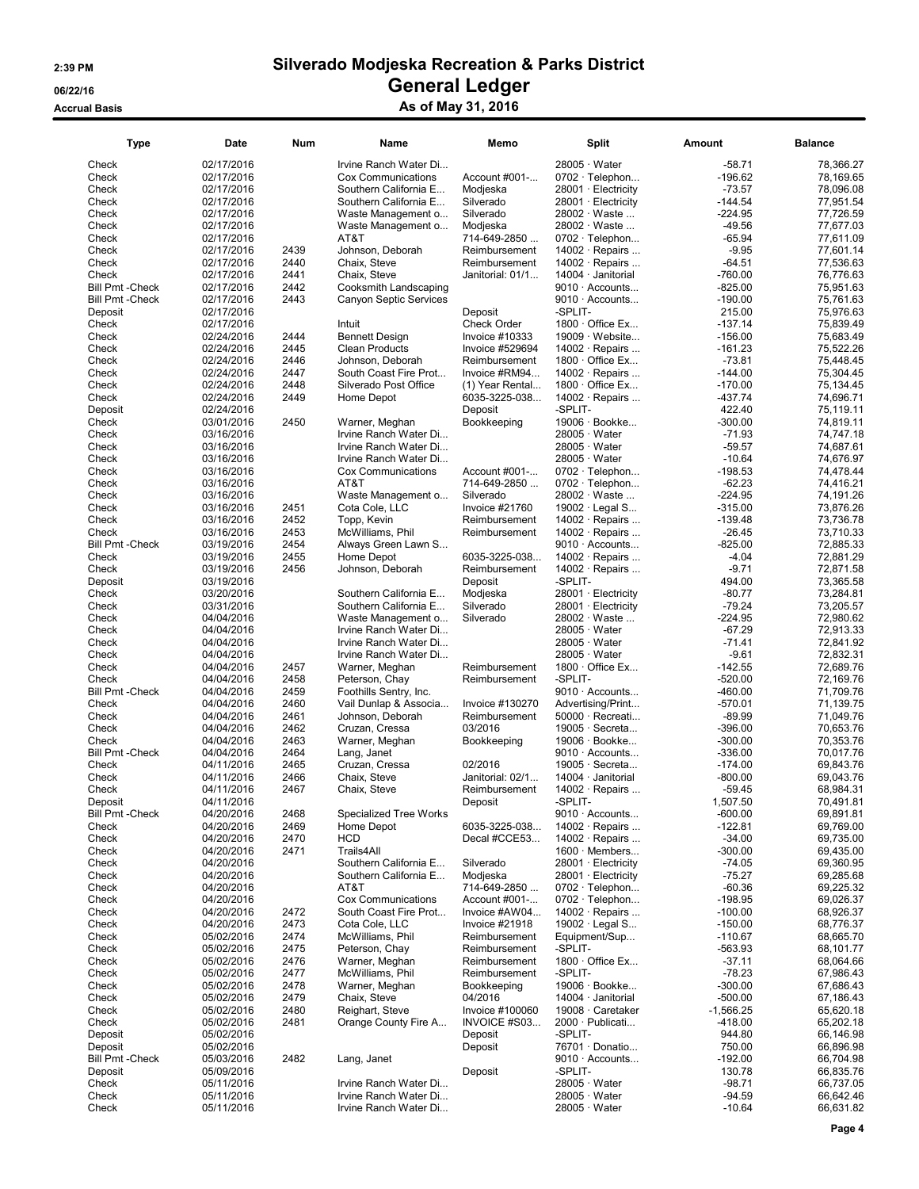# Silverado Modjeska Recreation & Parks District

## General Ledger

### As of May 31, 2016

2:39 PM
06/22/16
Accrual Basis

| Type | Date | Num | Name | Memo | Split | Amount | Balance |
|---|---|---|---|---|---|---|---|
| Check | 02/17/2016 | | Irvine Ranch Water Di... | | 28005 · Water | -58.71 | 78,366.27 |
| Check | 02/17/2016 | | Cox Communications | Account #001-... | 0702 · Telephon... | -196.62 | 78,169.65 |
| Check | 02/17/2016 | | Southern California E... | Modjeska | 28001 · Electricity | -73.57 | 78,096.08 |
| Check | 02/17/2016 | | Southern California E... | Silverado | 28001 · Electricity | -144.54 | 77,951.54 |
| Check | 02/17/2016 | | Waste Management o... | Silverado | 28002 · Waste ... | -224.95 | 77,726.59 |
| Check | 02/17/2016 | | Waste Management o... | Modjeska | 28002 · Waste ... | -49.56 | 77,677.03 |
| Check | 02/17/2016 | | AT&T | 714-649-2850 ... | 0702 · Telephon... | -65.94 | 77,611.09 |
| Check | 02/17/2016 | 2439 | Johnson, Deborah | Reimbursement | 14002 · Repairs ... | -9.95 | 77,601.14 |
| Check | 02/17/2016 | 2440 | Chaix, Steve | Reimbursement | 14002 · Repairs ... | -64.51 | 77,536.63 |
| Check | 02/17/2016 | 2441 | Chaix, Steve | Janitorial: 01/1... | 14004 · Janitorial | -760.00 | 76,776.63 |
| Bill Pmt -Check | 02/17/2016 | 2442 | Cooksmith Landscaping | | 9010 · Accounts... | -825.00 | 75,951.63 |
| Bill Pmt -Check | 02/17/2016 | 2443 | Canyon Septic Services | | 9010 · Accounts... | -190.00 | 75,761.63 |
| Deposit | 02/17/2016 | | | Deposit | -SPLIT- | 215.00 | 75,976.63 |
| Check | 02/17/2016 | | Intuit | Check Order | 1800 · Office Ex... | -137.14 | 75,839.49 |
| Check | 02/24/2016 | 2444 | Bennett Design | Invoice #10333 | 19009 · Website... | -156.00 | 75,683.49 |
| Check | 02/24/2016 | 2445 | Clean Products | Invoice #529694 | 14002 · Repairs ... | -161.23 | 75,522.26 |
| Check | 02/24/2016 | 2446 | Johnson, Deborah | Reimbursement | 1800 · Office Ex... | -73.81 | 75,448.45 |
| Check | 02/24/2016 | 2447 | South Coast Fire Prot... | Invoice #RM94... | 14002 · Repairs ... | -144.00 | 75,304.45 |
| Check | 02/24/2016 | 2448 | Silverado Post Office | (1) Year Rental... | 1800 · Office Ex... | -170.00 | 75,134.45 |
| Check | 02/24/2016 | 2449 | Home Depot | 6035-3225-038... | 14002 · Repairs ... | -437.74 | 74,696.71 |
| Deposit | 02/24/2016 | | | Deposit | -SPLIT- | 422.40 | 75,119.11 |
| Check | 03/01/2016 | 2450 | Warner, Meghan | Bookkeeping | 19006 · Bookke... | -300.00 | 74,819.11 |
| Check | 03/16/2016 | | Irvine Ranch Water Di... | | 28005 · Water | -71.93 | 74,747.18 |
| Check | 03/16/2016 | | Irvine Ranch Water Di... | | 28005 · Water | -59.57 | 74,687.61 |
| Check | 03/16/2016 | | Irvine Ranch Water Di... | | 28005 · Water | -10.64 | 74,676.97 |
| Check | 03/16/2016 | | Cox Communications | Account #001-... | 0702 · Telephon... | -198.53 | 74,478.44 |
| Check | 03/16/2016 | | AT&T | 714-649-2850 ... | 0702 · Telephon... | -62.23 | 74,416.21 |
| Check | 03/16/2016 | | Waste Management o... | Silverado | 28002 · Waste ... | -224.95 | 74,191.26 |
| Check | 03/16/2016 | 2451 | Cota Cole, LLC | Invoice #21760 | 19002 · Legal S... | -315.00 | 73,876.26 |
| Check | 03/16/2016 | 2452 | Topp, Kevin | Reimbursement | 14002 · Repairs ... | -139.48 | 73,736.78 |
| Check | 03/16/2016 | 2453 | McWilliams, Phil | Reimbursement | 14002 · Repairs ... | -26.45 | 73,710.33 |
| Bill Pmt -Check | 03/19/2016 | 2454 | Always Green Lawn S... | | 9010 · Accounts... | -825.00 | 72,885.33 |
| Check | 03/19/2016 | 2455 | Home Depot | 6035-3225-038... | 14002 · Repairs ... | -4.04 | 72,881.29 |
| Check | 03/19/2016 | 2456 | Johnson, Deborah | Reimbursement | 14002 · Repairs ... | -9.71 | 72,871.58 |
| Deposit | 03/19/2016 | | | Deposit | -SPLIT- | 494.00 | 73,365.58 |
| Check | 03/20/2016 | | Southern California E... | Modjeska | 28001 · Electricity | -80.77 | 73,284.81 |
| Check | 03/31/2016 | | Southern California E... | Silverado | 28001 · Electricity | -79.24 | 73,205.57 |
| Check | 04/04/2016 | | Waste Management o... | Silverado | 28002 · Waste ... | -224.95 | 72,980.62 |
| Check | 04/04/2016 | | Irvine Ranch Water Di... | | 28005 · Water | -67.29 | 72,913.33 |
| Check | 04/04/2016 | | Irvine Ranch Water Di... | | 28005 · Water | -71.41 | 72,841.92 |
| Check | 04/04/2016 | | Irvine Ranch Water Di... | | 28005 · Water | -9.61 | 72,832.31 |
| Check | 04/04/2016 | 2457 | Warner, Meghan | Reimbursement | 1800 · Office Ex... | -142.55 | 72,689.76 |
| Check | 04/04/2016 | 2458 | Peterson, Chay | Reimbursement | -SPLIT- | -520.00 | 72,169.76 |
| Bill Pmt -Check | 04/04/2016 | 2459 | Foothills Sentry, Inc. | | 9010 · Accounts... | -460.00 | 71,709.76 |
| Check | 04/04/2016 | 2460 | Vail Dunlap & Associa... | Invoice #130270 | Advertising/Print... | -570.01 | 71,139.75 |
| Check | 04/04/2016 | 2461 | Johnson, Deborah | Reimbursement | 50000 · Recreati... | -89.99 | 71,049.76 |
| Check | 04/04/2016 | 2462 | Cruzan, Cressa | 03/2016 | 19005 · Secreta... | -396.00 | 70,653.76 |
| Check | 04/04/2016 | 2463 | Warner, Meghan | Bookkeeping | 19006 · Bookke... | -300.00 | 70,353.76 |
| Bill Pmt -Check | 04/04/2016 | 2464 | Lang, Janet | | 9010 · Accounts... | -336.00 | 70,017.76 |
| Check | 04/11/2016 | 2465 | Cruzan, Cressa | 02/2016 | 19005 · Secreta... | -174.00 | 69,843.76 |
| Check | 04/11/2016 | 2466 | Chaix, Steve | Janitorial: 02/1... | 14004 · Janitorial | -800.00 | 69,043.76 |
| Check | 04/11/2016 | 2467 | Chaix, Steve | Reimbursement | 14002 · Repairs ... | -59.45 | 68,984.31 |
| Deposit | 04/11/2016 | | | Deposit | -SPLIT- | 1,507.50 | 70,491.81 |
| Bill Pmt -Check | 04/20/2016 | 2468 | Specialized Tree Works | | 9010 · Accounts... | -600.00 | 69,891.81 |
| Check | 04/20/2016 | 2469 | Home Depot | 6035-3225-038... | 14002 · Repairs ... | -122.81 | 69,769.00 |
| Check | 04/20/2016 | 2470 | HCD | Decal #CCE53... | 14002 · Repairs ... | -34.00 | 69,735.00 |
| Check | 04/20/2016 | 2471 | Trails4All | | 1600 · Members... | -300.00 | 69,435.00 |
| Check | 04/20/2016 | | Southern California E... | Silverado | 28001 · Electricity | -74.05 | 69,360.95 |
| Check | 04/20/2016 | | Southern California E... | Modjeska | 28001 · Electricity | -75.27 | 69,285.68 |
| Check | 04/20/2016 | | AT&T | 714-649-2850 ... | 0702 · Telephon... | -60.36 | 69,225.32 |
| Check | 04/20/2016 | | Cox Communications | Account #001-... | 0702 · Telephon... | -198.95 | 69,026.37 |
| Check | 04/20/2016 | 2472 | South Coast Fire Prot... | Invoice #AW04... | 14002 · Repairs ... | -100.00 | 68,926.37 |
| Check | 04/20/2016 | 2473 | Cota Cole, LLC | Invoice #21918 | 19002 · Legal S... | -150.00 | 68,776.37 |
| Check | 05/02/2016 | 2474 | McWilliams, Phil | Reimbursement | Equipment/Sup... | -110.67 | 68,665.70 |
| Check | 05/02/2016 | 2475 | Peterson, Chay | Reimbursement | -SPLIT- | -563.93 | 68,101.77 |
| Check | 05/02/2016 | 2476 | Warner, Meghan | Reimbursement | 1800 · Office Ex... | -37.11 | 68,064.66 |
| Check | 05/02/2016 | 2477 | McWilliams, Phil | Reimbursement | -SPLIT- | -78.23 | 67,986.43 |
| Check | 05/02/2016 | 2478 | Warner, Meghan | Bookkeeping | 19006 · Bookke... | -300.00 | 67,686.43 |
| Check | 05/02/2016 | 2479 | Chaix, Steve | 04/2016 | 14004 · Janitorial | -500.00 | 67,186.43 |
| Check | 05/02/2016 | 2480 | Reighart, Steve | Invoice #100060 | 19008 · Caretaker | -1,566.25 | 65,620.18 |
| Check | 05/02/2016 | 2481 | Orange County Fire A... | INVOICE #S03... | 2000 · Publicati... | -418.00 | 65,202.18 |
| Deposit | 05/02/2016 | | | Deposit | -SPLIT- | 944.80 | 66,146.98 |
| Deposit | 05/02/2016 | | | Deposit | 76701 · Donatio... | 750.00 | 66,896.98 |
| Bill Pmt -Check | 05/03/2016 | 2482 | Lang, Janet | | 9010 · Accounts... | -192.00 | 66,704.98 |
| Deposit | 05/09/2016 | | | Deposit | -SPLIT- | 130.78 | 66,835.76 |
| Check | 05/11/2016 | | Irvine Ranch Water Di... | | 28005 · Water | -98.71 | 66,737.05 |
| Check | 05/11/2016 | | Irvine Ranch Water Di... | | 28005 · Water | -94.59 | 66,642.46 |
| Check | 05/11/2016 | | Irvine Ranch Water Di... | | 28005 · Water | -10.64 | 66,631.82 |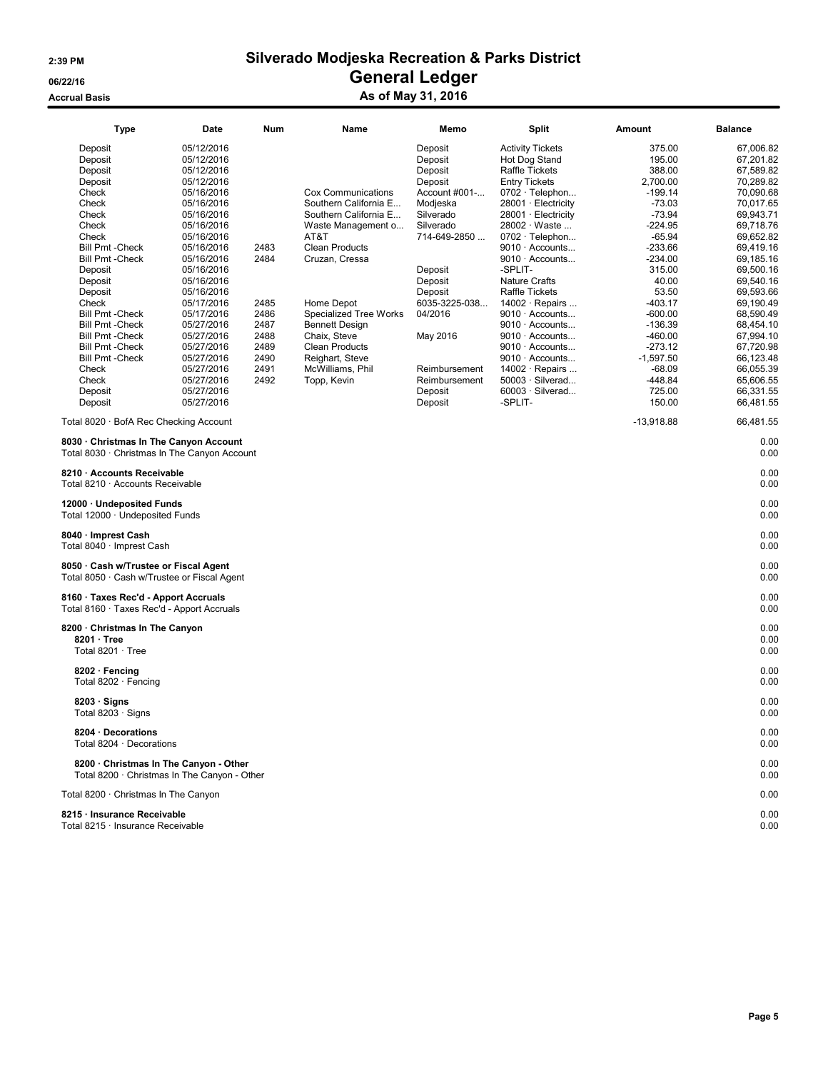# Silverado Modjeska Recreation & Parks District

## General Ledger

### As of May 31, 2016

2:39 PM
06/22/16
Accrual Basis

| Type | Date | Num | Name | Memo | Split | Amount | Balance |
|---|---|---|---|---|---|---|---|
| Deposit | 05/12/2016 | | | Deposit | Activity Tickets | 375.00 | 67,006.82 |
| Deposit | 05/12/2016 | | | Deposit | Hot Dog Stand | 195.00 | 67,201.82 |
| Deposit | 05/12/2016 | | | Deposit | Raffle Tickets | 388.00 | 67,589.82 |
| Deposit | 05/12/2016 | | | Deposit | Entry Tickets | 2,700.00 | 70,289.82 |
| Check | 05/16/2016 | | Cox Communications | Account #001-... | 0702 · Telephon... | -199.14 | 70,090.68 |
| Check | 05/16/2016 | | Southern California E... | Modjeska | 28001 · Electricity | -73.03 | 70,017.65 |
| Check | 05/16/2016 | | Southern California E... | Silverado | 28001 · Electricity | -73.94 | 69,943.71 |
| Check | 05/16/2016 | | Waste Management o... | Silverado | 28002 · Waste ... | -224.95 | 69,718.76 |
| Check | 05/16/2016 | | AT&T | 714-649-2850 ... | 0702 · Telephon... | -65.94 | 69,652.82 |
| Bill Pmt -Check | 05/16/2016 | 2483 | Clean Products | | 9010 · Accounts... | -233.66 | 69,419.16 |
| Bill Pmt -Check | 05/16/2016 | 2484 | Cruzan, Cressa | | 9010 · Accounts... | -234.00 | 69,185.16 |
| Deposit | 05/16/2016 | | | Deposit | -SPLIT- | 315.00 | 69,500.16 |
| Deposit | 05/16/2016 | | | Deposit | Nature Crafts | 40.00 | 69,540.16 |
| Deposit | 05/16/2016 | | | Deposit | Raffle Tickets | 53.50 | 69,593.66 |
| Check | 05/17/2016 | 2485 | Home Depot | 6035-3225-038... | 14002 · Repairs ... | -403.17 | 69,190.49 |
| Bill Pmt -Check | 05/17/2016 | 2486 | Specialized Tree Works | 04/2016 | 9010 · Accounts... | -600.00 | 68,590.49 |
| Bill Pmt -Check | 05/27/2016 | 2487 | Bennett Design | | 9010 · Accounts... | -136.39 | 68,454.10 |
| Bill Pmt -Check | 05/27/2016 | 2488 | Chaix, Steve | May 2016 | 9010 · Accounts... | -460.00 | 67,994.10 |
| Bill Pmt -Check | 05/27/2016 | 2489 | Clean Products | | 9010 · Accounts... | -273.12 | 67,720.98 |
| Bill Pmt -Check | 05/27/2016 | 2490 | Reighart, Steve | | 9010 · Accounts... | -1,597.50 | 66,123.48 |
| Check | 05/27/2016 | 2491 | McWilliams, Phil | Reimbursement | 14002 · Repairs ... | -68.09 | 66,055.39 |
| Check | 05/27/2016 | 2492 | Topp, Kevin | Reimbursement | 50003 · Silverad... | -448.84 | 65,606.55 |
| Deposit | 05/27/2016 | | | Deposit | 60003 · Silverad... | 725.00 | 66,331.55 |
| Deposit | 05/27/2016 | | | Deposit | -SPLIT- | 150.00 | 66,481.55 |
| Total 8020 · BofA Rec Checking Account | | | | | | -13,918.88 | 66,481.55 |
| **8030 · Christmas In The Canyon Account** | | | | | | | 0.00 |
| Total 8030 · Christmas In The Canyon Account | | | | | | | 0.00 |
| **8210 · Accounts Receivable** | | | | | | | 0.00 |
| Total 8210 · Accounts Receivable | | | | | | | 0.00 |
| **12000 · Undeposited Funds** | | | | | | | 0.00 |
| Total 12000 · Undeposited Funds | | | | | | | 0.00 |
| **8040 · Imprest Cash** | | | | | | | 0.00 |
| Total 8040 · Imprest Cash | | | | | | | 0.00 |
| **8050 · Cash w/Trustee or Fiscal Agent** | | | | | | | 0.00 |
| Total 8050 · Cash w/Trustee or Fiscal Agent | | | | | | | 0.00 |
| **8160 · Taxes Rec'd - Apport Accruals** | | | | | | | 0.00 |
| Total 8160 · Taxes Rec'd - Apport Accruals | | | | | | | 0.00 |
| **8200 · Christmas In The Canyon** | | | | | | | 0.00 |
| **8201 · Tree** | | | | | | | 0.00 |
| Total 8201 · Tree | | | | | | | 0.00 |
| **8202 · Fencing** | | | | | | | 0.00 |
| Total 8202 · Fencing | | | | | | | 0.00 |
| **8203 · Signs** | | | | | | | 0.00 |
| Total 8203 · Signs | | | | | | | 0.00 |
| **8204 · Decorations** | | | | | | | 0.00 |
| Total 8204 · Decorations | | | | | | | 0.00 |
| **8200 · Christmas In The Canyon - Other** | | | | | | | 0.00 |
| Total 8200 · Christmas In The Canyon - Other | | | | | | | 0.00 |
| Total 8200 · Christmas In The Canyon | | | | | | | 0.00 |
| **8215 · Insurance Receivable** | | | | | | | 0.00 |
| Total 8215 · Insurance Receivable | | | | | | | 0.00 |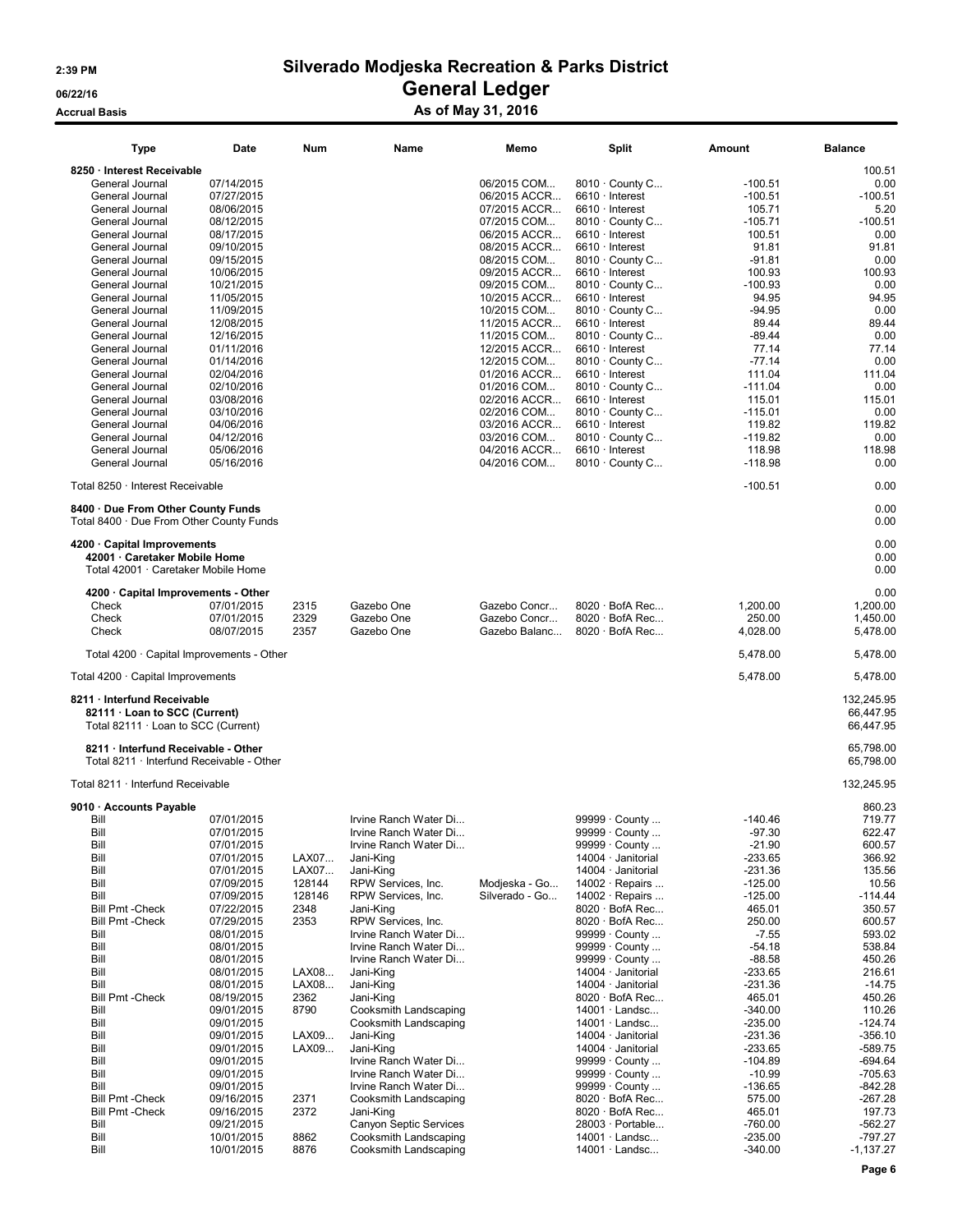# Silverado Modjeska Recreation & Parks District

## General Ledger

### As of May 31, 2016

2:39 PM
06/22/16
Accrual Basis

| Type | Date | Num | Name | Memo | Split | Amount | Balance |
|---|---|---|---|---|---|---|---|
| **8250 · Interest Receivable** | | | | | | | 100.51 |
| General Journal | 07/14/2015 | | | 06/2015 COM... | 8010 · County C... | -100.51 | 0.00 |
| General Journal | 07/27/2015 | | | 06/2015 ACCR... | 6610 · Interest | -100.51 | -100.51 |
| General Journal | 08/06/2015 | | | 07/2015 ACCR... | 6610 · Interest | 105.71 | 5.20 |
| General Journal | 08/12/2015 | | | 07/2015 COM... | 8010 · County C... | -105.71 | -100.51 |
| General Journal | 08/17/2015 | | | 06/2015 ACCR... | 6610 · Interest | 100.51 | 0.00 |
| General Journal | 09/10/2015 | | | 08/2015 ACCR... | 6610 · Interest | 91.81 | 91.81 |
| General Journal | 09/15/2015 | | | 08/2015 COM... | 8010 · County C... | -91.81 | 0.00 |
| General Journal | 10/06/2015 | | | 09/2015 ACCR... | 6610 · Interest | 100.93 | 100.93 |
| General Journal | 10/21/2015 | | | 09/2015 COM... | 8010 · County C... | -100.93 | 0.00 |
| General Journal | 11/05/2015 | | | 10/2015 ACCR... | 6610 · Interest | 94.95 | 94.95 |
| General Journal | 11/09/2015 | | | 10/2015 COM... | 8010 · County C... | -94.95 | 0.00 |
| General Journal | 12/08/2015 | | | 11/2015 ACCR... | 6610 · Interest | 89.44 | 89.44 |
| General Journal | 12/16/2015 | | | 11/2015 COM... | 8010 · County C... | -89.44 | 0.00 |
| General Journal | 01/11/2016 | | | 12/2015 ACCR... | 6610 · Interest | 77.14 | 77.14 |
| General Journal | 01/14/2016 | | | 12/2015 COM... | 8010 · County C... | -77.14 | 0.00 |
| General Journal | 02/04/2016 | | | 01/2016 ACCR... | 6610 · Interest | 111.04 | 111.04 |
| General Journal | 02/10/2016 | | | 01/2016 COM... | 8010 · County C... | -111.04 | 0.00 |
| General Journal | 03/08/2016 | | | 02/2016 ACCR... | 6610 · Interest | 115.01 | 115.01 |
| General Journal | 03/10/2016 | | | 02/2016 COM... | 8010 · County C... | -115.01 | 0.00 |
| General Journal | 04/06/2016 | | | 03/2016 ACCR... | 6610 · Interest | 119.82 | 119.82 |
| General Journal | 04/12/2016 | | | 03/2016 COM... | 8010 · County C... | -119.82 | 0.00 |
| General Journal | 05/06/2016 | | | 04/2016 ACCR... | 6610 · Interest | 118.98 | 118.98 |
| General Journal | 05/16/2016 | | | 04/2016 COM... | 8010 · County C... | -118.98 | 0.00 |
| Total 8250 · Interest Receivable | | | | | | -100.51 | 0.00 |
| **8400 · Due From Other County Funds** | | | | | | | 0.00 |
| Total 8400 · Due From Other County Funds | | | | | | | 0.00 |
| **4200 · Capital Improvements** | | | | | | | 0.00 |
| **42001 · Caretaker Mobile Home** | | | | | | | 0.00 |
| Total 42001 · Caretaker Mobile Home | | | | | | | 0.00 |
| **4200 · Capital Improvements - Other** | | | | | | | 0.00 |
| Check | 07/01/2015 | 2315 | Gazebo One | Gazebo Concr... | 8020 · BofA Rec... | 1,200.00 | 1,200.00 |
| Check | 07/01/2015 | 2329 | Gazebo One | Gazebo Concr... | 8020 · BofA Rec... | 250.00 | 1,450.00 |
| Check | 08/07/2015 | 2357 | Gazebo One | Gazebo Balanc... | 8020 · BofA Rec... | 4,028.00 | 5,478.00 |
| Total 4200 · Capital Improvements - Other | | | | | | 5,478.00 | 5,478.00 |
| Total 4200 · Capital Improvements | | | | | | 5,478.00 | 5,478.00 |
| **8211 · Interfund Receivable** | | | | | | | 132,245.95 |
| **82111 · Loan to SCC (Current)** | | | | | | | 66,447.95 |
| Total 82111 · Loan to SCC (Current) | | | | | | | 66,447.95 |
| **8211 · Interfund Receivable - Other** | | | | | | | 65,798.00 |
| Total 8211 · Interfund Receivable - Other | | | | | | | 65,798.00 |
| Total 8211 · Interfund Receivable | | | | | | | 132,245.95 |
| **9010 · Accounts Payable** | | | | | | | 860.23 |
| Bill | 07/01/2015 | | Irvine Ranch Water Di... | | 99999 · County ... | -140.46 | 719.77 |
| Bill | 07/01/2015 | | Irvine Ranch Water Di... | | 99999 · County ... | -97.30 | 622.47 |
| Bill | 07/01/2015 | | Irvine Ranch Water Di... | | 99999 · County ... | -21.90 | 600.57 |
| Bill | 07/01/2015 | LAX07... | Jani-King | | 14004 · Janitorial | -233.65 | 366.92 |
| Bill | 07/01/2015 | LAX07... | Jani-King | | 14004 · Janitorial | -231.36 | 135.56 |
| Bill | 07/09/2015 | 128144 | RPW Services, Inc. | Modjeska - Go... | 14002 · Repairs ... | -125.00 | 10.56 |
| Bill | 07/09/2015 | 128146 | RPW Services, Inc. | Silverado - Go... | 14002 · Repairs ... | -125.00 | -114.44 |
| Bill Pmt -Check | 07/22/2015 | 2348 | Jani-King | | 8020 · BofA Rec... | 465.01 | 350.57 |
| Bill Pmt -Check | 07/29/2015 | 2353 | RPW Services, Inc. | | 8020 · BofA Rec... | 250.00 | 600.57 |
| Bill | 08/01/2015 | | Irvine Ranch Water Di... | | 99999 · County ... | -7.55 | 593.02 |
| Bill | 08/01/2015 | | Irvine Ranch Water Di... | | 99999 · County ... | -54.18 | 538.84 |
| Bill | 08/01/2015 | | Irvine Ranch Water Di... | | 99999 · County ... | -88.58 | 450.26 |
| Bill | 08/01/2015 | LAX08... | Jani-King | | 14004 · Janitorial | -233.65 | 216.61 |
| Bill | 08/01/2015 | LAX08... | Jani-King | | 14004 · Janitorial | -231.36 | -14.75 |
| Bill Pmt -Check | 08/19/2015 | 2362 | Jani-King | | 8020 · BofA Rec... | 465.01 | 450.26 |
| Bill | 09/01/2015 | 8790 | Cooksmith Landscaping | | 14001 · Landsc... | -340.00 | 110.26 |
| Bill | 09/01/2015 | | Cooksmith Landscaping | | 14001 · Landsc... | -235.00 | -124.74 |
| Bill | 09/01/2015 | LAX09... | Jani-King | | 14004 · Janitorial | -231.36 | -356.10 |
| Bill | 09/01/2015 | LAX09... | Jani-King | | 14004 · Janitorial | -233.65 | -589.75 |
| Bill | 09/01/2015 | | Irvine Ranch Water Di... | | 99999 · County ... | -104.89 | -694.64 |
| Bill | 09/01/2015 | | Irvine Ranch Water Di... | | 99999 · County ... | -10.99 | -705.63 |
| Bill | 09/01/2015 | | Irvine Ranch Water Di... | | 99999 · County ... | -136.65 | -842.28 |
| Bill Pmt -Check | 09/16/2015 | 2371 | Cooksmith Landscaping | | 8020 · BofA Rec... | 575.00 | -267.28 |
| Bill Pmt -Check | 09/16/2015 | 2372 | Jani-King | | 8020 · BofA Rec... | 465.01 | 197.73 |
| Bill | 09/21/2015 | | Canyon Septic Services | | 28003 · Portable... | -760.00 | -562.27 |
| Bill | 10/01/2015 | 8862 | Cooksmith Landscaping | | 14001 · Landsc... | -235.00 | -797.27 |
| Bill | 10/01/2015 | 8876 | Cooksmith Landscaping | | 14001 · Landsc... | -340.00 | -1,137.27 |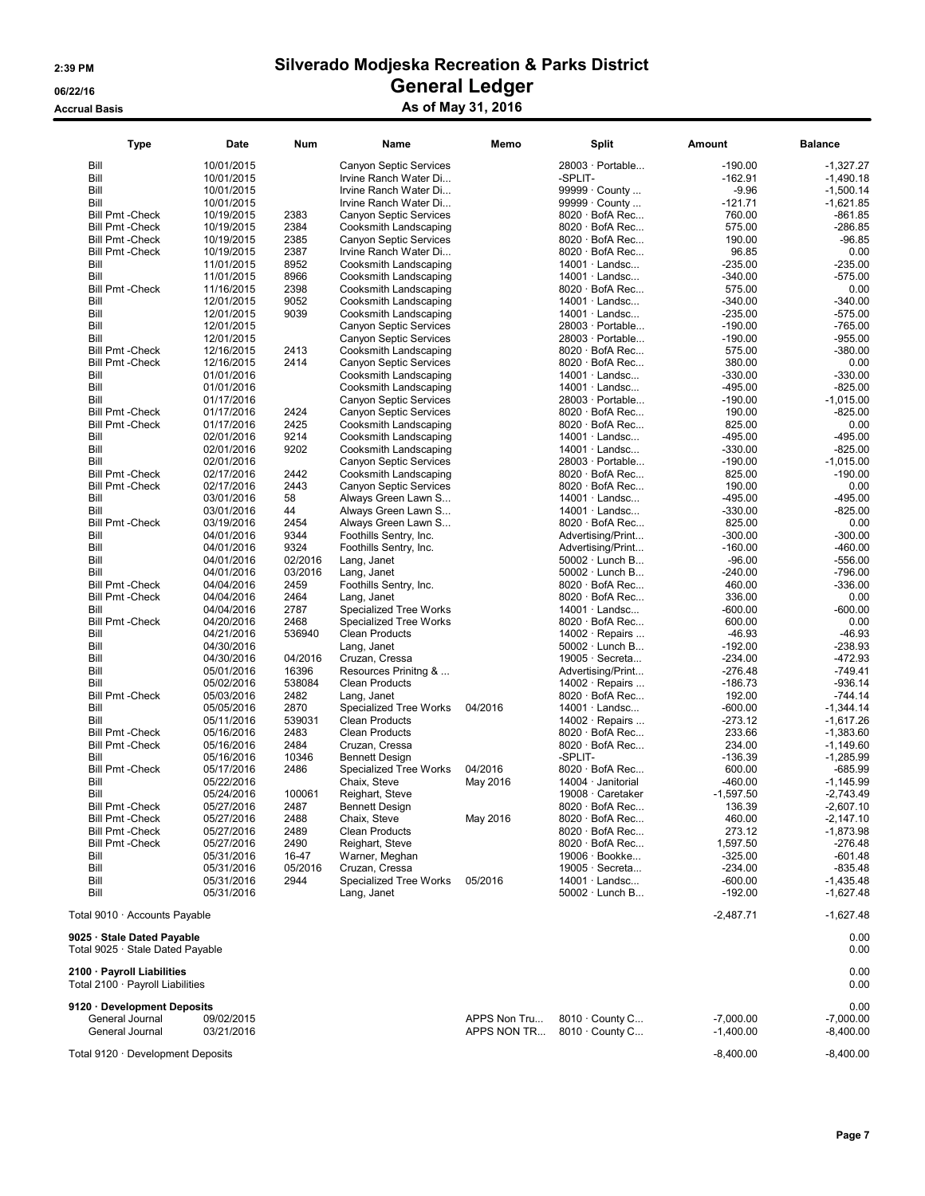# Silverado Modjeska Recreation & Parks District

## General Ledger

### As of May 31, 2016

2:39 PM
06/22/16
Accrual Basis

| Type | Date | Num | Name | Memo | Split | Amount | Balance |
|---|---|---|---|---|---|---|---|
| Bill | 10/01/2015 | | Canyon Septic Services | | 28003 · Portable... | -190.00 | -1,327.27 |
| Bill | 10/01/2015 | | Irvine Ranch Water Di... | | -SPLIT- | -162.91 | -1,490.18 |
| Bill | 10/01/2015 | | Irvine Ranch Water Di... | | 99999 · County ... | -9.96 | -1,500.14 |
| Bill | 10/01/2015 | | Irvine Ranch Water Di... | | 99999 · County ... | -121.71 | -1,621.85 |
| Bill Pmt -Check | 10/19/2015 | 2383 | Canyon Septic Services | | 8020 · BofA Rec... | 760.00 | -861.85 |
| Bill Pmt -Check | 10/19/2015 | 2384 | Cooksmith Landscaping | | 8020 · BofA Rec... | 575.00 | -286.85 |
| Bill Pmt -Check | 10/19/2015 | 2385 | Canyon Septic Services | | 8020 · BofA Rec... | 190.00 | -96.85 |
| Bill Pmt -Check | 10/19/2015 | 2387 | Irvine Ranch Water Di... | | 8020 · BofA Rec... | 96.85 | 0.00 |
| Bill | 11/01/2015 | 8952 | Cooksmith Landscaping | | 14001 · Landsc... | -235.00 | -235.00 |
| Bill | 11/01/2015 | 8966 | Cooksmith Landscaping | | 14001 · Landsc... | -340.00 | -575.00 |
| Bill Pmt -Check | 11/16/2015 | 2398 | Cooksmith Landscaping | | 8020 · BofA Rec... | 575.00 | 0.00 |
| Bill | 12/01/2015 | 9052 | Cooksmith Landscaping | | 14001 · Landsc... | -340.00 | -340.00 |
| Bill | 12/01/2015 | 9039 | Cooksmith Landscaping | | 14001 · Landsc... | -235.00 | -575.00 |
| Bill | 12/01/2015 | | Canyon Septic Services | | 28003 · Portable... | -190.00 | -765.00 |
| Bill | 12/01/2015 | | Canyon Septic Services | | 28003 · Portable... | -190.00 | -955.00 |
| Bill Pmt -Check | 12/16/2015 | 2413 | Cooksmith Landscaping | | 8020 · BofA Rec... | 575.00 | -380.00 |
| Bill Pmt -Check | 12/16/2015 | 2414 | Canyon Septic Services | | 8020 · BofA Rec... | 380.00 | 0.00 |
| Bill | 01/01/2016 | | Cooksmith Landscaping | | 14001 · Landsc... | -330.00 | -330.00 |
| Bill | 01/01/2016 | | Cooksmith Landscaping | | 14001 · Landsc... | -495.00 | -825.00 |
| Bill | 01/17/2016 | | Canyon Septic Services | | 28003 · Portable... | -190.00 | -1,015.00 |
| Bill Pmt -Check | 01/17/2016 | 2424 | Canyon Septic Services | | 8020 · BofA Rec... | 190.00 | -825.00 |
| Bill Pmt -Check | 01/17/2016 | 2425 | Cooksmith Landscaping | | 8020 · BofA Rec... | 825.00 | 0.00 |
| Bill | 02/01/2016 | 9214 | Cooksmith Landscaping | | 14001 · Landsc... | -495.00 | -495.00 |
| Bill | 02/01/2016 | 9202 | Cooksmith Landscaping | | 14001 · Landsc... | -330.00 | -825.00 |
| Bill | 02/01/2016 | | Canyon Septic Services | | 28003 · Portable... | -190.00 | -1,015.00 |
| Bill Pmt -Check | 02/17/2016 | 2442 | Cooksmith Landscaping | | 8020 · BofA Rec... | 825.00 | -190.00 |
| Bill Pmt -Check | 02/17/2016 | 2443 | Canyon Septic Services | | 8020 · BofA Rec... | 190.00 | 0.00 |
| Bill | 03/01/2016 | 58 | Always Green Lawn S... | | 14001 · Landsc... | -495.00 | -495.00 |
| Bill | 03/01/2016 | 44 | Always Green Lawn S... | | 14001 · Landsc... | -330.00 | -825.00 |
| Bill Pmt -Check | 03/19/2016 | 2454 | Always Green Lawn S... | | 8020 · BofA Rec... | 825.00 | 0.00 |
| Bill | 04/01/2016 | 9344 | Foothills Sentry, Inc. | | Advertising/Print... | -300.00 | -300.00 |
| Bill | 04/01/2016 | 9324 | Foothills Sentry, Inc. | | Advertising/Print... | -160.00 | -460.00 |
| Bill | 04/01/2016 | 02/2016 | Lang, Janet | | 50002 · Lunch B... | -96.00 | -556.00 |
| Bill | 04/01/2016 | 03/2016 | Lang, Janet | | 50002 · Lunch B... | -240.00 | -796.00 |
| Bill Pmt -Check | 04/04/2016 | 2459 | Foothills Sentry, Inc. | | 8020 · BofA Rec... | 460.00 | -336.00 |
| Bill Pmt -Check | 04/04/2016 | 2464 | Lang, Janet | | 8020 · BofA Rec... | 336.00 | 0.00 |
| Bill | 04/04/2016 | 2787 | Specialized Tree Works | | 14001 · Landsc... | -600.00 | -600.00 |
| Bill Pmt -Check | 04/20/2016 | 2468 | Specialized Tree Works | | 8020 · BofA Rec... | 600.00 | 0.00 |
| Bill | 04/21/2016 | 536940 | Clean Products | | 14002 · Repairs ... | -46.93 | -46.93 |
| Bill | 04/30/2016 | | Lang, Janet | | 50002 · Lunch B... | -192.00 | -238.93 |
| Bill | 04/30/2016 | 04/2016 | Cruzan, Cressa | | 19005 · Secreta... | -234.00 | -472.93 |
| Bill | 05/01/2016 | 16396 | Resources Prinitng & ... | | Advertising/Print... | -276.48 | -749.41 |
| Bill | 05/02/2016 | 538084 | Clean Products | | 14002 · Repairs ... | -186.73 | -936.14 |
| Bill Pmt -Check | 05/03/2016 | 2482 | Lang, Janet | | 8020 · BofA Rec... | 192.00 | -744.14 |
| Bill | 05/05/2016 | 2870 | Specialized Tree Works | 04/2016 | 14001 · Landsc... | -600.00 | -1,344.14 |
| Bill | 05/11/2016 | 539031 | Clean Products | | 14002 · Repairs ... | -273.12 | -1,617.26 |
| Bill Pmt -Check | 05/16/2016 | 2483 | Clean Products | | 8020 · BofA Rec... | 233.66 | -1,383.60 |
| Bill Pmt -Check | 05/16/2016 | 2484 | Cruzan, Cressa | | 8020 · BofA Rec... | 234.00 | -1,149.60 |
| Bill | 05/16/2016 | 10346 | Bennett Design | | -SPLIT- | -136.39 | -1,285.99 |
| Bill Pmt -Check | 05/17/2016 | 2486 | Specialized Tree Works | 04/2016 | 8020 · BofA Rec... | 600.00 | -685.99 |
| Bill | 05/22/2016 | | Chaix, Steve | May 2016 | 14004 · Janitorial | -460.00 | -1,145.99 |
| Bill | 05/24/2016 | 100061 | Reighart, Steve | | 19008 · Caretaker | -1,597.50 | -2,743.49 |
| Bill Pmt -Check | 05/27/2016 | 2487 | Bennett Design | | 8020 · BofA Rec... | 136.39 | -2,607.10 |
| Bill Pmt -Check | 05/27/2016 | 2488 | Chaix, Steve | May 2016 | 8020 · BofA Rec... | 460.00 | -2,147.10 |
| Bill Pmt -Check | 05/27/2016 | 2489 | Clean Products | | 8020 · BofA Rec... | 273.12 | -1,873.98 |
| Bill Pmt -Check | 05/27/2016 | 2490 | Reighart, Steve | | 8020 · BofA Rec... | 1,597.50 | -276.48 |
| Bill | 05/31/2016 | 16-47 | Warner, Meghan | | 19006 · Bookke... | -325.00 | -601.48 |
| Bill | 05/31/2016 | 05/2016 | Cruzan, Cressa | | 19005 · Secreta... | -234.00 | -835.48 |
| Bill | 05/31/2016 | 2944 | Specialized Tree Works | 05/2016 | 14001 · Landsc... | -600.00 | -1,435.48 |
| Bill | 05/31/2016 | | Lang, Janet | | 50002 · Lunch B... | -192.00 | -1,627.48 |
| Total 9010 · Accounts Payable | | | | | | -2,487.71 | -1,627.48 |
| **9025 · Stale Dated Payable** | | | | | | | 0.00 |
| Total 9025 · Stale Dated Payable | | | | | | | 0.00 |
| **2100 · Payroll Liabilities** | | | | | | | 0.00 |
| Total 2100 · Payroll Liabilities | | | | | | | 0.00 |
| **9120 · Development Deposits** | | | | | | | 0.00 |
| General Journal | 09/02/2015 | | | APPS Non Tru... | 8010 · County C... | -7,000.00 | -7,000.00 |
| General Journal | 03/21/2016 | | | APPS NON TR... | 8010 · County C... | -1,400.00 | -8,400.00 |
| Total 9120 · Development Deposits | | | | | | -8,400.00 | -8,400.00 |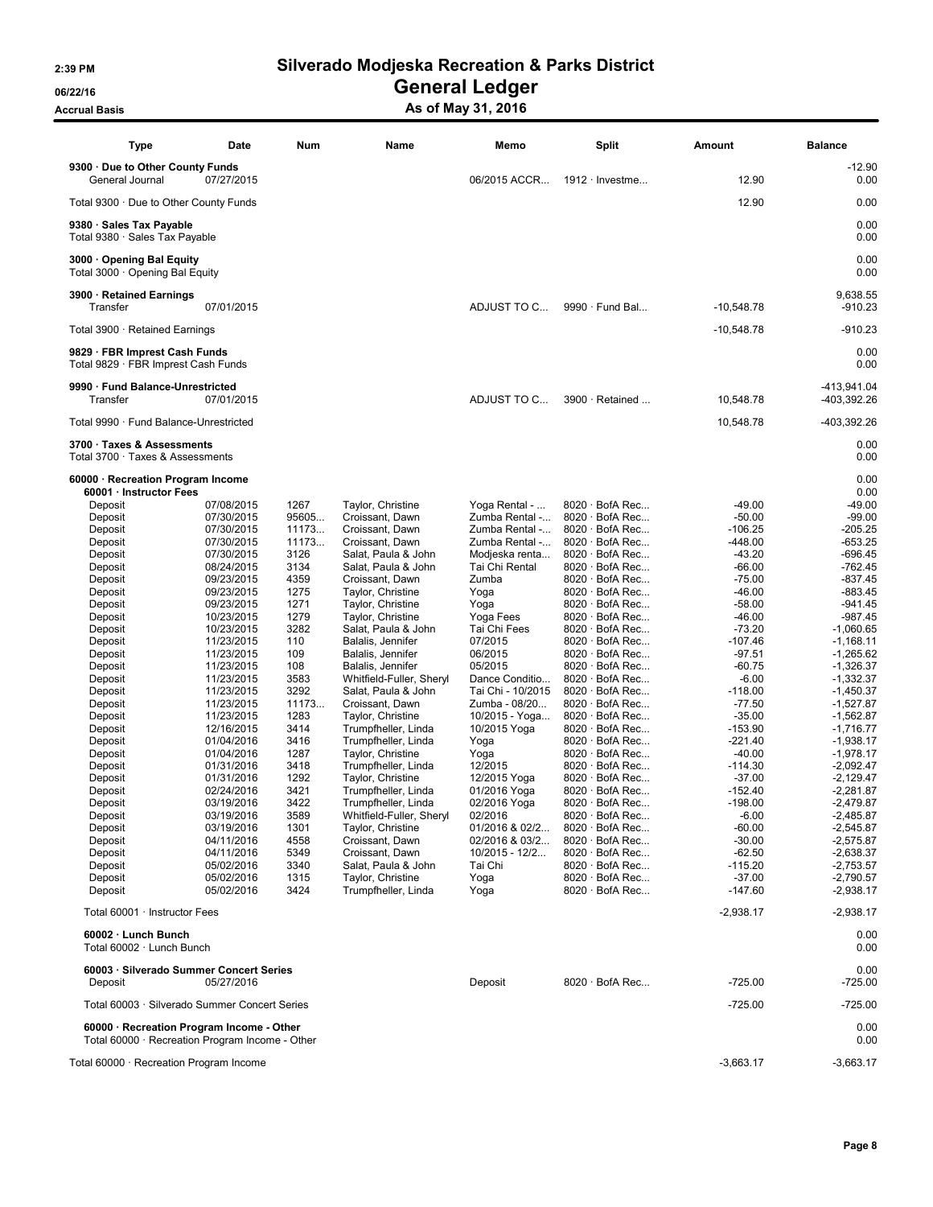# Silverado Modjeska Recreation & Parks District

## General Ledger

### As of May 31, 2016

2:39 PM
06/22/16
Accrual Basis

| Type | Date | Num | Name | Memo | Split | Amount | Balance |
|---|---|---|---|---|---|---|---|
| **9300 · Due to Other County Funds** | | | | | | | -12.90 |
| General Journal | 07/27/2015 | | | 06/2015 ACCR... | 1912 · Investme... | 12.90 | 0.00 |
| Total 9300 · Due to Other County Funds | | | | | | 12.90 | 0.00 |
| **9380 · Sales Tax Payable** | | | | | | | 0.00 |
| Total 9380 · Sales Tax Payable | | | | | | | 0.00 |
| **3000 · Opening Bal Equity** | | | | | | | 0.00 |
| Total 3000 · Opening Bal Equity | | | | | | | 0.00 |
| **3900 · Retained Earnings** | | | | | | | 9,638.55 |
| Transfer | 07/01/2015 | | | ADJUST TO C... | 9990 · Fund Bal... | -10,548.78 | -910.23 |
| Total 3900 · Retained Earnings | | | | | | -10,548.78 | -910.23 |
| **9829 · FBR Imprest Cash Funds** | | | | | | | 0.00 |
| Total 9829 · FBR Imprest Cash Funds | | | | | | | 0.00 |
| **9990 · Fund Balance-Unrestricted** | | | | | | | -413,941.04 |
| Transfer | 07/01/2015 | | | ADJUST TO C... | 3900 · Retained ... | 10,548.78 | -403,392.26 |
| Total 9990 · Fund Balance-Unrestricted | | | | | | 10,548.78 | -403,392.26 |
| **3700 · Taxes & Assessments** | | | | | | | 0.00 |
| Total 3700 · Taxes & Assessments | | | | | | | 0.00 |
| **60000 · Recreation Program Income** | | | | | | | 0.00 |
| **60001 · Instructor Fees** | | | | | | | 0.00 |
| Deposit | 07/08/2015 | 1267 | Taylor, Christine | Yoga Rental - ... | 8020 · BofA Rec... | -49.00 | -49.00 |
| Deposit | 07/30/2015 | 95605... | Croissant, Dawn | Zumba Rental -... | 8020 · BofA Rec... | -50.00 | -99.00 |
| Deposit | 07/30/2015 | 11173... | Croissant, Dawn | Zumba Rental -... | 8020 · BofA Rec... | -106.25 | -205.25 |
| Deposit | 07/30/2015 | 11173... | Croissant, Dawn | Zumba Rental -... | 8020 · BofA Rec... | -448.00 | -653.25 |
| Deposit | 07/30/2015 | 3126 | Salat, Paula & John | Modjeska renta... | 8020 · BofA Rec... | -43.20 | -696.45 |
| Deposit | 08/24/2015 | 3134 | Salat, Paula & John | Tai Chi Rental | 8020 · BofA Rec... | -66.00 | -762.45 |
| Deposit | 09/23/2015 | 4359 | Croissant, Dawn | Zumba | 8020 · BofA Rec... | -75.00 | -837.45 |
| Deposit | 09/23/2015 | 1275 | Taylor, Christine | Yoga | 8020 · BofA Rec... | -46.00 | -883.45 |
| Deposit | 09/23/2015 | 1271 | Taylor, Christine | Yoga | 8020 · BofA Rec... | -58.00 | -941.45 |
| Deposit | 10/23/2015 | 1279 | Taylor, Christine | Yoga Fees | 8020 · BofA Rec... | -46.00 | -987.45 |
| Deposit | 10/23/2015 | 3282 | Salat, Paula & John | Tai Chi Fees | 8020 · BofA Rec... | -73.20 | -1,060.65 |
| Deposit | 11/23/2015 | 110 | Balalis, Jennifer | 07/2015 | 8020 · BofA Rec... | -107.46 | -1,168.11 |
| Deposit | 11/23/2015 | 109 | Balalis, Jennifer | 06/2015 | 8020 · BofA Rec... | -97.51 | -1,265.62 |
| Deposit | 11/23/2015 | 108 | Balalis, Jennifer | 05/2015 | 8020 · BofA Rec... | -60.75 | -1,326.37 |
| Deposit | 11/23/2015 | 3583 | Whitfield-Fuller, Sheryl | Dance Conditio... | 8020 · BofA Rec... | -6.00 | -1,332.37 |
| Deposit | 11/23/2015 | 3292 | Salat, Paula & John | Tai Chi - 10/2015 | 8020 · BofA Rec... | -118.00 | -1,450.37 |
| Deposit | 11/23/2015 | 11173... | Croissant, Dawn | Zumba - 08/20... | 8020 · BofA Rec... | -77.50 | -1,527.87 |
| Deposit | 11/23/2015 | 1283 | Taylor, Christine | 10/2015 - Yoga... | 8020 · BofA Rec... | -35.00 | -1,562.87 |
| Deposit | 12/16/2015 | 3414 | Trumpfheller, Linda | 10/2015 Yoga | 8020 · BofA Rec... | -153.90 | -1,716.77 |
| Deposit | 01/04/2016 | 3416 | Trumpfheller, Linda | Yoga | 8020 · BofA Rec... | -221.40 | -1,938.17 |
| Deposit | 01/04/2016 | 1287 | Taylor, Christine | Yoga | 8020 · BofA Rec... | -40.00 | -1,978.17 |
| Deposit | 01/31/2016 | 3418 | Trumpfheller, Linda | 12/2015 | 8020 · BofA Rec... | -114.30 | -2,092.47 |
| Deposit | 01/31/2016 | 1292 | Taylor, Christine | 12/2015 Yoga | 8020 · BofA Rec... | -37.00 | -2,129.47 |
| Deposit | 02/24/2016 | 3421 | Trumpfheller, Linda | 01/2016 Yoga | 8020 · BofA Rec... | -152.40 | -2,281.87 |
| Deposit | 03/19/2016 | 3422 | Trumpfheller, Linda | 02/2016 Yoga | 8020 · BofA Rec... | -198.00 | -2,479.87 |
| Deposit | 03/19/2016 | 3589 | Whitfield-Fuller, Sheryl | 02/2016 | 8020 · BofA Rec... | -6.00 | -2,485.87 |
| Deposit | 03/19/2016 | 1301 | Taylor, Christine | 01/2016 & 02/2... | 8020 · BofA Rec... | -60.00 | -2,545.87 |
| Deposit | 04/11/2016 | 4558 | Croissant, Dawn | 02/2016 & 03/2... | 8020 · BofA Rec... | -30.00 | -2,575.87 |
| Deposit | 04/11/2016 | 5349 | Croissant, Dawn | 10/2015 - 12/2... | 8020 · BofA Rec... | -62.50 | -2,638.37 |
| Deposit | 05/02/2016 | 3340 | Salat, Paula & John | Tai Chi | 8020 · BofA Rec... | -115.20 | -2,753.57 |
| Deposit | 05/02/2016 | 1315 | Taylor, Christine | Yoga | 8020 · BofA Rec... | -37.00 | -2,790.57 |
| Deposit | 05/02/2016 | 3424 | Trumpfheller, Linda | Yoga | 8020 · BofA Rec... | -147.60 | -2,938.17 |
| Total 60001 · Instructor Fees | | | | | | -2,938.17 | -2,938.17 |
| **60002 · Lunch Bunch** | | | | | | | 0.00 |
| Total 60002 · Lunch Bunch | | | | | | | 0.00 |
| **60003 · Silverado Summer Concert Series** | | | | | | | 0.00 |
| Deposit | 05/27/2016 | | | Deposit | 8020 · BofA Rec... | -725.00 | -725.00 |
| Total 60003 · Silverado Summer Concert Series | | | | | | -725.00 | -725.00 |
| **60000 · Recreation Program Income - Other** | | | | | | | 0.00 |
| Total 60000 · Recreation Program Income - Other | | | | | | | 0.00 |
| Total 60000 · Recreation Program Income | | | | | | -3,663.17 | -3,663.17 |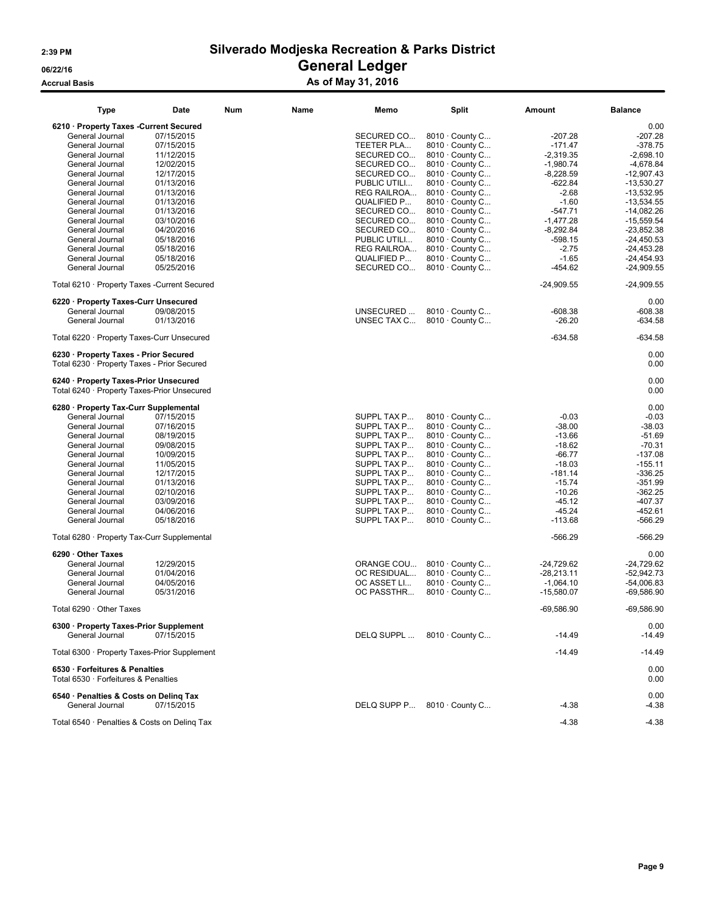# Silverado Modjeska Recreation & Parks District

## General Ledger

### As of May 31, 2016

Accrual Basis

| Type | Date | Num | Name | Memo | Split | Amount | Balance |
|---|---|---|---|---|---|---|---|
| **6210 · Property Taxes -Current Secured** | | | | | | | 0.00 |
| General Journal | 07/15/2015 | | | SECURED CO... | 8010 · County C... | -207.28 | -207.28 |
| General Journal | 07/15/2015 | | | TEETER PLA... | 8010 · County C... | -171.47 | -378.75 |
| General Journal | 11/12/2015 | | | SECURED CO... | 8010 · County C... | -2,319.35 | -2,698.10 |
| General Journal | 12/02/2015 | | | SECURED CO... | 8010 · County C... | -1,980.74 | -4,678.84 |
| General Journal | 12/17/2015 | | | SECURED CO... | 8010 · County C... | -8,228.59 | -12,907.43 |
| General Journal | 01/13/2016 | | | PUBLIC UTILI... | 8010 · County C... | -622.84 | -13,530.27 |
| General Journal | 01/13/2016 | | | REG RAILROA... | 8010 · County C... | -2.68 | -13,532.95 |
| General Journal | 01/13/2016 | | | QUALIFIED P... | 8010 · County C... | -1.60 | -13,534.55 |
| General Journal | 01/13/2016 | | | SECURED CO... | 8010 · County C... | -547.71 | -14,082.26 |
| General Journal | 03/10/2016 | | | SECURED CO... | 8010 · County C... | -1,477.28 | -15,559.54 |
| General Journal | 04/20/2016 | | | SECURED CO... | 8010 · County C... | -8,292.84 | -23,852.38 |
| General Journal | 05/18/2016 | | | PUBLIC UTILI... | 8010 · County C... | -598.15 | -24,450.53 |
| General Journal | 05/18/2016 | | | REG RAILROA... | 8010 · County C... | -2.75 | -24,453.28 |
| General Journal | 05/18/2016 | | | QUALIFIED P... | 8010 · County C... | -1.65 | -24,454.93 |
| General Journal | 05/25/2016 | | | SECURED CO... | 8010 · County C... | -454.62 | -24,909.55 |
| Total 6210 · Property Taxes -Current Secured | | | | | | -24,909.55 | -24,909.55 |
| **6220 · Property Taxes-Curr Unsecured** | | | | | | | 0.00 |
| General Journal | 09/08/2015 | | | UNSECURED ... | 8010 · County C... | -608.38 | -608.38 |
| General Journal | 01/13/2016 | | | UNSEC TAX C... | 8010 · County C... | -26.20 | -634.58 |
| Total 6220 · Property Taxes-Curr Unsecured | | | | | | -634.58 | -634.58 |
| **6230 · Property Taxes - Prior Secured** | | | | | | | 0.00 |
| Total 6230 · Property Taxes - Prior Secured | | | | | | | 0.00 |
| **6240 · Property Taxes-Prior Unsecured** | | | | | | | 0.00 |
| Total 6240 · Property Taxes-Prior Unsecured | | | | | | | 0.00 |
| **6280 · Property Tax-Curr Supplemental** | | | | | | | 0.00 |
| General Journal | 07/15/2015 | | | SUPPL TAX P... | 8010 · County C... | -0.03 | -0.03 |
| General Journal | 07/16/2015 | | | SUPPL TAX P... | 8010 · County C... | -38.00 | -38.03 |
| General Journal | 08/19/2015 | | | SUPPL TAX P... | 8010 · County C... | -13.66 | -51.69 |
| General Journal | 09/08/2015 | | | SUPPL TAX P... | 8010 · County C... | -18.62 | -70.31 |
| General Journal | 10/09/2015 | | | SUPPL TAX P... | 8010 · County C... | -66.77 | -137.08 |
| General Journal | 11/05/2015 | | | SUPPL TAX P... | 8010 · County C... | -18.03 | -155.11 |
| General Journal | 12/17/2015 | | | SUPPL TAX P... | 8010 · County C... | -181.14 | -336.25 |
| General Journal | 01/13/2016 | | | SUPPL TAX P... | 8010 · County C... | -15.74 | -351.99 |
| General Journal | 02/10/2016 | | | SUPPL TAX P... | 8010 · County C... | -10.26 | -362.25 |
| General Journal | 03/09/2016 | | | SUPPL TAX P... | 8010 · County C... | -45.12 | -407.37 |
| General Journal | 04/06/2016 | | | SUPPL TAX P... | 8010 · County C... | -45.24 | -452.61 |
| General Journal | 05/18/2016 | | | SUPPL TAX P... | 8010 · County C... | -113.68 | -566.29 |
| Total 6280 · Property Tax-Curr Supplemental | | | | | | -566.29 | -566.29 |
| **6290 · Other Taxes** | | | | | | | 0.00 |
| General Journal | 12/29/2015 | | | ORANGE COU... | 8010 · County C... | -24,729.62 | -24,729.62 |
| General Journal | 01/04/2016 | | | OC RESIDUAL... | 8010 · County C... | -28,213.11 | -52,942.73 |
| General Journal | 04/05/2016 | | | OC ASSET LI... | 8010 · County C... | -1,064.10 | -54,006.83 |
| General Journal | 05/31/2016 | | | OC PASSTHR... | 8010 · County C... | -15,580.07 | -69,586.90 |
| Total 6290 · Other Taxes | | | | | | -69,586.90 | -69,586.90 |
| **6300 · Property Taxes-Prior Supplement** | | | | | | | 0.00 |
| General Journal | 07/15/2015 | | | DELQ SUPPL ... | 8010 · County C... | -14.49 | -14.49 |
| Total 6300 · Property Taxes-Prior Supplement | | | | | | -14.49 | -14.49 |
| **6530 · Forfeitures & Penalties** | | | | | | | 0.00 |
| Total 6530 · Forfeitures & Penalties | | | | | | | 0.00 |
| **6540 · Penalties & Costs on Delinq Tax** | | | | | | | 0.00 |
| General Journal | 07/15/2015 | | | DELQ SUPP P... | 8010 · County C... | -4.38 | -4.38 |
| Total 6540 · Penalties & Costs on Delinq Tax | | | | | | -4.38 | -4.38 |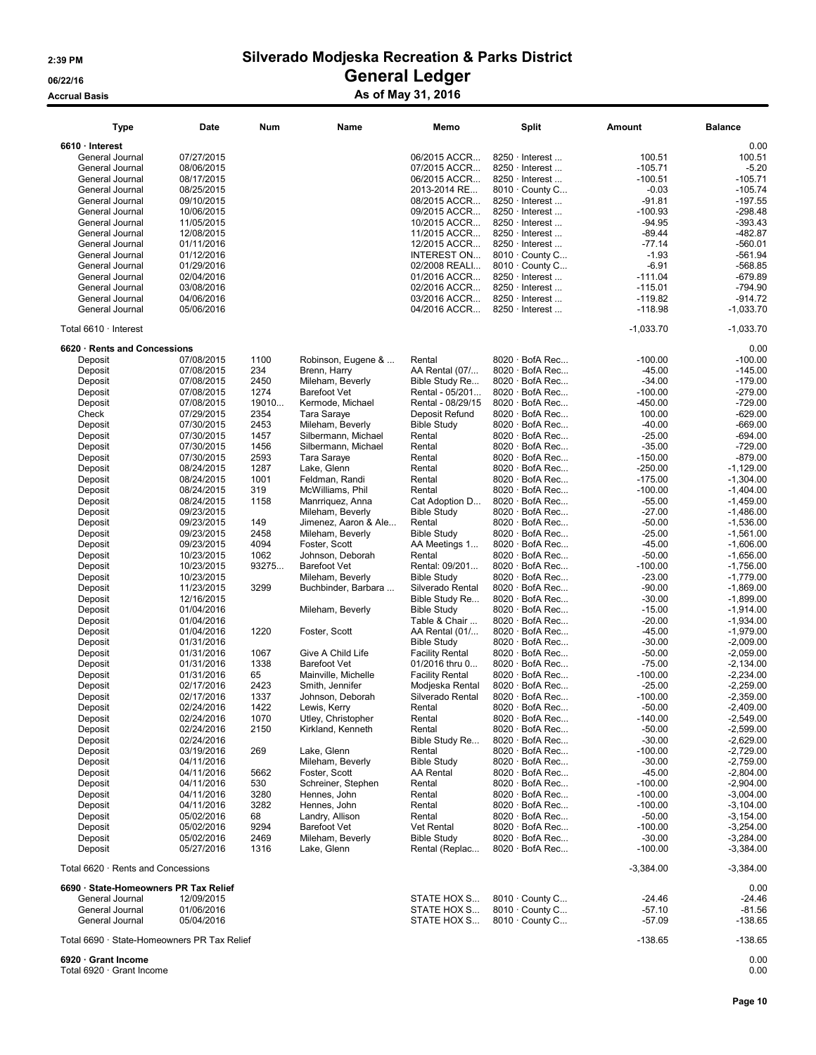# Silverado Modjeska Recreation & Parks District

## General Ledger

### As of May 31, 2016

2:39 PM
06/22/16
Accrual Basis

| Type | Date | Num | Name | Memo | Split | Amount | Balance |
|---|---|---|---|---|---|---|---|
| **6610 · Interest** | | | | | | | 0.00 |
| General Journal | 07/27/2015 | | | 06/2015 ACCR... | 8250 · Interest ... | 100.51 | 100.51 |
| General Journal | 08/06/2015 | | | 07/2015 ACCR... | 8250 · Interest ... | -105.71 | -5.20 |
| General Journal | 08/17/2015 | | | 06/2015 ACCR... | 8250 · Interest ... | -100.51 | -105.71 |
| General Journal | 08/25/2015 | | | 2013-2014 RE... | 8010 · County C... | -0.03 | -105.74 |
| General Journal | 09/10/2015 | | | 08/2015 ACCR... | 8250 · Interest ... | -91.81 | -197.55 |
| General Journal | 10/06/2015 | | | 09/2015 ACCR... | 8250 · Interest ... | -100.93 | -298.48 |
| General Journal | 11/05/2015 | | | 10/2015 ACCR... | 8250 · Interest ... | -94.95 | -393.43 |
| General Journal | 12/08/2015 | | | 11/2015 ACCR... | 8250 · Interest ... | -89.44 | -482.87 |
| General Journal | 01/11/2016 | | | 12/2015 ACCR... | 8250 · Interest ... | -77.14 | -560.01 |
| General Journal | 01/12/2016 | | | INTEREST ON... | 8010 · County C... | -1.93 | -561.94 |
| General Journal | 01/29/2016 | | | 02/2008 REALI... | 8010 · County C... | -6.91 | -568.85 |
| General Journal | 02/04/2016 | | | 01/2016 ACCR... | 8250 · Interest ... | -111.04 | -679.89 |
| General Journal | 03/08/2016 | | | 02/2016 ACCR... | 8250 · Interest ... | -115.01 | -794.90 |
| General Journal | 04/06/2016 | | | 03/2016 ACCR... | 8250 · Interest ... | -119.82 | -914.72 |
| General Journal | 05/06/2016 | | | 04/2016 ACCR... | 8250 · Interest ... | -118.98 | -1,033.70 |
| Total 6610 · Interest | | | | | | -1,033.70 | -1,033.70 |
| **6620 · Rents and Concessions** | | | | | | | 0.00 |
| Deposit | 07/08/2015 | 1100 | Robinson, Eugene & ... | Rental | 8020 · BofA Rec... | -100.00 | -100.00 |
| Deposit | 07/08/2015 | 234 | Brenn, Harry | AA Rental (07/... | 8020 · BofA Rec... | -45.00 | -145.00 |
| Deposit | 07/08/2015 | 2450 | Mileham, Beverly | Bible Study Re... | 8020 · BofA Rec... | -34.00 | -179.00 |
| Deposit | 07/08/2015 | 1274 | Barefoot Vet | Rental - 05/201... | 8020 · BofA Rec... | -100.00 | -279.00 |
| Deposit | 07/08/2015 | 19010... | Kermode, Michael | Rental - 08/29/15 | 8020 · BofA Rec... | -450.00 | -729.00 |
| Check | 07/29/2015 | 2354 | Tara Saraye | Deposit Refund | 8020 · BofA Rec... | 100.00 | -629.00 |
| Deposit | 07/30/2015 | 2453 | Mileham, Beverly | Bible Study | 8020 · BofA Rec... | -40.00 | -669.00 |
| Deposit | 07/30/2015 | 1457 | Silbermann, Michael | Rental | 8020 · BofA Rec... | -25.00 | -694.00 |
| Deposit | 07/30/2015 | 1456 | Silbermann, Michael | Rental | 8020 · BofA Rec... | -35.00 | -729.00 |
| Deposit | 07/30/2015 | 2593 | Tara Saraye | Rental | 8020 · BofA Rec... | -150.00 | -879.00 |
| Deposit | 08/24/2015 | 1287 | Lake, Glenn | Rental | 8020 · BofA Rec... | -250.00 | -1,129.00 |
| Deposit | 08/24/2015 | 1001 | Feldman, Randi | Rental | 8020 · BofA Rec... | -175.00 | -1,304.00 |
| Deposit | 08/24/2015 | 319 | McWilliams, Phil | Rental | 8020 · BofA Rec... | -100.00 | -1,404.00 |
| Deposit | 08/24/2015 | 1158 | Manrriquez, Anna | Cat Adoption D... | 8020 · BofA Rec... | -55.00 | -1,459.00 |
| Deposit | 09/23/2015 | | Mileham, Beverly | Bible Study | 8020 · BofA Rec... | -27.00 | -1,486.00 |
| Deposit | 09/23/2015 | 149 | Jimenez, Aaron & Ale... | Rental | 8020 · BofA Rec... | -50.00 | -1,536.00 |
| Deposit | 09/23/2015 | 2458 | Mileham, Beverly | Bible Study | 8020 · BofA Rec... | -25.00 | -1,561.00 |
| Deposit | 09/23/2015 | 4094 | Foster, Scott | AA Meetings 1... | 8020 · BofA Rec... | -45.00 | -1,606.00 |
| Deposit | 10/23/2015 | 1062 | Johnson, Deborah | Rental | 8020 · BofA Rec... | -50.00 | -1,656.00 |
| Deposit | 10/23/2015 | 93275... | Barefoot Vet | Rental: 09/201... | 8020 · BofA Rec... | -100.00 | -1,756.00 |
| Deposit | 10/23/2015 | | Mileham, Beverly | Bible Study | 8020 · BofA Rec... | -23.00 | -1,779.00 |
| Deposit | 11/23/2015 | 3299 | Buchbinder, Barbara ... | Silverado Rental | 8020 · BofA Rec... | -90.00 | -1,869.00 |
| Deposit | 12/16/2015 | | | Bible Study Re... | 8020 · BofA Rec... | -30.00 | -1,899.00 |
| Deposit | 01/04/2016 | | Mileham, Beverly | Bible Study | 8020 · BofA Rec... | -15.00 | -1,914.00 |
| Deposit | 01/04/2016 | | | Table & Chair ... | 8020 · BofA Rec... | -20.00 | -1,934.00 |
| Deposit | 01/04/2016 | 1220 | Foster, Scott | AA Rental (01/... | 8020 · BofA Rec... | -45.00 | -1,979.00 |
| Deposit | 01/31/2016 | | | Bible Study | 8020 · BofA Rec... | -30.00 | -2,009.00 |
| Deposit | 01/31/2016 | 1067 | Give A Child Life | Facility Rental | 8020 · BofA Rec... | -50.00 | -2,059.00 |
| Deposit | 01/31/2016 | 1338 | Barefoot Vet | 01/2016 thru 0... | 8020 · BofA Rec... | -75.00 | -2,134.00 |
| Deposit | 01/31/2016 | 65 | Mainville, Michelle | Facility Rental | 8020 · BofA Rec... | -100.00 | -2,234.00 |
| Deposit | 02/17/2016 | 2423 | Smith, Jennifer | Modjeska Rental | 8020 · BofA Rec... | -25.00 | -2,259.00 |
| Deposit | 02/17/2016 | 1337 | Johnson, Deborah | Silverado Rental | 8020 · BofA Rec... | -100.00 | -2,359.00 |
| Deposit | 02/24/2016 | 1422 | Lewis, Kerry | Rental | 8020 · BofA Rec... | -50.00 | -2,409.00 |
| Deposit | 02/24/2016 | 1070 | Utley, Christopher | Rental | 8020 · BofA Rec... | -140.00 | -2,549.00 |
| Deposit | 02/24/2016 | 2150 | Kirkland, Kenneth | Rental | 8020 · BofA Rec... | -50.00 | -2,599.00 |
| Deposit | 02/24/2016 | | | Bible Study Re... | 8020 · BofA Rec... | -30.00 | -2,629.00 |
| Deposit | 03/19/2016 | 269 | Lake, Glenn | Rental | 8020 · BofA Rec... | -100.00 | -2,729.00 |
| Deposit | 04/11/2016 | | Mileham, Beverly | Bible Study | 8020 · BofA Rec... | -30.00 | -2,759.00 |
| Deposit | 04/11/2016 | 5662 | Foster, Scott | AA Rental | 8020 · BofA Rec... | -45.00 | -2,804.00 |
| Deposit | 04/11/2016 | 530 | Schreiner, Stephen | Rental | 8020 · BofA Rec... | -100.00 | -2,904.00 |
| Deposit | 04/11/2016 | 3280 | Hennes, John | Rental | 8020 · BofA Rec... | -100.00 | -3,004.00 |
| Deposit | 04/11/2016 | 3282 | Hennes, John | Rental | 8020 · BofA Rec... | -100.00 | -3,104.00 |
| Deposit | 05/02/2016 | 68 | Landry, Allison | Rental | 8020 · BofA Rec... | -50.00 | -3,154.00 |
| Deposit | 05/02/2016 | 9294 | Barefoot Vet | Vet Rental | 8020 · BofA Rec... | -100.00 | -3,254.00 |
| Deposit | 05/02/2016 | 2469 | Mileham, Beverly | Bible Study | 8020 · BofA Rec... | -30.00 | -3,284.00 |
| Deposit | 05/27/2016 | 1316 | Lake, Glenn | Rental (Replac... | 8020 · BofA Rec... | -100.00 | -3,384.00 |
| Total 6620 · Rents and Concessions | | | | | | -3,384.00 | -3,384.00 |
| **6690 · State-Homeowners PR Tax Relief** | | | | | | | 0.00 |
| General Journal | 12/09/2015 | | | STATE HOX S... | 8010 · County C... | -24.46 | -24.46 |
| General Journal | 01/06/2016 | | | STATE HOX S... | 8010 · County C... | -57.10 | -81.56 |
| General Journal | 05/04/2016 | | | STATE HOX S... | 8010 · County C... | -57.09 | -138.65 |
| Total 6690 · State-Homeowners PR Tax Relief | | | | | | -138.65 | -138.65 |
| **6920 · Grant Income** | | | | | | | 0.00 |
| Total 6920 · Grant Income | | | | | | | 0.00 |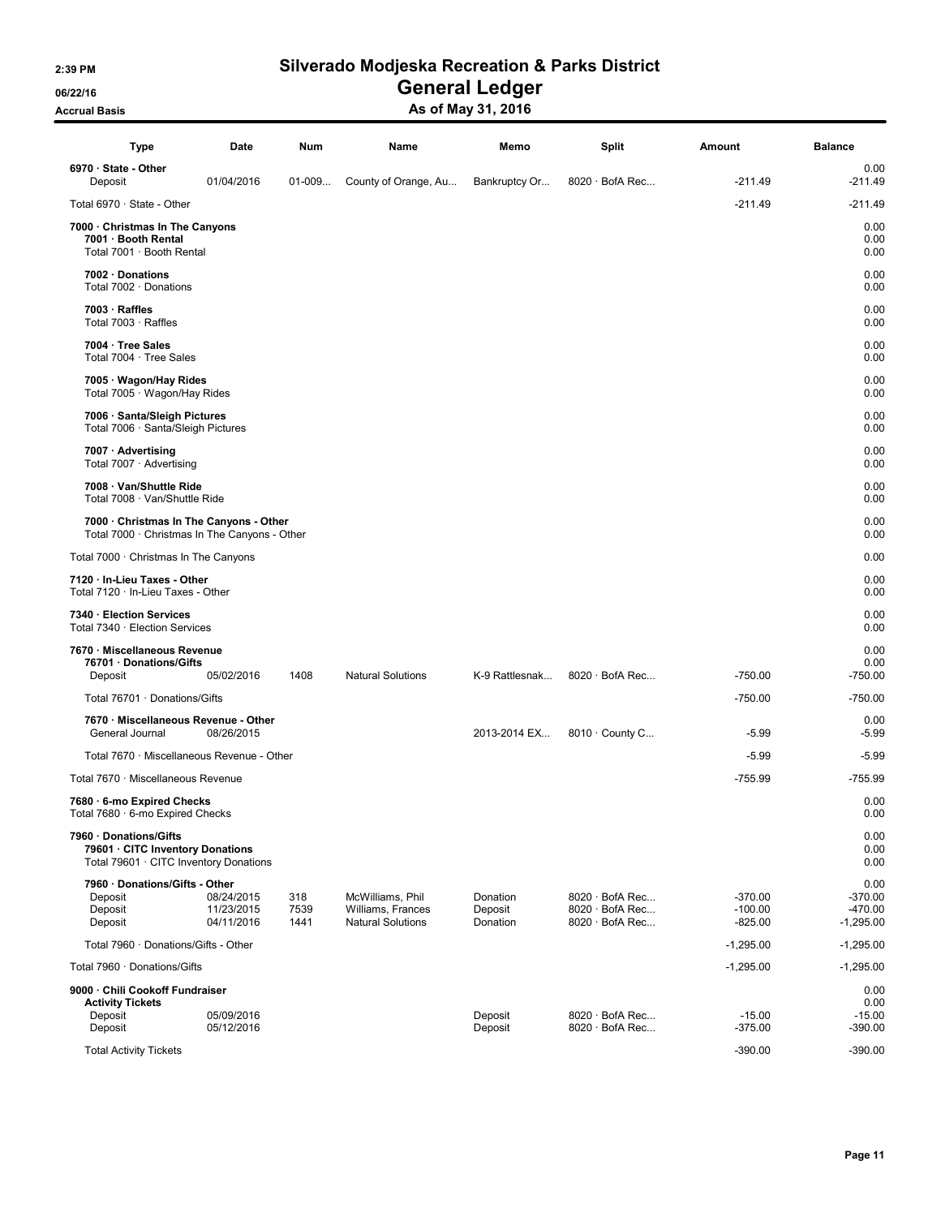# Silverado Modjeska Recreation & Parks District

## General Ledger

### As of May 31, 2016

Accrual Basis

| Type | Date | Num | Name | Memo | Split | Amount | Balance |
|---|---|---|---|---|---|---|---|
| **6970 · State - Other** | | | | | | | 0.00 |
| Deposit | 01/04/2016 | 01-009... | County of Orange, Au... | Bankruptcy Or... | 8020 · BofA Rec... | -211.49 | -211.49 |
| Total 6970 · State - Other | | | | | | -211.49 | -211.49 |
| **7000 · Christmas In The Canyons** | | | | | | | 0.00 |
| **7001 · Booth Rental** | | | | | | | 0.00 |
| Total 7001 · Booth Rental | | | | | | | 0.00 |
| **7002 · Donations** | | | | | | | 0.00 |
| Total 7002 · Donations | | | | | | | 0.00 |
| **7003 · Raffles** | | | | | | | 0.00 |
| Total 7003 · Raffles | | | | | | | 0.00 |
| **7004 · Tree Sales** | | | | | | | 0.00 |
| Total 7004 · Tree Sales | | | | | | | 0.00 |
| **7005 · Wagon/Hay Rides** | | | | | | | 0.00 |
| Total 7005 · Wagon/Hay Rides | | | | | | | 0.00 |
| **7006 · Santa/Sleigh Pictures** | | | | | | | 0.00 |
| Total 7006 · Santa/Sleigh Pictures | | | | | | | 0.00 |
| **7007 · Advertising** | | | | | | | 0.00 |
| Total 7007 · Advertising | | | | | | | 0.00 |
| **7008 · Van/Shuttle Ride** | | | | | | | 0.00 |
| Total 7008 · Van/Shuttle Ride | | | | | | | 0.00 |
| **7000 · Christmas In The Canyons - Other** | | | | | | | 0.00 |
| Total 7000 · Christmas In The Canyons - Other | | | | | | | 0.00 |
| Total 7000 · Christmas In The Canyons | | | | | | | 0.00 |
| **7120 · In-Lieu Taxes - Other** | | | | | | | 0.00 |
| Total 7120 · In-Lieu Taxes - Other | | | | | | | 0.00 |
| **7340 · Election Services** | | | | | | | 0.00 |
| Total 7340 · Election Services | | | | | | | 0.00 |
| **7670 · Miscellaneous Revenue** | | | | | | | 0.00 |
| **76701 · Donations/Gifts** | | | | | | | 0.00 |
| Deposit | 05/02/2016 | 1408 | Natural Solutions | K-9 Rattlesnak... | 8020 · BofA Rec... | -750.00 | -750.00 |
| Total 76701 · Donations/Gifts | | | | | | -750.00 | -750.00 |
| **7670 · Miscellaneous Revenue - Other** | | | | | | | 0.00 |
| General Journal | 08/26/2015 | | | 2013-2014 EX... | 8010 · County C... | -5.99 | -5.99 |
| Total 7670 · Miscellaneous Revenue - Other | | | | | | -5.99 | -5.99 |
| Total 7670 · Miscellaneous Revenue | | | | | | -755.99 | -755.99 |
| **7680 · 6-mo Expired Checks** | | | | | | | 0.00 |
| Total 7680 · 6-mo Expired Checks | | | | | | | 0.00 |
| **7960 · Donations/Gifts** | | | | | | | 0.00 |
| **79601 · CITC Inventory Donations** | | | | | | | 0.00 |
| Total 79601 · CITC Inventory Donations | | | | | | | 0.00 |
| **7960 · Donations/Gifts - Other** | | | | | | | 0.00 |
| Deposit | 08/24/2015 | 318 | McWilliams, Phil | Donation | 8020 · BofA Rec... | -370.00 | -370.00 |
| Deposit | 11/23/2015 | 7539 | Williams, Frances | Deposit | 8020 · BofA Rec... | -100.00 | -470.00 |
| Deposit | 04/11/2016 | 1441 | Natural Solutions | Donation | 8020 · BofA Rec... | -825.00 | -1,295.00 |
| Total 7960 · Donations/Gifts - Other | | | | | | -1,295.00 | -1,295.00 |
| Total 7960 · Donations/Gifts | | | | | | -1,295.00 | -1,295.00 |
| **9000 · Chili Cookoff Fundraiser** | | | | | | | 0.00 |
| **Activity Tickets** | | | | | | | 0.00 |
| Deposit | 05/09/2016 | | | Deposit | 8020 · BofA Rec... | -15.00 | -15.00 |
| Deposit | 05/12/2016 | | | Deposit | 8020 · BofA Rec... | -375.00 | -390.00 |
| Total Activity Tickets | | | | | | -390.00 | -390.00 |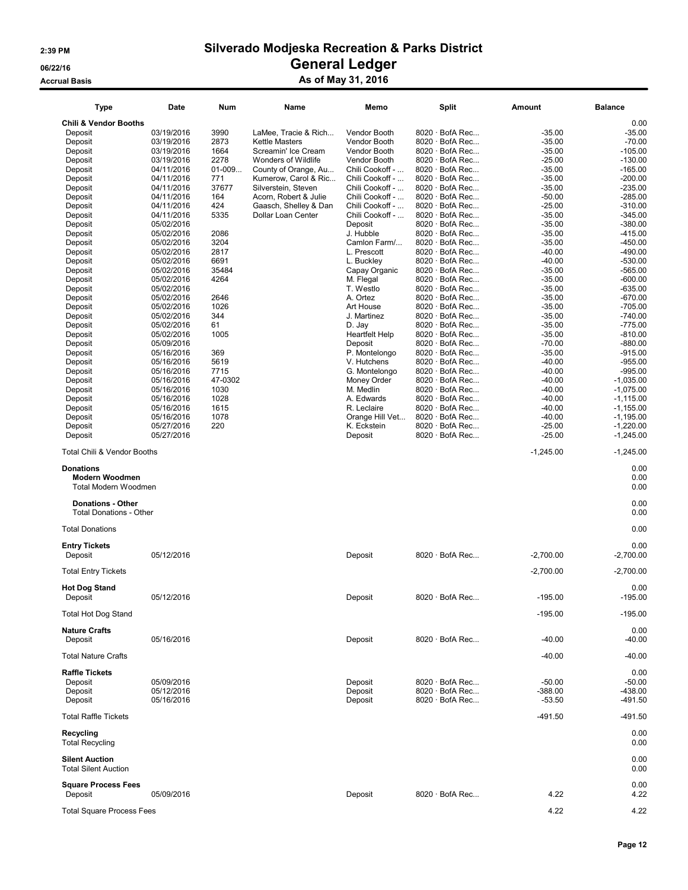# Silverado Modjeska Recreation & Parks District

## General Ledger

### As of May 31, 2016

2:39 PM
06/22/16
Accrual Basis

| Type | Date | Num | Name | Memo | Split | Amount | Balance |
|---|---|---|---|---|---|---|---|
| **Chili & Vendor Booths** | | | | | | | 0.00 |
| Deposit | 03/19/2016 | 3990 | LaMee, Tracie & Rich... | Vendor Booth | 8020 · BofA Rec... | -35.00 | -35.00 |
| Deposit | 03/19/2016 | 2873 | Kettle Masters | Vendor Booth | 8020 · BofA Rec... | -35.00 | -70.00 |
| Deposit | 03/19/2016 | 1664 | Screamin' Ice Cream | Vendor Booth | 8020 · BofA Rec... | -35.00 | -105.00 |
| Deposit | 03/19/2016 | 2278 | Wonders of Wildlife | Vendor Booth | 8020 · BofA Rec... | -25.00 | -130.00 |
| Deposit | 04/11/2016 | 01-009... | County of Orange, Au... | Chili Cookoff - ... | 8020 · BofA Rec... | -35.00 | -165.00 |
| Deposit | 04/11/2016 | 771 | Kumerow, Carol & Ric... | Chili Cookoff - ... | 8020 · BofA Rec... | -35.00 | -200.00 |
| Deposit | 04/11/2016 | 37677 | Silverstein, Steven | Chili Cookoff - ... | 8020 · BofA Rec... | -35.00 | -235.00 |
| Deposit | 04/11/2016 | 164 | Acorn, Robert & Julie | Chili Cookoff - ... | 8020 · BofA Rec... | -50.00 | -285.00 |
| Deposit | 04/11/2016 | 424 | Gaasch, Shelley & Dan | Chili Cookoff - ... | 8020 · BofA Rec... | -25.00 | -310.00 |
| Deposit | 04/11/2016 | 5335 | Dollar Loan Center | Chili Cookoff - ... | 8020 · BofA Rec... | -35.00 | -345.00 |
| Deposit | 05/02/2016 | | | Deposit | 8020 · BofA Rec... | -35.00 | -380.00 |
| Deposit | 05/02/2016 | 2086 | | J. Hubble | 8020 · BofA Rec... | -35.00 | -415.00 |
| Deposit | 05/02/2016 | 3204 | | Camlon Farm/... | 8020 · BofA Rec... | -35.00 | -450.00 |
| Deposit | 05/02/2016 | 2817 | | L. Prescott | 8020 · BofA Rec... | -40.00 | -490.00 |
| Deposit | 05/02/2016 | 6691 | | L. Buckley | 8020 · BofA Rec... | -40.00 | -530.00 |
| Deposit | 05/02/2016 | 35484 | | Capay Organic | 8020 · BofA Rec... | -35.00 | -565.00 |
| Deposit | 05/02/2016 | 4264 | | M. Flegal | 8020 · BofA Rec... | -35.00 | -600.00 |
| Deposit | 05/02/2016 | | | T. Westlo | 8020 · BofA Rec... | -35.00 | -635.00 |
| Deposit | 05/02/2016 | 2646 | | A. Ortez | 8020 · BofA Rec... | -35.00 | -670.00 |
| Deposit | 05/02/2016 | 1026 | | Art House | 8020 · BofA Rec... | -35.00 | -705.00 |
| Deposit | 05/02/2016 | 344 | | J. Martinez | 8020 · BofA Rec... | -35.00 | -740.00 |
| Deposit | 05/02/2016 | 61 | | D. Jay | 8020 · BofA Rec... | -35.00 | -775.00 |
| Deposit | 05/02/2016 | 1005 | | Heartfelt Help | 8020 · BofA Rec... | -35.00 | -810.00 |
| Deposit | 05/09/2016 | | | Deposit | 8020 · BofA Rec... | -70.00 | -880.00 |
| Deposit | 05/16/2016 | 369 | | P. Montelongo | 8020 · BofA Rec... | -35.00 | -915.00 |
| Deposit | 05/16/2016 | 5619 | | V. Hutchens | 8020 · BofA Rec... | -40.00 | -955.00 |
| Deposit | 05/16/2016 | 7715 | | G. Montelongo | 8020 · BofA Rec... | -40.00 | -995.00 |
| Deposit | 05/16/2016 | 47-0302 | | Money Order | 8020 · BofA Rec... | -40.00 | -1,035.00 |
| Deposit | 05/16/2016 | 1030 | | M. Medlin | 8020 · BofA Rec... | -40.00 | -1,075.00 |
| Deposit | 05/16/2016 | 1028 | | A. Edwards | 8020 · BofA Rec... | -40.00 | -1,115.00 |
| Deposit | 05/16/2016 | 1615 | | R. Leclaire | 8020 · BofA Rec... | -40.00 | -1,155.00 |
| Deposit | 05/16/2016 | 1078 | | Orange Hill Vet... | 8020 · BofA Rec... | -40.00 | -1,195.00 |
| Deposit | 05/27/2016 | 220 | | K. Eckstein | 8020 · BofA Rec... | -25.00 | -1,220.00 |
| Deposit | 05/27/2016 | | | Deposit | 8020 · BofA Rec... | -25.00 | -1,245.00 |
| Total Chili & Vendor Booths | | | | | | -1,245.00 | -1,245.00 |
| **Donations** | | | | | | | 0.00 |
| **Modern Woodmen** | | | | | | | 0.00 |
| Total Modern Woodmen | | | | | | | 0.00 |
| **Donations - Other** | | | | | | | 0.00 |
| Total Donations - Other | | | | | | | 0.00 |
| Total Donations | | | | | | | 0.00 |
| **Entry Tickets** | | | | | | | 0.00 |
| Deposit | 05/12/2016 | | | Deposit | 8020 · BofA Rec... | -2,700.00 | -2,700.00 |
| Total Entry Tickets | | | | | | -2,700.00 | -2,700.00 |
| **Hot Dog Stand** | | | | | | | 0.00 |
| Deposit | 05/12/2016 | | | Deposit | 8020 · BofA Rec... | -195.00 | -195.00 |
| Total Hot Dog Stand | | | | | | -195.00 | -195.00 |
| **Nature Crafts** | | | | | | | 0.00 |
| Deposit | 05/16/2016 | | | Deposit | 8020 · BofA Rec... | -40.00 | -40.00 |
| Total Nature Crafts | | | | | | -40.00 | -40.00 |
| **Raffle Tickets** | | | | | | | 0.00 |
| Deposit | 05/09/2016 | | | Deposit | 8020 · BofA Rec... | -50.00 | -50.00 |
| Deposit | 05/12/2016 | | | Deposit | 8020 · BofA Rec... | -388.00 | -438.00 |
| Deposit | 05/16/2016 | | | Deposit | 8020 · BofA Rec... | -53.50 | -491.50 |
| Total Raffle Tickets | | | | | | -491.50 | -491.50 |
| **Recycling** | | | | | | | 0.00 |
| Total Recycling | | | | | | | 0.00 |
| **Silent Auction** | | | | | | | 0.00 |
| Total Silent Auction | | | | | | | 0.00 |
| **Square Process Fees** | | | | | | | 0.00 |
| Deposit | 05/09/2016 | | | Deposit | 8020 · BofA Rec... | 4.22 | 4.22 |
| Total Square Process Fees | | | | | | 4.22 | 4.22 |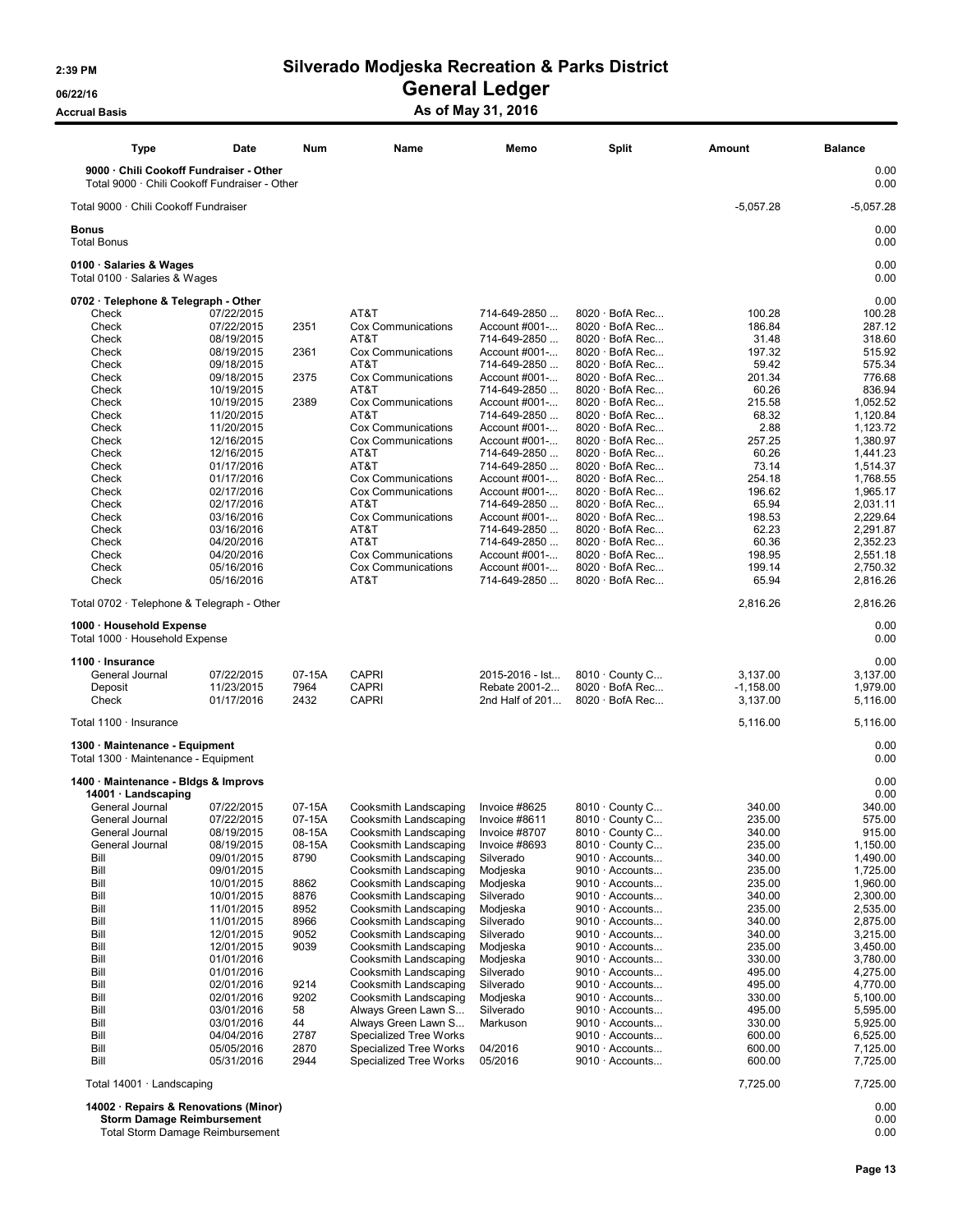# Silverado Modjeska Recreation & Parks District

## General Ledger

### As of May 31, 2016

Accrual Basis

| Type | Date | Num | Name | Memo | Split | Amount | Balance |
|---|---|---|---|---|---|---|---|
| **9000 · Chili Cookoff Fundraiser - Other** | | | | | | | 0.00 |
| Total 9000 · Chili Cookoff Fundraiser - Other | | | | | | | 0.00 |
| Total 9000 · Chili Cookoff Fundraiser | | | | | | -5,057.28 | -5,057.28 |
| **Bonus** | | | | | | | 0.00 |
| Total Bonus | | | | | | | 0.00 |
| **0100 · Salaries & Wages** | | | | | | | 0.00 |
| Total 0100 · Salaries & Wages | | | | | | | 0.00 |
| **0702 · Telephone & Telegraph - Other** | | | | | | | 0.00 |
| Check | 07/22/2015 | | AT&T | 714-649-2850 ... | 8020 · BofA Rec... | 100.28 | 100.28 |
| Check | 07/22/2015 | 2351 | Cox Communications | Account #001-... | 8020 · BofA Rec... | 186.84 | 287.12 |
| Check | 08/19/2015 | | AT&T | 714-649-2850 ... | 8020 · BofA Rec... | 31.48 | 318.60 |
| Check | 08/19/2015 | 2361 | Cox Communications | Account #001-... | 8020 · BofA Rec... | 197.32 | 515.92 |
| Check | 09/18/2015 | | AT&T | 714-649-2850 ... | 8020 · BofA Rec... | 59.42 | 575.34 |
| Check | 09/18/2015 | 2375 | Cox Communications | Account #001-... | 8020 · BofA Rec... | 201.34 | 776.68 |
| Check | 10/19/2015 | | AT&T | 714-649-2850 ... | 8020 · BofA Rec... | 60.26 | 836.94 |
| Check | 10/19/2015 | 2389 | Cox Communications | Account #001-... | 8020 · BofA Rec... | 215.58 | 1,052.52 |
| Check | 11/20/2015 | | AT&T | 714-649-2850 ... | 8020 · BofA Rec... | 68.32 | 1,120.84 |
| Check | 11/20/2015 | | Cox Communications | Account #001-... | 8020 · BofA Rec... | 2.88 | 1,123.72 |
| Check | 12/16/2015 | | Cox Communications | Account #001-... | 8020 · BofA Rec... | 257.25 | 1,380.97 |
| Check | 12/16/2015 | | AT&T | 714-649-2850 ... | 8020 · BofA Rec... | 60.26 | 1,441.23 |
| Check | 01/17/2016 | | AT&T | 714-649-2850 ... | 8020 · BofA Rec... | 73.14 | 1,514.37 |
| Check | 01/17/2016 | | Cox Communications | Account #001-... | 8020 · BofA Rec... | 254.18 | 1,768.55 |
| Check | 02/17/2016 | | Cox Communications | Account #001-... | 8020 · BofA Rec... | 196.62 | 1,965.17 |
| Check | 02/17/2016 | | AT&T | 714-649-2850 ... | 8020 · BofA Rec... | 65.94 | 2,031.11 |
| Check | 03/16/2016 | | Cox Communications | Account #001-... | 8020 · BofA Rec... | 198.53 | 2,229.64 |
| Check | 03/16/2016 | | AT&T | 714-649-2850 ... | 8020 · BofA Rec... | 62.23 | 2,291.87 |
| Check | 04/20/2016 | | AT&T | 714-649-2850 ... | 8020 · BofA Rec... | 60.36 | 2,352.23 |
| Check | 04/20/2016 | | Cox Communications | Account #001-... | 8020 · BofA Rec... | 198.95 | 2,551.18 |
| Check | 05/16/2016 | | Cox Communications | Account #001-... | 8020 · BofA Rec... | 199.14 | 2,750.32 |
| Check | 05/16/2016 | | AT&T | 714-649-2850 ... | 8020 · BofA Rec... | 65.94 | 2,816.26 |
| Total 0702 · Telephone & Telegraph - Other | | | | | | 2,816.26 | 2,816.26 |
| **1000 · Household Expense** | | | | | | | 0.00 |
| Total 1000 · Household Expense | | | | | | | 0.00 |
| **1100 · Insurance** | | | | | | | 0.00 |
| General Journal | 07/22/2015 | 07-15A | CAPRI | 2015-2016 - Ist... | 8010 · County C... | 3,137.00 | 3,137.00 |
| Deposit | 11/23/2015 | 7964 | CAPRI | Rebate 2001-2... | 8020 · BofA Rec... | -1,158.00 | 1,979.00 |
| Check | 01/17/2016 | 2432 | CAPRI | 2nd Half of 201... | 8020 · BofA Rec... | 3,137.00 | 5,116.00 |
| Total 1100 · Insurance | | | | | | 5,116.00 | 5,116.00 |
| **1300 · Maintenance - Equipment** | | | | | | | 0.00 |
| Total 1300 · Maintenance - Equipment | | | | | | | 0.00 |
| **1400 · Maintenance - Bldgs & Improvs** | | | | | | | 0.00 |
| **14001 · Landscaping** | | | | | | | 0.00 |
| General Journal | 07/22/2015 | 07-15A | Cooksmith Landscaping | Invoice #8625 | 8010 · County C... | 340.00 | 340.00 |
| General Journal | 07/22/2015 | 07-15A | Cooksmith Landscaping | Invoice #8611 | 8010 · County C... | 235.00 | 575.00 |
| General Journal | 08/19/2015 | 08-15A | Cooksmith Landscaping | Invoice #8707 | 8010 · County C... | 340.00 | 915.00 |
| General Journal | 08/19/2015 | 08-15A | Cooksmith Landscaping | Invoice #8693 | 8010 · County C... | 235.00 | 1,150.00 |
| Bill | 09/01/2015 | 8790 | Cooksmith Landscaping | Silverado | 9010 · Accounts... | 340.00 | 1,490.00 |
| Bill | 09/01/2015 | | Cooksmith Landscaping | Modjeska | 9010 · Accounts... | 235.00 | 1,725.00 |
| Bill | 10/01/2015 | 8862 | Cooksmith Landscaping | Modjeska | 9010 · Accounts... | 235.00 | 1,960.00 |
| Bill | 10/01/2015 | 8876 | Cooksmith Landscaping | Silverado | 9010 · Accounts... | 340.00 | 2,300.00 |
| Bill | 11/01/2015 | 8952 | Cooksmith Landscaping | Modjeska | 9010 · Accounts... | 235.00 | 2,535.00 |
| Bill | 11/01/2015 | 8966 | Cooksmith Landscaping | Silverado | 9010 · Accounts... | 340.00 | 2,875.00 |
| Bill | 12/01/2015 | 9052 | Cooksmith Landscaping | Silverado | 9010 · Accounts... | 340.00 | 3,215.00 |
| Bill | 12/01/2015 | 9039 | Cooksmith Landscaping | Modjeska | 9010 · Accounts... | 235.00 | 3,450.00 |
| Bill | 01/01/2016 | | Cooksmith Landscaping | Modjeska | 9010 · Accounts... | 330.00 | 3,780.00 |
| Bill | 01/01/2016 | | Cooksmith Landscaping | Silverado | 9010 · Accounts... | 495.00 | 4,275.00 |
| Bill | 02/01/2016 | 9214 | Cooksmith Landscaping | Silverado | 9010 · Accounts... | 495.00 | 4,770.00 |
| Bill | 02/01/2016 | 9202 | Cooksmith Landscaping | Modjeska | 9010 · Accounts... | 330.00 | 5,100.00 |
| Bill | 03/01/2016 | 58 | Always Green Lawn S... | Silverado | 9010 · Accounts... | 495.00 | 5,595.00 |
| Bill | 03/01/2016 | 44 | Always Green Lawn S... | Markuson | 9010 · Accounts... | 330.00 | 5,925.00 |
| Bill | 04/04/2016 | 2787 | Specialized Tree Works | | 9010 · Accounts... | 600.00 | 6,525.00 |
| Bill | 05/05/2016 | 2870 | Specialized Tree Works | 04/2016 | 9010 · Accounts... | 600.00 | 7,125.00 |
| Bill | 05/31/2016 | 2944 | Specialized Tree Works | 05/2016 | 9010 · Accounts... | 600.00 | 7,725.00 |
| Total 14001 · Landscaping | | | | | | 7,725.00 | 7,725.00 |
| **14002 · Repairs & Renovations (Minor)** | | | | | | | 0.00 |
| **Storm Damage Reimbursement** | | | | | | | 0.00 |
| Total Storm Damage Reimbursement | | | | | | | 0.00 |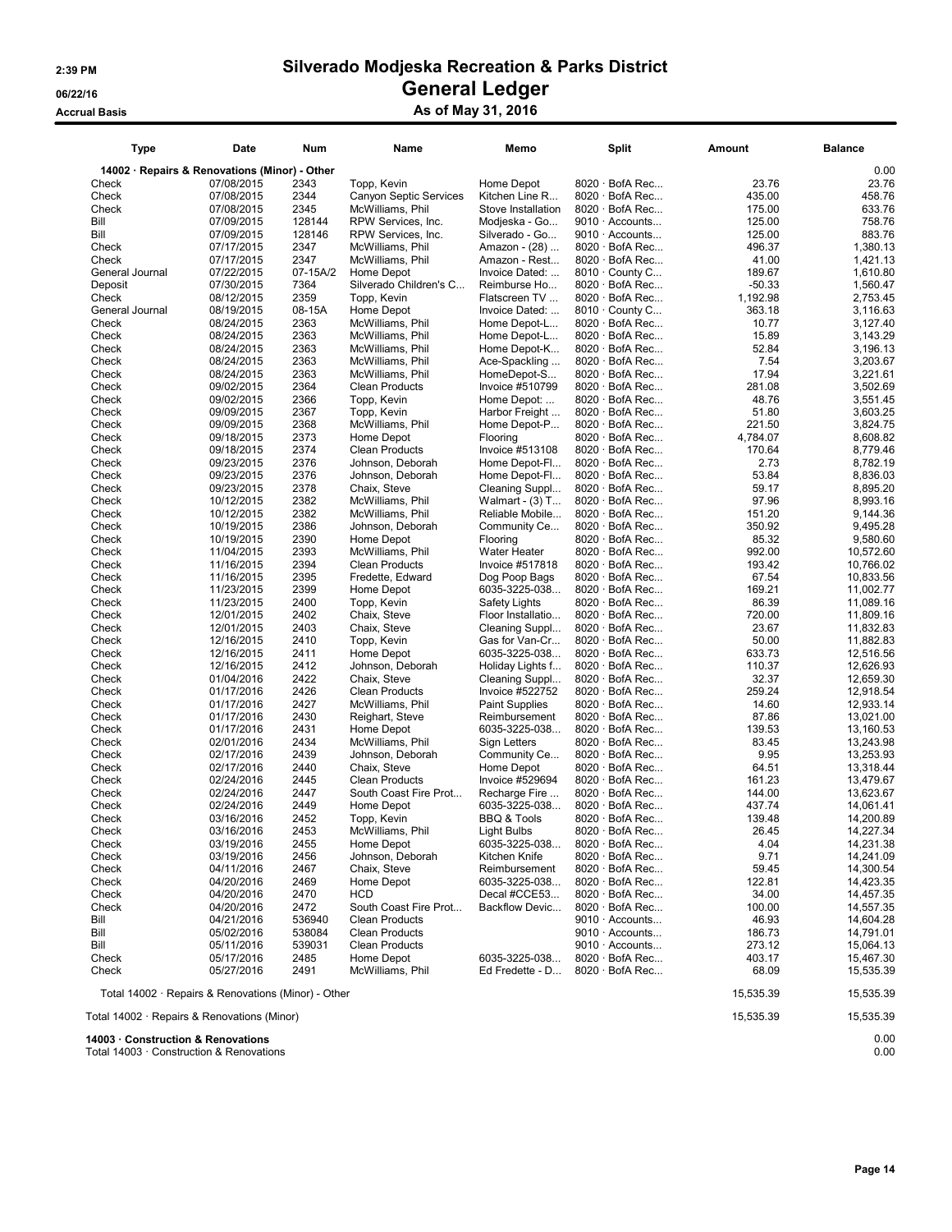# Silverado Modjeska Recreation & Parks District

## General Ledger

### As of May 31, 2016

2:39 PM
06/22/16
Accrual Basis

| Type | Date | Num | Name | Memo | Split | Amount | Balance |
|---|---|---|---|---|---|---|---|
| **14002 · Repairs & Renovations (Minor) - Other** | | | | | | | 0.00 |
| Check | 07/08/2015 | 2343 | Topp, Kevin | Home Depot | 8020 · BofA Rec... | 23.76 | 23.76 |
| Check | 07/08/2015 | 2344 | Canyon Septic Services | Kitchen Line R... | 8020 · BofA Rec... | 435.00 | 458.76 |
| Check | 07/08/2015 | 2345 | McWilliams, Phil | Stove Installation | 8020 · BofA Rec... | 175.00 | 633.76 |
| Bill | 07/09/2015 | 128144 | RPW Services, Inc. | Modjeska - Go... | 9010 · Accounts... | 125.00 | 758.76 |
| Bill | 07/09/2015 | 128146 | RPW Services, Inc. | Silverado - Go... | 9010 · Accounts... | 125.00 | 883.76 |
| Check | 07/17/2015 | 2347 | McWilliams, Phil | Amazon - (28) ... | 8020 · BofA Rec... | 496.37 | 1,380.13 |
| Check | 07/17/2015 | 2347 | McWilliams, Phil | Amazon - Rest... | 8020 · BofA Rec... | 41.00 | 1,421.13 |
| General Journal | 07/22/2015 | 07-15A/2 | Home Depot | Invoice Dated: ... | 8010 · County C... | 189.67 | 1,610.80 |
| Deposit | 07/30/2015 | 7364 | Silverado Children's C... | Reimburse Ho... | 8020 · BofA Rec... | -50.33 | 1,560.47 |
| Check | 08/12/2015 | 2359 | Topp, Kevin | Flatscreen TV ... | 8020 · BofA Rec... | 1,192.98 | 2,753.45 |
| General Journal | 08/19/2015 | 08-15A | Home Depot | Invoice Dated: ... | 8010 · County C... | 363.18 | 3,116.63 |
| Check | 08/24/2015 | 2363 | McWilliams, Phil | Home Depot-L... | 8020 · BofA Rec... | 10.77 | 3,127.40 |
| Check | 08/24/2015 | 2363 | McWilliams, Phil | Home Depot-L... | 8020 · BofA Rec... | 15.89 | 3,143.29 |
| Check | 08/24/2015 | 2363 | McWilliams, Phil | Home Depot-K... | 8020 · BofA Rec... | 52.84 | 3,196.13 |
| Check | 08/24/2015 | 2363 | McWilliams, Phil | Ace-Spackling ... | 8020 · BofA Rec... | 7.54 | 3,203.67 |
| Check | 08/24/2015 | 2363 | McWilliams, Phil | HomeDepot-S... | 8020 · BofA Rec... | 17.94 | 3,221.61 |
| Check | 09/02/2015 | 2364 | Clean Products | Invoice #510799 | 8020 · BofA Rec... | 281.08 | 3,502.69 |
| Check | 09/02/2015 | 2366 | Topp, Kevin | Home Depot: ... | 8020 · BofA Rec... | 48.76 | 3,551.45 |
| Check | 09/09/2015 | 2367 | Topp, Kevin | Harbor Freight ... | 8020 · BofA Rec... | 51.80 | 3,603.25 |
| Check | 09/09/2015 | 2368 | McWilliams, Phil | Home Depot-P... | 8020 · BofA Rec... | 221.50 | 3,824.75 |
| Check | 09/18/2015 | 2373 | Home Depot | Flooring | 8020 · BofA Rec... | 4,784.07 | 8,608.82 |
| Check | 09/18/2015 | 2374 | Clean Products | Invoice #513108 | 8020 · BofA Rec... | 170.64 | 8,779.46 |
| Check | 09/23/2015 | 2376 | Johnson, Deborah | Home Depot-Fl... | 8020 · BofA Rec... | 2.73 | 8,782.19 |
| Check | 09/23/2015 | 2376 | Johnson, Deborah | Home Depot-Fl... | 8020 · BofA Rec... | 53.84 | 8,836.03 |
| Check | 09/23/2015 | 2378 | Chaix, Steve | Cleaning Suppl... | 8020 · BofA Rec... | 59.17 | 8,895.20 |
| Check | 10/12/2015 | 2382 | McWilliams, Phil | Walmart - (3) T... | 8020 · BofA Rec... | 97.96 | 8,993.16 |
| Check | 10/12/2015 | 2382 | McWilliams, Phil | Reliable Mobile... | 8020 · BofA Rec... | 151.20 | 9,144.36 |
| Check | 10/19/2015 | 2386 | Johnson, Deborah | Community Ce... | 8020 · BofA Rec... | 350.92 | 9,495.28 |
| Check | 10/19/2015 | 2390 | Home Depot | Flooring | 8020 · BofA Rec... | 85.32 | 9,580.60 |
| Check | 11/04/2015 | 2393 | McWilliams, Phil | Water Heater | 8020 · BofA Rec... | 992.00 | 10,572.60 |
| Check | 11/16/2015 | 2394 | Clean Products | Invoice #517818 | 8020 · BofA Rec... | 193.42 | 10,766.02 |
| Check | 11/16/2015 | 2395 | Fredette, Edward | Dog Poop Bags | 8020 · BofA Rec... | 67.54 | 10,833.56 |
| Check | 11/23/2015 | 2399 | Home Depot | 6035-3225-038... | 8020 · BofA Rec... | 169.21 | 11,002.77 |
| Check | 11/23/2015 | 2400 | Topp, Kevin | Safety Lights | 8020 · BofA Rec... | 86.39 | 11,089.16 |
| Check | 12/01/2015 | 2402 | Chaix, Steve | Floor Installatio... | 8020 · BofA Rec... | 720.00 | 11,809.16 |
| Check | 12/01/2015 | 2403 | Chaix, Steve | Cleaning Suppl... | 8020 · BofA Rec... | 23.67 | 11,832.83 |
| Check | 12/16/2015 | 2410 | Topp, Kevin | Gas for Van-Cr... | 8020 · BofA Rec... | 50.00 | 11,882.83 |
| Check | 12/16/2015 | 2411 | Home Depot | 6035-3225-038... | 8020 · BofA Rec... | 633.73 | 12,516.56 |
| Check | 12/16/2015 | 2412 | Johnson, Deborah | Holiday Lights f... | 8020 · BofA Rec... | 110.37 | 12,626.93 |
| Check | 01/04/2016 | 2422 | Chaix, Steve | Cleaning Suppl... | 8020 · BofA Rec... | 32.37 | 12,659.30 |
| Check | 01/17/2016 | 2426 | Clean Products | Invoice #522752 | 8020 · BofA Rec... | 259.24 | 12,918.54 |
| Check | 01/17/2016 | 2427 | McWilliams, Phil | Paint Supplies | 8020 · BofA Rec... | 14.60 | 12,933.14 |
| Check | 01/17/2016 | 2430 | Reighart, Steve | Reimbursement | 8020 · BofA Rec... | 87.86 | 13,021.00 |
| Check | 01/17/2016 | 2431 | Home Depot | 6035-3225-038... | 8020 · BofA Rec... | 139.53 | 13,160.53 |
| Check | 02/01/2016 | 2434 | McWilliams, Phil | Sign Letters | 8020 · BofA Rec... | 83.45 | 13,243.98 |
| Check | 02/17/2016 | 2439 | Johnson, Deborah | Community Ce... | 8020 · BofA Rec... | 9.95 | 13,253.93 |
| Check | 02/17/2016 | 2440 | Chaix, Steve | Home Depot | 8020 · BofA Rec... | 64.51 | 13,318.44 |
| Check | 02/24/2016 | 2445 | Clean Products | Invoice #529694 | 8020 · BofA Rec... | 161.23 | 13,479.67 |
| Check | 02/24/2016 | 2447 | South Coast Fire Prot... | Recharge Fire ... | 8020 · BofA Rec... | 144.00 | 13,623.67 |
| Check | 02/24/2016 | 2449 | Home Depot | 6035-3225-038... | 8020 · BofA Rec... | 437.74 | 14,061.41 |
| Check | 03/16/2016 | 2452 | Topp, Kevin | BBQ & Tools | 8020 · BofA Rec... | 139.48 | 14,200.89 |
| Check | 03/16/2016 | 2453 | McWilliams, Phil | Light Bulbs | 8020 · BofA Rec... | 26.45 | 14,227.34 |
| Check | 03/19/2016 | 2455 | Home Depot | 6035-3225-038... | 8020 · BofA Rec... | 4.04 | 14,231.38 |
| Check | 03/19/2016 | 2456 | Johnson, Deborah | Kitchen Knife | 8020 · BofA Rec... | 9.71 | 14,241.09 |
| Check | 04/11/2016 | 2467 | Chaix, Steve | Reimbursement | 8020 · BofA Rec... | 59.45 | 14,300.54 |
| Check | 04/20/2016 | 2469 | Home Depot | 6035-3225-038... | 8020 · BofA Rec... | 122.81 | 14,423.35 |
| Check | 04/20/2016 | 2470 | HCD | Decal #CCE53... | 8020 · BofA Rec... | 34.00 | 14,457.35 |
| Check | 04/20/2016 | 2472 | South Coast Fire Prot... | Backflow Devic... | 8020 · BofA Rec... | 100.00 | 14,557.35 |
| Bill | 04/21/2016 | 536940 | Clean Products | | 9010 · Accounts... | 46.93 | 14,604.28 |
| Bill | 05/02/2016 | 538084 | Clean Products | | 9010 · Accounts... | 186.73 | 14,791.01 |
| Bill | 05/11/2016 | 539031 | Clean Products | | 9010 · Accounts... | 273.12 | 15,064.13 |
| Check | 05/17/2016 | 2485 | Home Depot | 6035-3225-038... | 8020 · BofA Rec... | 403.17 | 15,467.30 |
| Check | 05/27/2016 | 2491 | McWilliams, Phil | Ed Fredette - D... | 8020 · BofA Rec... | 68.09 | 15,535.39 |
| Total 14002 · Repairs & Renovations (Minor) - Other | | | | | | 15,535.39 | 15,535.39 |
| Total 14002 · Repairs & Renovations (Minor) | | | | | | 15,535.39 | 15,535.39 |
| **14003 · Construction & Renovations** | | | | | | | 0.00 |
| Total 14003 · Construction & Renovations | | | | | | | 0.00 |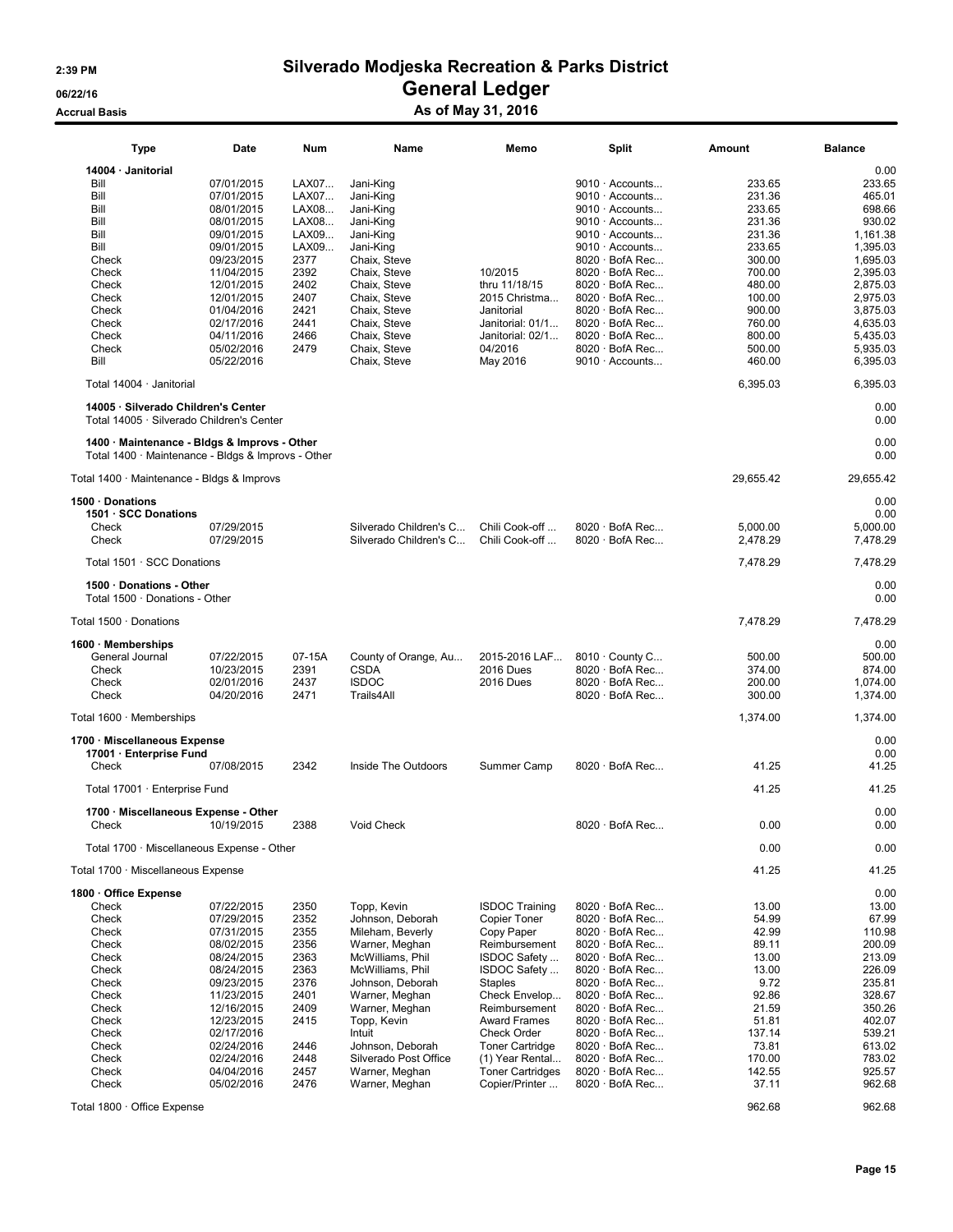# Silverado Modjeska Recreation & Parks District

## General Ledger

### As of May 31, 2016

2:39 PM
06/22/16
Accrual Basis

| Type | Date | Num | Name | Memo | Split | Amount | Balance |
|---|---|---|---|---|---|---|---|
| **14004 · Janitorial** | | | | | | | 0.00 |
| Bill | 07/01/2015 | LAX07... | Jani-King | | 9010 · Accounts... | 233.65 | 233.65 |
| Bill | 07/01/2015 | LAX07... | Jani-King | | 9010 · Accounts... | 231.36 | 465.01 |
| Bill | 08/01/2015 | LAX08... | Jani-King | | 9010 · Accounts... | 233.65 | 698.66 |
| Bill | 08/01/2015 | LAX08... | Jani-King | | 9010 · Accounts... | 231.36 | 930.02 |
| Bill | 09/01/2015 | LAX09... | Jani-King | | 9010 · Accounts... | 231.36 | 1,161.38 |
| Bill | 09/01/2015 | LAX09... | Jani-King | | 9010 · Accounts... | 233.65 | 1,395.03 |
| Check | 09/23/2015 | 2377 | Chaix, Steve | | 8020 · BofA Rec... | 300.00 | 1,695.03 |
| Check | 11/04/2015 | 2392 | Chaix, Steve | 10/2015 | 8020 · BofA Rec... | 700.00 | 2,395.03 |
| Check | 12/01/2015 | 2402 | Chaix, Steve | thru 11/18/15 | 8020 · BofA Rec... | 480.00 | 2,875.03 |
| Check | 12/01/2015 | 2407 | Chaix, Steve | 2015 Christma... | 8020 · BofA Rec... | 100.00 | 2,975.03 |
| Check | 01/04/2016 | 2421 | Chaix, Steve | Janitorial | 8020 · BofA Rec... | 900.00 | 3,875.03 |
| Check | 02/17/2016 | 2441 | Chaix, Steve | Janitorial: 01/1... | 8020 · BofA Rec... | 760.00 | 4,635.03 |
| Check | 04/11/2016 | 2466 | Chaix, Steve | Janitorial: 02/1... | 8020 · BofA Rec... | 800.00 | 5,435.03 |
| Check | 05/02/2016 | 2479 | Chaix, Steve | 04/2016 | 8020 · BofA Rec... | 500.00 | 5,935.03 |
| Bill | 05/22/2016 | | Chaix, Steve | May 2016 | 9010 · Accounts... | 460.00 | 6,395.03 |
| Total 14004 · Janitorial | | | | | | 6,395.03 | 6,395.03 |
| **14005 · Silverado Children's Center** | | | | | | | 0.00 |
| Total 14005 · Silverado Children's Center | | | | | | | 0.00 |
| **1400 · Maintenance - Bldgs & Improvs - Other** | | | | | | | 0.00 |
| Total 1400 · Maintenance - Bldgs & Improvs - Other | | | | | | | 0.00 |
| Total 1400 · Maintenance - Bldgs & Improvs | | | | | | 29,655.42 | 29,655.42 |
| **1500 · Donations** | | | | | | | 0.00 |
| **1501 · SCC Donations** | | | | | | | 0.00 |
| Check | 07/29/2015 | | Silverado Children's C... | Chili Cook-off ... | 8020 · BofA Rec... | 5,000.00 | 5,000.00 |
| Check | 07/29/2015 | | Silverado Children's C... | Chili Cook-off ... | 8020 · BofA Rec... | 2,478.29 | 7,478.29 |
| Total 1501 · SCC Donations | | | | | | 7,478.29 | 7,478.29 |
| **1500 · Donations - Other** | | | | | | | 0.00 |
| Total 1500 · Donations - Other | | | | | | | 0.00 |
| Total 1500 · Donations | | | | | | 7,478.29 | 7,478.29 |
| **1600 · Memberships** | | | | | | | 0.00 |
| General Journal | 07/22/2015 | 07-15A | County of Orange, Au... | 2015-2016 LAF... | 8010 · County C... | 500.00 | 500.00 |
| Check | 10/23/2015 | 2391 | CSDA | 2016 Dues | 8020 · BofA Rec... | 374.00 | 874.00 |
| Check | 02/01/2016 | 2437 | ISDOC | 2016 Dues | 8020 · BofA Rec... | 200.00 | 1,074.00 |
| Check | 04/20/2016 | 2471 | Trails4All | | 8020 · BofA Rec... | 300.00 | 1,374.00 |
| Total 1600 · Memberships | | | | | | 1,374.00 | 1,374.00 |
| **1700 · Miscellaneous Expense** | | | | | | | 0.00 |
| **17001 · Enterprise Fund** | | | | | | | 0.00 |
| Check | 07/08/2015 | 2342 | Inside The Outdoors | Summer Camp | 8020 · BofA Rec... | 41.25 | 41.25 |
| Total 17001 · Enterprise Fund | | | | | | 41.25 | 41.25 |
| **1700 · Miscellaneous Expense - Other** | | | | | | | 0.00 |
| Check | 10/19/2015 | 2388 | Void Check | | 8020 · BofA Rec... | 0.00 | 0.00 |
| Total 1700 · Miscellaneous Expense - Other | | | | | | 0.00 | 0.00 |
| Total 1700 · Miscellaneous Expense | | | | | | 41.25 | 41.25 |
| **1800 · Office Expense** | | | | | | | 0.00 |
| Check | 07/22/2015 | 2350 | Topp, Kevin | ISDOC Training | 8020 · BofA Rec... | 13.00 | 13.00 |
| Check | 07/29/2015 | 2352 | Johnson, Deborah | Copier Toner | 8020 · BofA Rec... | 54.99 | 67.99 |
| Check | 07/31/2015 | 2355 | Mileham, Beverly | Copy Paper | 8020 · BofA Rec... | 42.99 | 110.98 |
| Check | 08/02/2015 | 2356 | Warner, Meghan | Reimbursement | 8020 · BofA Rec... | 89.11 | 200.09 |
| Check | 08/24/2015 | 2363 | McWilliams, Phil | ISDOC Safety ... | 8020 · BofA Rec... | 13.00 | 213.09 |
| Check | 08/24/2015 | 2363 | McWilliams, Phil | ISDOC Safety ... | 8020 · BofA Rec... | 13.00 | 226.09 |
| Check | 09/23/2015 | 2376 | Johnson, Deborah | Staples | 8020 · BofA Rec... | 9.72 | 235.81 |
| Check | 11/23/2015 | 2401 | Warner, Meghan | Check Envelop... | 8020 · BofA Rec... | 92.86 | 328.67 |
| Check | 12/16/2015 | 2409 | Warner, Meghan | Reimbursement | 8020 · BofA Rec... | 21.59 | 350.26 |
| Check | 12/23/2015 | 2415 | Topp, Kevin | Award Frames | 8020 · BofA Rec... | 51.81 | 402.07 |
| Check | 02/17/2016 | | Intuit | Check Order | 8020 · BofA Rec... | 137.14 | 539.21 |
| Check | 02/24/2016 | 2446 | Johnson, Deborah | Toner Cartridge | 8020 · BofA Rec... | 73.81 | 613.02 |
| Check | 02/24/2016 | 2448 | Silverado Post Office | (1) Year Rental... | 8020 · BofA Rec... | 170.00 | 783.02 |
| Check | 04/04/2016 | 2457 | Warner, Meghan | Toner Cartridges | 8020 · BofA Rec... | 142.55 | 925.57 |
| Check | 05/02/2016 | 2476 | Warner, Meghan | Copier/Printer ... | 8020 · BofA Rec... | 37.11 | 962.68 |
| Total 1800 · Office Expense | | | | | | 962.68 | 962.68 |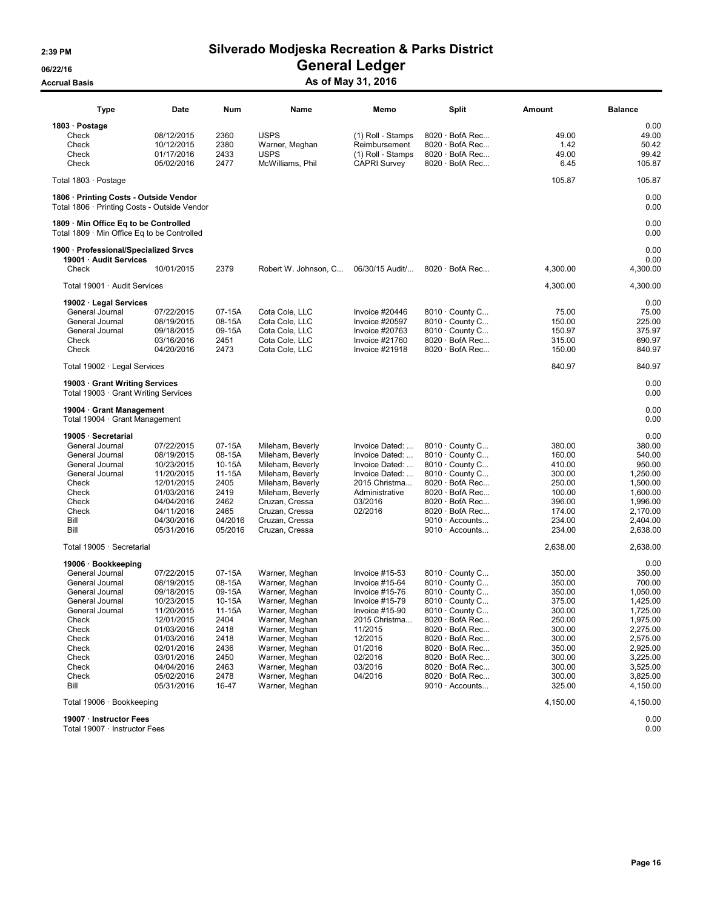# Silverado Modjeska Recreation & Parks District

## General Ledger

### As of May 31, 2016

Accrual Basis

| Type | Date | Num | Name | Memo | Split | Amount | Balance |
|---|---|---|---|---|---|---|---|
| **1803 · Postage** | | | | | | | 0.00 |
| Check | 08/12/2015 | 2360 | USPS | (1) Roll - Stamps | 8020 · BofA Rec... | 49.00 | 49.00 |
| Check | 10/12/2015 | 2380 | Warner, Meghan | Reimbursement | 8020 · BofA Rec... | 1.42 | 50.42 |
| Check | 01/17/2016 | 2433 | USPS | (1) Roll - Stamps | 8020 · BofA Rec... | 49.00 | 99.42 |
| Check | 05/02/2016 | 2477 | McWilliams, Phil | CAPRI Survey | 8020 · BofA Rec... | 6.45 | 105.87 |
| Total 1803 · Postage | | | | | | 105.87 | 105.87 |
| **1806 · Printing Costs - Outside Vendor** | | | | | | | 0.00 |
| Total 1806 · Printing Costs - Outside Vendor | | | | | | | 0.00 |
| **1809 · Min Office Eq to be Controlled** | | | | | | | 0.00 |
| Total 1809 · Min Office Eq to be Controlled | | | | | | | 0.00 |
| **1900 · Professional/Specialized Srvcs** | | | | | | | 0.00 |
| **19001 · Audit Services** | | | | | | | 0.00 |
| Check | 10/01/2015 | 2379 | Robert W. Johnson, C... | 06/30/15 Audit/... | 8020 · BofA Rec... | 4,300.00 | 4,300.00 |
| Total 19001 · Audit Services | | | | | | 4,300.00 | 4,300.00 |
| **19002 · Legal Services** | | | | | | | 0.00 |
| General Journal | 07/22/2015 | 07-15A | Cota Cole, LLC | Invoice #20446 | 8010 · County C... | 75.00 | 75.00 |
| General Journal | 08/19/2015 | 08-15A | Cota Cole, LLC | Invoice #20597 | 8010 · County C... | 150.00 | 225.00 |
| General Journal | 09/18/2015 | 09-15A | Cota Cole, LLC | Invoice #20763 | 8010 · County C... | 150.97 | 375.97 |
| Check | 03/16/2016 | 2451 | Cota Cole, LLC | Invoice #21760 | 8020 · BofA Rec... | 315.00 | 690.97 |
| Check | 04/20/2016 | 2473 | Cota Cole, LLC | Invoice #21918 | 8020 · BofA Rec... | 150.00 | 840.97 |
| Total 19002 · Legal Services | | | | | | 840.97 | 840.97 |
| **19003 · Grant Writing Services** | | | | | | | 0.00 |
| Total 19003 · Grant Writing Services | | | | | | | 0.00 |
| **19004 · Grant Management** | | | | | | | 0.00 |
| Total 19004 · Grant Management | | | | | | | 0.00 |
| **19005 · Secretarial** | | | | | | | 0.00 |
| General Journal | 07/22/2015 | 07-15A | Mileham, Beverly | Invoice Dated: ... | 8010 · County C... | 380.00 | 380.00 |
| General Journal | 08/19/2015 | 08-15A | Mileham, Beverly | Invoice Dated: ... | 8010 · County C... | 160.00 | 540.00 |
| General Journal | 10/23/2015 | 10-15A | Mileham, Beverly | Invoice Dated: ... | 8010 · County C... | 410.00 | 950.00 |
| General Journal | 11/20/2015 | 11-15A | Mileham, Beverly | Invoice Dated: ... | 8010 · County C... | 300.00 | 1,250.00 |
| Check | 12/01/2015 | 2405 | Mileham, Beverly | 2015 Christma... | 8020 · BofA Rec... | 250.00 | 1,500.00 |
| Check | 01/03/2016 | 2419 | Mileham, Beverly | Administrative | 8020 · BofA Rec... | 100.00 | 1,600.00 |
| Check | 04/04/2016 | 2462 | Cruzan, Cressa | 03/2016 | 8020 · BofA Rec... | 396.00 | 1,996.00 |
| Check | 04/11/2016 | 2465 | Cruzan, Cressa | 02/2016 | 8020 · BofA Rec... | 174.00 | 2,170.00 |
| Bill | 04/30/2016 | 04/2016 | Cruzan, Cressa | | 9010 · Accounts... | 234.00 | 2,404.00 |
| Bill | 05/31/2016 | 05/2016 | Cruzan, Cressa | | 9010 · Accounts... | 234.00 | 2,638.00 |
| Total 19005 · Secretarial | | | | | | 2,638.00 | 2,638.00 |
| **19006 · Bookkeeping** | | | | | | | 0.00 |
| General Journal | 07/22/2015 | 07-15A | Warner, Meghan | Invoice #15-53 | 8010 · County C... | 350.00 | 350.00 |
| General Journal | 08/19/2015 | 08-15A | Warner, Meghan | Invoice #15-64 | 8010 · County C... | 350.00 | 700.00 |
| General Journal | 09/18/2015 | 09-15A | Warner, Meghan | Invoice #15-76 | 8010 · County C... | 350.00 | 1,050.00 |
| General Journal | 10/23/2015 | 10-15A | Warner, Meghan | Invoice #15-79 | 8010 · County C... | 375.00 | 1,425.00 |
| General Journal | 11/20/2015 | 11-15A | Warner, Meghan | Invoice #15-90 | 8010 · County C... | 300.00 | 1,725.00 |
| Check | 12/01/2015 | 2404 | Warner, Meghan | 2015 Christma... | 8020 · BofA Rec... | 250.00 | 1,975.00 |
| Check | 01/03/2016 | 2418 | Warner, Meghan | 11/2015 | 8020 · BofA Rec... | 300.00 | 2,275.00 |
| Check | 01/03/2016 | 2418 | Warner, Meghan | 12/2015 | 8020 · BofA Rec... | 300.00 | 2,575.00 |
| Check | 02/01/2016 | 2436 | Warner, Meghan | 01/2016 | 8020 · BofA Rec... | 350.00 | 2,925.00 |
| Check | 03/01/2016 | 2450 | Warner, Meghan | 02/2016 | 8020 · BofA Rec... | 300.00 | 3,225.00 |
| Check | 04/04/2016 | 2463 | Warner, Meghan | 03/2016 | 8020 · BofA Rec... | 300.00 | 3,525.00 |
| Check | 05/02/2016 | 2478 | Warner, Meghan | 04/2016 | 8020 · BofA Rec... | 300.00 | 3,825.00 |
| Bill | 05/31/2016 | 16-47 | Warner, Meghan | | 9010 · Accounts... | 325.00 | 4,150.00 |
| Total 19006 · Bookkeeping | | | | | | 4,150.00 | 4,150.00 |
| **19007 · Instructor Fees** | | | | | | | 0.00 |
| Total 19007 · Instructor Fees | | | | | | | 0.00 |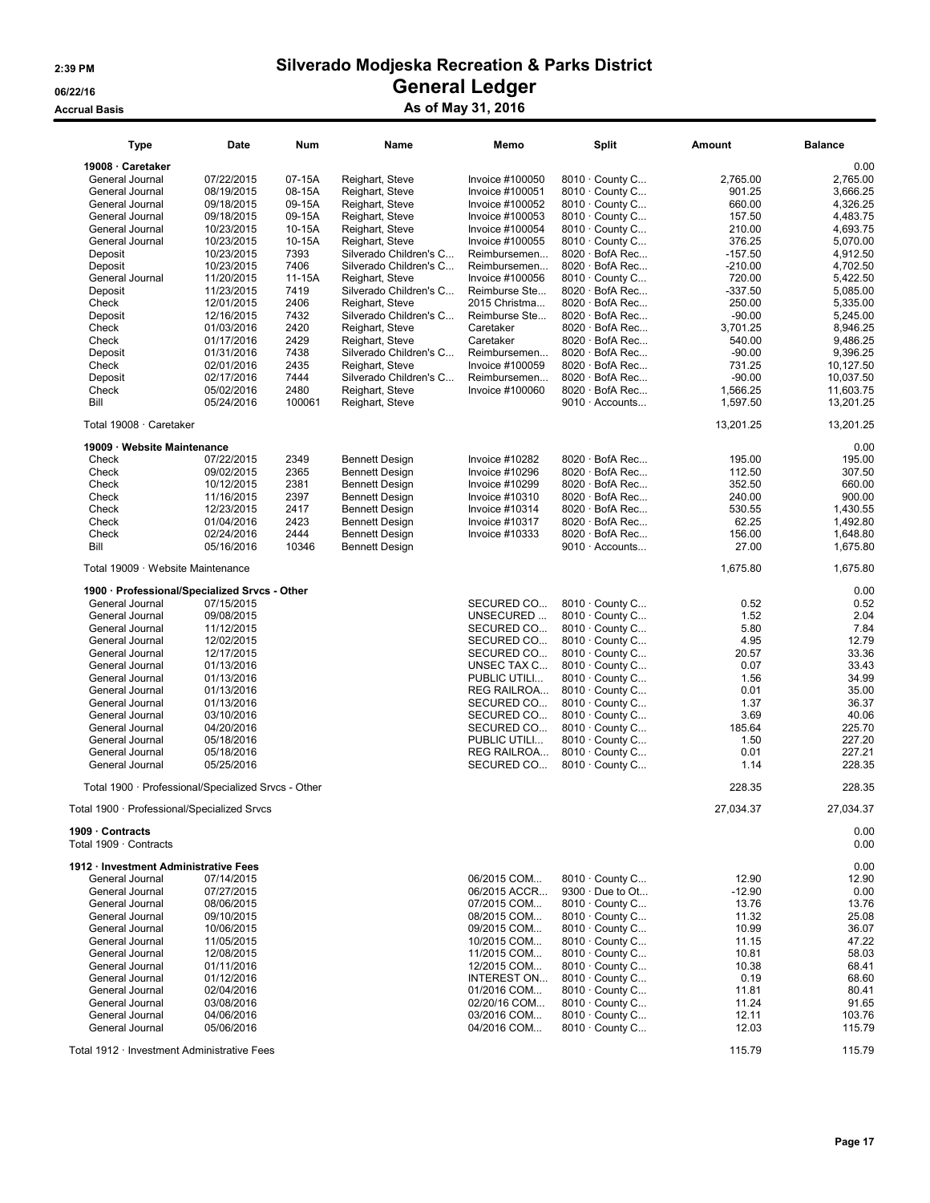# Silverado Modjeska Recreation & Parks District

## General Ledger

### As of May 31, 2016

2:39 PM
06/22/16
Accrual Basis

| Type | Date | Num | Name | Memo | Split | Amount | Balance |
|---|---|---|---|---|---|---|---|
| **19008 · Caretaker** | | | | | | | 0.00 |
| General Journal | 07/22/2015 | 07-15A | Reighart, Steve | Invoice #100050 | 8010 · County C... | 2,765.00 | 2,765.00 |
| General Journal | 08/19/2015 | 08-15A | Reighart, Steve | Invoice #100051 | 8010 · County C... | 901.25 | 3,666.25 |
| General Journal | 09/18/2015 | 09-15A | Reighart, Steve | Invoice #100052 | 8010 · County C... | 660.00 | 4,326.25 |
| General Journal | 09/18/2015 | 09-15A | Reighart, Steve | Invoice #100053 | 8010 · County C... | 157.50 | 4,483.75 |
| General Journal | 10/23/2015 | 10-15A | Reighart, Steve | Invoice #100054 | 8010 · County C... | 210.00 | 4,693.75 |
| General Journal | 10/23/2015 | 10-15A | Reighart, Steve | Invoice #100055 | 8010 · County C... | 376.25 | 5,070.00 |
| Deposit | 10/23/2015 | 7393 | Silverado Children's C... | Reimbursemen... | 8020 · BofA Rec... | -157.50 | 4,912.50 |
| Deposit | 10/23/2015 | 7406 | Silverado Children's C... | Reimbursemen... | 8020 · BofA Rec... | -210.00 | 4,702.50 |
| General Journal | 11/20/2015 | 11-15A | Reighart, Steve | Invoice #100056 | 8010 · County C... | 720.00 | 5,422.50 |
| Deposit | 11/23/2015 | 7419 | Silverado Children's C... | Reimburse Ste... | 8020 · BofA Rec... | -337.50 | 5,085.00 |
| Check | 12/01/2015 | 2406 | Reighart, Steve | 2015 Christma... | 8020 · BofA Rec... | 250.00 | 5,335.00 |
| Deposit | 12/16/2015 | 7432 | Silverado Children's C... | Reimburse Ste... | 8020 · BofA Rec... | -90.00 | 5,245.00 |
| Check | 01/03/2016 | 2420 | Reighart, Steve | Caretaker | 8020 · BofA Rec... | 3,701.25 | 8,946.25 |
| Check | 01/17/2016 | 2429 | Reighart, Steve | Caretaker | 8020 · BofA Rec... | 540.00 | 9,486.25 |
| Deposit | 01/31/2016 | 7438 | Silverado Children's C... | Reimbursemen... | 8020 · BofA Rec... | -90.00 | 9,396.25 |
| Check | 02/01/2016 | 2435 | Reighart, Steve | Invoice #100059 | 8020 · BofA Rec... | 731.25 | 10,127.50 |
| Deposit | 02/17/2016 | 7444 | Silverado Children's C... | Reimbursemen... | 8020 · BofA Rec... | -90.00 | 10,037.50 |
| Check | 05/02/2016 | 2480 | Reighart, Steve | Invoice #100060 | 8020 · BofA Rec... | 1,566.25 | 11,603.75 |
| Bill | 05/24/2016 | 100061 | Reighart, Steve | | 9010 · Accounts... | 1,597.50 | 13,201.25 |
| Total 19008 · Caretaker | | | | | | 13,201.25 | 13,201.25 |
| **19009 · Website Maintenance** | | | | | | | 0.00 |
| Check | 07/22/2015 | 2349 | Bennett Design | Invoice #10282 | 8020 · BofA Rec... | 195.00 | 195.00 |
| Check | 09/02/2015 | 2365 | Bennett Design | Invoice #10296 | 8020 · BofA Rec... | 112.50 | 307.50 |
| Check | 10/12/2015 | 2381 | Bennett Design | Invoice #10299 | 8020 · BofA Rec... | 352.50 | 660.00 |
| Check | 11/16/2015 | 2397 | Bennett Design | Invoice #10310 | 8020 · BofA Rec... | 240.00 | 900.00 |
| Check | 12/23/2015 | 2417 | Bennett Design | Invoice #10314 | 8020 · BofA Rec... | 530.55 | 1,430.55 |
| Check | 01/04/2016 | 2423 | Bennett Design | Invoice #10317 | 8020 · BofA Rec... | 62.25 | 1,492.80 |
| Check | 02/24/2016 | 2444 | Bennett Design | Invoice #10333 | 8020 · BofA Rec... | 156.00 | 1,648.80 |
| Bill | 05/16/2016 | 10346 | Bennett Design | | 9010 · Accounts... | 27.00 | 1,675.80 |
| Total 19009 · Website Maintenance | | | | | | 1,675.80 | 1,675.80 |
| **1900 · Professional/Specialized Srvcs - Other** | | | | | | | 0.00 |
| General Journal | 07/15/2015 | | | SECURED CO... | 8010 · County C... | 0.52 | 0.52 |
| General Journal | 09/08/2015 | | | UNSECURED ... | 8010 · County C... | 1.52 | 2.04 |
| General Journal | 11/12/2015 | | | SECURED CO... | 8010 · County C... | 5.80 | 7.84 |
| General Journal | 12/02/2015 | | | SECURED CO... | 8010 · County C... | 4.95 | 12.79 |
| General Journal | 12/17/2015 | | | SECURED CO... | 8010 · County C... | 20.57 | 33.36 |
| General Journal | 01/13/2016 | | | UNSEC TAX C... | 8010 · County C... | 0.07 | 33.43 |
| General Journal | 01/13/2016 | | | PUBLIC UTILI... | 8010 · County C... | 1.56 | 34.99 |
| General Journal | 01/13/2016 | | | REG RAILROA... | 8010 · County C... | 0.01 | 35.00 |
| General Journal | 01/13/2016 | | | SECURED CO... | 8010 · County C... | 1.37 | 36.37 |
| General Journal | 03/10/2016 | | | SECURED CO... | 8010 · County C... | 3.69 | 40.06 |
| General Journal | 04/20/2016 | | | SECURED CO... | 8010 · County C... | 185.64 | 225.70 |
| General Journal | 05/18/2016 | | | PUBLIC UTILI... | 8010 · County C... | 1.50 | 227.20 |
| General Journal | 05/18/2016 | | | REG RAILROA... | 8010 · County C... | 0.01 | 227.21 |
| General Journal | 05/25/2016 | | | SECURED CO... | 8010 · County C... | 1.14 | 228.35 |
| Total 1900 · Professional/Specialized Srvcs - Other | | | | | | 228.35 | 228.35 |
| Total 1900 · Professional/Specialized Srvcs | | | | | | 27,034.37 | 27,034.37 |
| **1909 · Contracts** | | | | | | | 0.00 |
| Total 1909 · Contracts | | | | | | | 0.00 |
| **1912 · Investment Administrative Fees** | | | | | | | 0.00 |
| General Journal | 07/14/2015 | | | 06/2015 COM... | 8010 · County C... | 12.90 | 12.90 |
| General Journal | 07/27/2015 | | | 06/2015 ACCR... | 9300 · Due to Ot... | -12.90 | 0.00 |
| General Journal | 08/06/2015 | | | 07/2015 COM... | 8010 · County C... | 13.76 | 13.76 |
| General Journal | 09/10/2015 | | | 08/2015 COM... | 8010 · County C... | 11.32 | 25.08 |
| General Journal | 10/06/2015 | | | 09/2015 COM... | 8010 · County C... | 10.99 | 36.07 |
| General Journal | 11/05/2015 | | | 10/2015 COM... | 8010 · County C... | 11.15 | 47.22 |
| General Journal | 12/08/2015 | | | 11/2015 COM... | 8010 · County C... | 10.81 | 58.03 |
| General Journal | 01/11/2016 | | | 12/2015 COM... | 8010 · County C... | 10.38 | 68.41 |
| General Journal | 01/12/2016 | | | INTEREST ON... | 8010 · County C... | 0.19 | 68.60 |
| General Journal | 02/04/2016 | | | 01/2016 COM... | 8010 · County C... | 11.81 | 80.41 |
| General Journal | 03/08/2016 | | | 02/20/16 COM... | 8010 · County C... | 11.24 | 91.65 |
| General Journal | 04/06/2016 | | | 03/2016 COM... | 8010 · County C... | 12.11 | 103.76 |
| General Journal | 05/06/2016 | | | 04/2016 COM... | 8010 · County C... | 12.03 | 115.79 |
| Total 1912 · Investment Administrative Fees | | | | | | 115.79 | 115.79 |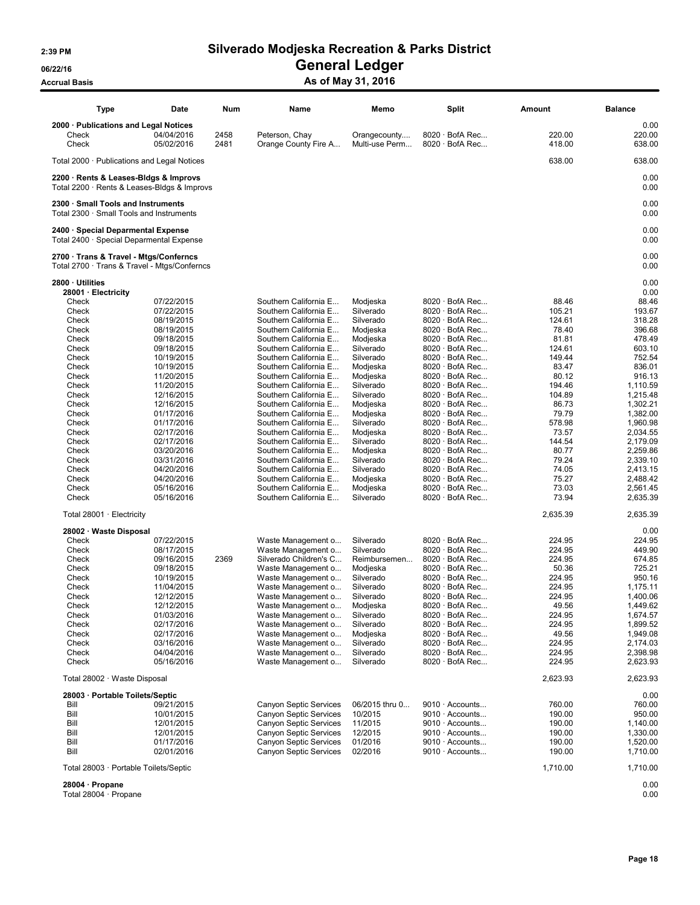# Silverado Modjeska Recreation & Parks District

## General Ledger

### As of May 31, 2016

2:39 PM
06/22/16
Accrual Basis

| Type | Date | Num | Name | Memo | Split | Amount | Balance |
|---|---|---|---|---|---|---|---|
| **2000 · Publications and Legal Notices** | | | | | | | 0.00 |
| Check | 04/04/2016 | 2458 | Peterson, Chay | Orangecounty.... | 8020 · BofA Rec... | 220.00 | 220.00 |
| Check | 05/02/2016 | 2481 | Orange County Fire A... | Multi-use Perm... | 8020 · BofA Rec... | 418.00 | 638.00 |
| Total 2000 · Publications and Legal Notices | | | | | | 638.00 | 638.00 |
| **2200 · Rents & Leases-Bldgs & Improvs** | | | | | | | 0.00 |
| Total 2200 · Rents & Leases-Bldgs & Improvs | | | | | | | 0.00 |
| **2300 · Small Tools and Instruments** | | | | | | | 0.00 |
| Total 2300 · Small Tools and Instruments | | | | | | | 0.00 |
| **2400 · Special Deparmental Expense** | | | | | | | 0.00 |
| Total 2400 · Special Deparmental Expense | | | | | | | 0.00 |
| **2700 · Trans & Travel - Mtgs/Confernes** | | | | | | | 0.00 |
| Total 2700 · Trans & Travel - Mtgs/Confernes | | | | | | | 0.00 |
| **2800 · Utilities** | | | | | | | 0.00 |
| **28001 · Electricity** | | | | | | | 0.00 |
| Check | 07/22/2015 | | Southern California E... | Modjeska | 8020 · BofA Rec... | 88.46 | 88.46 |
| Check | 07/22/2015 | | Southern California E... | Silverado | 8020 · BofA Rec... | 105.21 | 193.67 |
| Check | 08/19/2015 | | Southern California E... | Silverado | 8020 · BofA Rec... | 124.61 | 318.28 |
| Check | 08/19/2015 | | Southern California E... | Modjeska | 8020 · BofA Rec... | 78.40 | 396.68 |
| Check | 09/18/2015 | | Southern California E... | Modjeska | 8020 · BofA Rec... | 81.81 | 478.49 |
| Check | 09/18/2015 | | Southern California E... | Silverado | 8020 · BofA Rec... | 124.61 | 603.10 |
| Check | 10/19/2015 | | Southern California E... | Silverado | 8020 · BofA Rec... | 149.44 | 752.54 |
| Check | 10/19/2015 | | Southern California E... | Modjeska | 8020 · BofA Rec... | 83.47 | 836.01 |
| Check | 11/20/2015 | | Southern California E... | Modjeska | 8020 · BofA Rec... | 80.12 | 916.13 |
| Check | 11/20/2015 | | Southern California E... | Silverado | 8020 · BofA Rec... | 194.46 | 1,110.59 |
| Check | 12/16/2015 | | Southern California E... | Silverado | 8020 · BofA Rec... | 104.89 | 1,215.48 |
| Check | 12/16/2015 | | Southern California E... | Modjeska | 8020 · BofA Rec... | 86.73 | 1,302.21 |
| Check | 01/17/2016 | | Southern California E... | Modjeska | 8020 · BofA Rec... | 79.79 | 1,382.00 |
| Check | 01/17/2016 | | Southern California E... | Silverado | 8020 · BofA Rec... | 578.98 | 1,960.98 |
| Check | 02/17/2016 | | Southern California E... | Modjeska | 8020 · BofA Rec... | 73.57 | 2,034.55 |
| Check | 02/17/2016 | | Southern California E... | Silverado | 8020 · BofA Rec... | 144.54 | 2,179.09 |
| Check | 03/20/2016 | | Southern California E... | Modjeska | 8020 · BofA Rec... | 80.77 | 2,259.86 |
| Check | 03/31/2016 | | Southern California E... | Silverado | 8020 · BofA Rec... | 79.24 | 2,339.10 |
| Check | 04/20/2016 | | Southern California E... | Silverado | 8020 · BofA Rec... | 74.05 | 2,413.15 |
| Check | 04/20/2016 | | Southern California E... | Modjeska | 8020 · BofA Rec... | 75.27 | 2,488.42 |
| Check | 05/16/2016 | | Southern California E... | Modjeska | 8020 · BofA Rec... | 73.03 | 2,561.45 |
| Check | 05/16/2016 | | Southern California E... | Silverado | 8020 · BofA Rec... | 73.94 | 2,635.39 |
| Total 28001 · Electricity | | | | | | 2,635.39 | 2,635.39 |
| **28002 · Waste Disposal** | | | | | | | 0.00 |
| Check | 07/22/2015 | | Waste Management o... | Silverado | 8020 · BofA Rec... | 224.95 | 224.95 |
| Check | 08/17/2015 | | Waste Management o... | Silverado | 8020 · BofA Rec... | 224.95 | 449.90 |
| Check | 09/16/2015 | 2369 | Silverado Children's C... | Reimbursemen... | 8020 · BofA Rec... | 224.95 | 674.85 |
| Check | 09/18/2015 | | Waste Management o... | Modjeska | 8020 · BofA Rec... | 50.36 | 725.21 |
| Check | 10/19/2015 | | Waste Management o... | Silverado | 8020 · BofA Rec... | 224.95 | 950.16 |
| Check | 11/04/2015 | | Waste Management o... | Silverado | 8020 · BofA Rec... | 224.95 | 1,175.11 |
| Check | 12/12/2015 | | Waste Management o... | Silverado | 8020 · BofA Rec... | 224.95 | 1,400.06 |
| Check | 12/12/2015 | | Waste Management o... | Modjeska | 8020 · BofA Rec... | 49.56 | 1,449.62 |
| Check | 01/03/2016 | | Waste Management o... | Silverado | 8020 · BofA Rec... | 224.95 | 1,674.57 |
| Check | 02/17/2016 | | Waste Management o... | Silverado | 8020 · BofA Rec... | 224.95 | 1,899.52 |
| Check | 02/17/2016 | | Waste Management o... | Modjeska | 8020 · BofA Rec... | 49.56 | 1,949.08 |
| Check | 03/16/2016 | | Waste Management o... | Silverado | 8020 · BofA Rec... | 224.95 | 2,174.03 |
| Check | 04/04/2016 | | Waste Management o... | Silverado | 8020 · BofA Rec... | 224.95 | 2,398.98 |
| Check | 05/16/2016 | | Waste Management o... | Silverado | 8020 · BofA Rec... | 224.95 | 2,623.93 |
| Total 28002 · Waste Disposal | | | | | | 2,623.93 | 2,623.93 |
| **28003 · Portable Toilets/Septic** | | | | | | | 0.00 |
| Bill | 09/21/2015 | | Canyon Septic Services | 06/2015 thru 0... | 9010 · Accounts... | 760.00 | 760.00 |
| Bill | 10/01/2015 | | Canyon Septic Services | 10/2015 | 9010 · Accounts... | 190.00 | 950.00 |
| Bill | 12/01/2015 | | Canyon Septic Services | 11/2015 | 9010 · Accounts... | 190.00 | 1,140.00 |
| Bill | 12/01/2015 | | Canyon Septic Services | 12/2015 | 9010 · Accounts... | 190.00 | 1,330.00 |
| Bill | 01/17/2016 | | Canyon Septic Services | 01/2016 | 9010 · Accounts... | 190.00 | 1,520.00 |
| Bill | 02/01/2016 | | Canyon Septic Services | 02/2016 | 9010 · Accounts... | 190.00 | 1,710.00 |
| Total 28003 · Portable Toilets/Septic | | | | | | 1,710.00 | 1,710.00 |
| **28004 · Propane** | | | | | | | 0.00 |
| Total 28004 · Propane | | | | | | | 0.00 |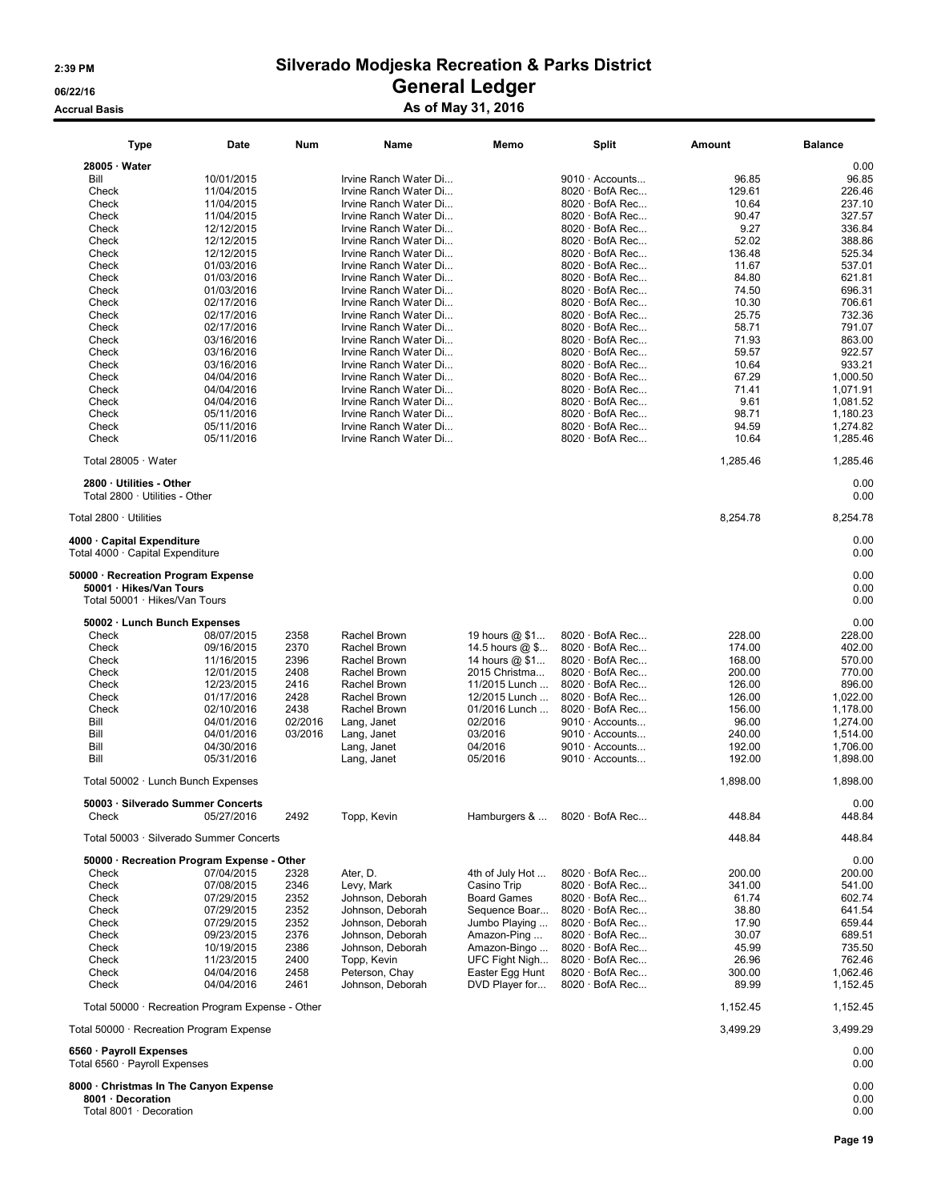# Silverado Modjeska Recreation & Parks District

## General Ledger

### As of May 31, 2016

2:39 PM
06/22/16
Accrual Basis

| Type | Date | Num | Name | Memo | Split | Amount | Balance |
|---|---|---|---|---|---|---|---|
| **28005 · Water** | | | | | | | 0.00 |
| Bill | 10/01/2015 | | Irvine Ranch Water Di... | | 9010 · Accounts... | 96.85 | 96.85 |
| Check | 11/04/2015 | | Irvine Ranch Water Di... | | 8020 · BofA Rec... | 129.61 | 226.46 |
| Check | 11/04/2015 | | Irvine Ranch Water Di... | | 8020 · BofA Rec... | 10.64 | 237.10 |
| Check | 11/04/2015 | | Irvine Ranch Water Di... | | 8020 · BofA Rec... | 90.47 | 327.57 |
| Check | 12/12/2015 | | Irvine Ranch Water Di... | | 8020 · BofA Rec... | 9.27 | 336.84 |
| Check | 12/12/2015 | | Irvine Ranch Water Di... | | 8020 · BofA Rec... | 52.02 | 388.86 |
| Check | 12/12/2015 | | Irvine Ranch Water Di... | | 8020 · BofA Rec... | 136.48 | 525.34 |
| Check | 01/03/2016 | | Irvine Ranch Water Di... | | 8020 · BofA Rec... | 11.67 | 537.01 |
| Check | 01/03/2016 | | Irvine Ranch Water Di... | | 8020 · BofA Rec... | 84.80 | 621.81 |
| Check | 01/03/2016 | | Irvine Ranch Water Di... | | 8020 · BofA Rec... | 74.50 | 696.31 |
| Check | 02/17/2016 | | Irvine Ranch Water Di... | | 8020 · BofA Rec... | 10.30 | 706.61 |
| Check | 02/17/2016 | | Irvine Ranch Water Di... | | 8020 · BofA Rec... | 25.75 | 732.36 |
| Check | 02/17/2016 | | Irvine Ranch Water Di... | | 8020 · BofA Rec... | 58.71 | 791.07 |
| Check | 03/16/2016 | | Irvine Ranch Water Di... | | 8020 · BofA Rec... | 71.93 | 863.00 |
| Check | 03/16/2016 | | Irvine Ranch Water Di... | | 8020 · BofA Rec... | 59.57 | 922.57 |
| Check | 03/16/2016 | | Irvine Ranch Water Di... | | 8020 · BofA Rec... | 10.64 | 933.21 |
| Check | 04/04/2016 | | Irvine Ranch Water Di... | | 8020 · BofA Rec... | 67.29 | 1,000.50 |
| Check | 04/04/2016 | | Irvine Ranch Water Di... | | 8020 · BofA Rec... | 71.41 | 1,071.91 |
| Check | 04/04/2016 | | Irvine Ranch Water Di... | | 8020 · BofA Rec... | 9.61 | 1,081.52 |
| Check | 05/11/2016 | | Irvine Ranch Water Di... | | 8020 · BofA Rec... | 98.71 | 1,180.23 |
| Check | 05/11/2016 | | Irvine Ranch Water Di... | | 8020 · BofA Rec... | 94.59 | 1,274.82 |
| Check | 05/11/2016 | | Irvine Ranch Water Di... | | 8020 · BofA Rec... | 10.64 | 1,285.46 |
| Total 28005 · Water | | | | | | 1,285.46 | 1,285.46 |
| **2800 · Utilities - Other** | | | | | | | 0.00 |
| Total 2800 · Utilities - Other | | | | | | | 0.00 |
| Total 2800 · Utilities | | | | | | 8,254.78 | 8,254.78 |
| **4000 · Capital Expenditure** | | | | | | | 0.00 |
| Total 4000 · Capital Expenditure | | | | | | | 0.00 |
| **50000 · Recreation Program Expense** | | | | | | | 0.00 |
| **50001 · Hikes/Van Tours** | | | | | | | 0.00 |
| Total 50001 · Hikes/Van Tours | | | | | | | 0.00 |
| **50002 · Lunch Bunch Expenses** | | | | | | | 0.00 |
| Check | 08/07/2015 | 2358 | Rachel Brown | 19 hours @ $1... | 8020 · BofA Rec... | 228.00 | 228.00 |
| Check | 09/16/2015 | 2370 | Rachel Brown | 14.5 hours @ $... | 8020 · BofA Rec... | 174.00 | 402.00 |
| Check | 11/16/2015 | 2396 | Rachel Brown | 14 hours @ $1... | 8020 · BofA Rec... | 168.00 | 570.00 |
| Check | 12/01/2015 | 2408 | Rachel Brown | 2015 Christma... | 8020 · BofA Rec... | 200.00 | 770.00 |
| Check | 12/23/2015 | 2416 | Rachel Brown | 11/2015 Lunch ... | 8020 · BofA Rec... | 126.00 | 896.00 |
| Check | 01/17/2016 | 2428 | Rachel Brown | 12/2015 Lunch ... | 8020 · BofA Rec... | 126.00 | 1,022.00 |
| Check | 02/10/2016 | 2438 | Rachel Brown | 01/2016 Lunch ... | 8020 · BofA Rec... | 156.00 | 1,178.00 |
| Bill | 04/01/2016 | 02/2016 | Lang, Janet | 02/2016 | 9010 · Accounts... | 96.00 | 1,274.00 |
| Bill | 04/01/2016 | 03/2016 | Lang, Janet | 03/2016 | 9010 · Accounts... | 240.00 | 1,514.00 |
| Bill | 04/30/2016 | | Lang, Janet | 04/2016 | 9010 · Accounts... | 192.00 | 1,706.00 |
| Bill | 05/31/2016 | | Lang, Janet | 05/2016 | 9010 · Accounts... | 192.00 | 1,898.00 |
| Total 50002 · Lunch Bunch Expenses | | | | | | 1,898.00 | 1,898.00 |
| **50003 · Silverado Summer Concerts** | | | | | | | 0.00 |
| Check | 05/27/2016 | 2492 | Topp, Kevin | Hamburgers & ... | 8020 · BofA Rec... | 448.84 | 448.84 |
| Total 50003 · Silverado Summer Concerts | | | | | | 448.84 | 448.84 |
| **50000 · Recreation Program Expense - Other** | | | | | | | 0.00 |
| Check | 07/04/2015 | 2328 | Ater, D. | 4th of July Hot ... | 8020 · BofA Rec... | 200.00 | 200.00 |
| Check | 07/08/2015 | 2346 | Levy, Mark | Casino Trip | 8020 · BofA Rec... | 341.00 | 541.00 |
| Check | 07/29/2015 | 2352 | Johnson, Deborah | Board Games | 8020 · BofA Rec... | 61.74 | 602.74 |
| Check | 07/29/2015 | 2352 | Johnson, Deborah | Sequence Boar... | 8020 · BofA Rec... | 38.80 | 641.54 |
| Check | 07/29/2015 | 2352 | Johnson, Deborah | Jumbo Playing ... | 8020 · BofA Rec... | 17.90 | 659.44 |
| Check | 09/23/2015 | 2376 | Johnson, Deborah | Amazon-Ping ... | 8020 · BofA Rec... | 30.07 | 689.51 |
| Check | 10/19/2015 | 2386 | Johnson, Deborah | Amazon-Bingo ... | 8020 · BofA Rec... | 45.99 | 735.50 |
| Check | 11/23/2015 | 2400 | Topp, Kevin | UFC Fight Nigh... | 8020 · BofA Rec... | 26.96 | 762.46 |
| Check | 04/04/2016 | 2458 | Peterson, Chay | Easter Egg Hunt | 8020 · BofA Rec... | 300.00 | 1,062.46 |
| Check | 04/04/2016 | 2461 | Johnson, Deborah | DVD Player for... | 8020 · BofA Rec... | 89.99 | 1,152.45 |
| Total 50000 · Recreation Program Expense - Other | | | | | | 1,152.45 | 1,152.45 |
| Total 50000 · Recreation Program Expense | | | | | | 3,499.29 | 3,499.29 |
| **6560 · Payroll Expenses** | | | | | | | 0.00 |
| Total 6560 · Payroll Expenses | | | | | | | 0.00 |
| **8000 · Christmas In The Canyon Expense** | | | | | | | 0.00 |
| **8001 · Decoration** | | | | | | | 0.00 |
| Total 8001 · Decoration | | | | | | | 0.00 |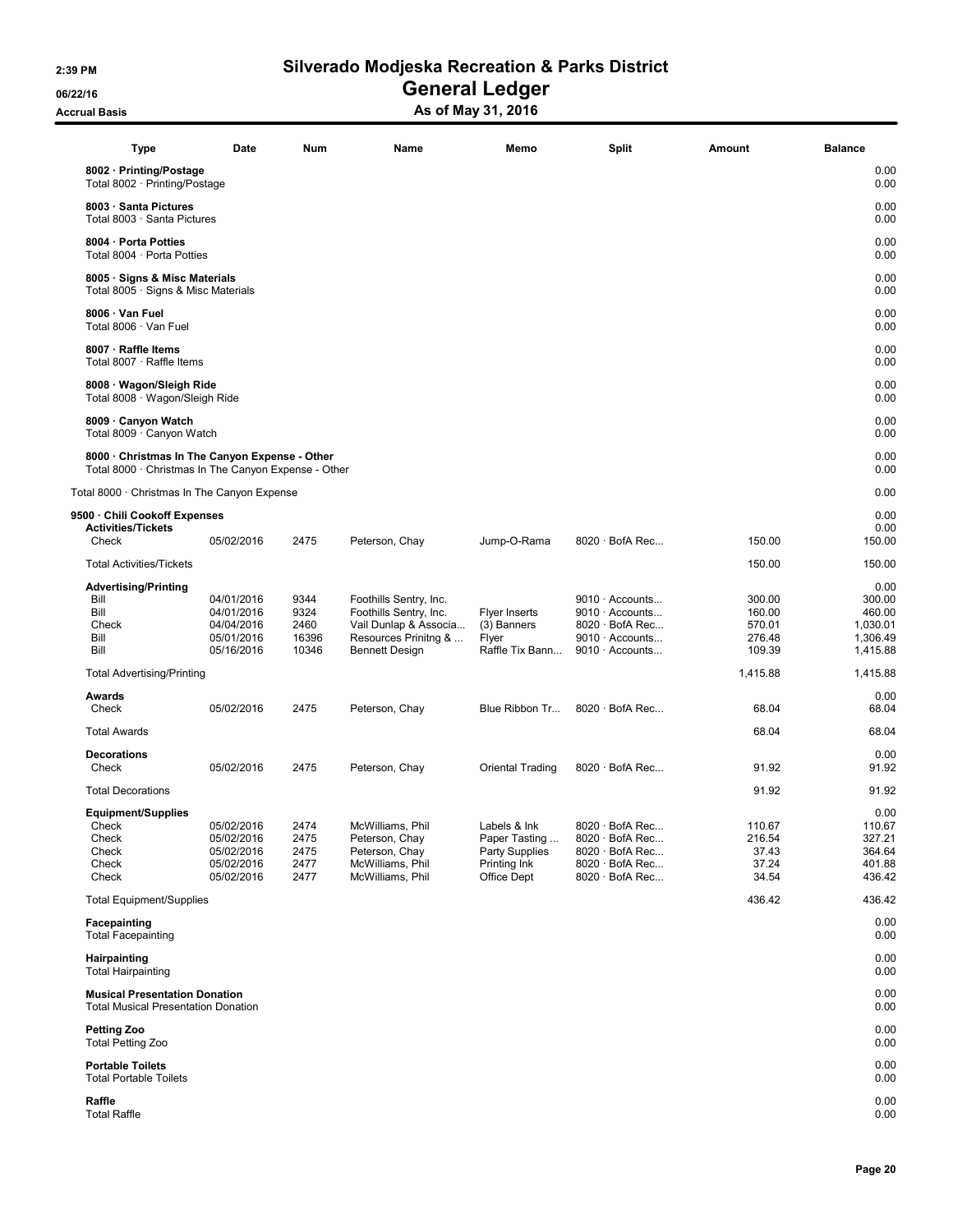# Silverado Modjeska Recreation & Parks District

## General Ledger

### As of May 31, 2016

Accrual Basis

| Type | Date | Num | Name | Memo | Split | Amount | Balance |
|---|---|---|---|---|---|---|---|
| **8002 · Printing/Postage** | | | | | | | 0.00 |
| Total 8002 · Printing/Postage | | | | | | | 0.00 |
| **8003 · Santa Pictures** | | | | | | | 0.00 |
| Total 8003 · Santa Pictures | | | | | | | 0.00 |
| **8004 · Porta Potties** | | | | | | | 0.00 |
| Total 8004 · Porta Potties | | | | | | | 0.00 |
| **8005 · Signs & Misc Materials** | | | | | | | 0.00 |
| Total 8005 · Signs & Misc Materials | | | | | | | 0.00 |
| **8006 · Van Fuel** | | | | | | | 0.00 |
| Total 8006 · Van Fuel | | | | | | | 0.00 |
| **8007 · Raffle Items** | | | | | | | 0.00 |
| Total 8007 · Raffle Items | | | | | | | 0.00 |
| **8008 · Wagon/Sleigh Ride** | | | | | | | 0.00 |
| Total 8008 · Wagon/Sleigh Ride | | | | | | | 0.00 |
| **8009 · Canyon Watch** | | | | | | | 0.00 |
| Total 8009 · Canyon Watch | | | | | | | 0.00 |
| **8000 · Christmas In The Canyon Expense - Other** | | | | | | | 0.00 |
| Total 8000 · Christmas In The Canyon Expense - Other | | | | | | | 0.00 |
| Total 8000 · Christmas In The Canyon Expense | | | | | | | 0.00 |
| **9500 · Chili Cookoff Expenses** | | | | | | | 0.00 |
| **Activities/Tickets** | | | | | | | 0.00 |
| Check | 05/02/2016 | 2475 | Peterson, Chay | Jump-O-Rama | 8020 · BofA Rec... | 150.00 | 150.00 |
| Total Activities/Tickets | | | | | | 150.00 | 150.00 |
| **Advertising/Printing** | | | | | | | 0.00 |
| Bill | 04/01/2016 | 9344 | Foothills Sentry, Inc. | | 9010 · Accounts... | 300.00 | 300.00 |
| Bill | 04/01/2016 | 9324 | Foothills Sentry, Inc. | Flyer Inserts | 9010 · Accounts... | 160.00 | 460.00 |
| Check | 04/04/2016 | 2460 | Vail Dunlap & Associa... | (3) Banners | 8020 · BofA Rec... | 570.01 | 1,030.01 |
| Bill | 05/01/2016 | 16396 | Resources Prinitng & ... | Flyer | 9010 · Accounts... | 276.48 | 1,306.49 |
| Bill | 05/16/2016 | 10346 | Bennett Design | Raffle Tix Bann... | 9010 · Accounts... | 109.39 | 1,415.88 |
| Total Advertising/Printing | | | | | | 1,415.88 | 1,415.88 |
| **Awards** | | | | | | | 0.00 |
| Check | 05/02/2016 | 2475 | Peterson, Chay | Blue Ribbon Tr... | 8020 · BofA Rec... | 68.04 | 68.04 |
| Total Awards | | | | | | 68.04 | 68.04 |
| **Decorations** | | | | | | | 0.00 |
| Check | 05/02/2016 | 2475 | Peterson, Chay | Oriental Trading | 8020 · BofA Rec... | 91.92 | 91.92 |
| Total Decorations | | | | | | 91.92 | 91.92 |
| **Equipment/Supplies** | | | | | | | 0.00 |
| Check | 05/02/2016 | 2474 | McWilliams, Phil | Labels & Ink | 8020 · BofA Rec... | 110.67 | 110.67 |
| Check | 05/02/2016 | 2475 | Peterson, Chay | Paper Tasting ... | 8020 · BofA Rec... | 216.54 | 327.21 |
| Check | 05/02/2016 | 2475 | Peterson, Chay | Party Supplies | 8020 · BofA Rec... | 37.43 | 364.64 |
| Check | 05/02/2016 | 2477 | McWilliams, Phil | Printing Ink | 8020 · BofA Rec... | 37.24 | 401.88 |
| Check | 05/02/2016 | 2477 | McWilliams, Phil | Office Dept | 8020 · BofA Rec... | 34.54 | 436.42 |
| Total Equipment/Supplies | | | | | | 436.42 | 436.42 |
| **Facepainting** | | | | | | | 0.00 |
| Total Facepainting | | | | | | | 0.00 |
| **Hairpainting** | | | | | | | 0.00 |
| Total Hairpainting | | | | | | | 0.00 |
| **Musical Presentation Donation** | | | | | | | 0.00 |
| Total Musical Presentation Donation | | | | | | | 0.00 |
| **Petting Zoo** | | | | | | | 0.00 |
| Total Petting Zoo | | | | | | | 0.00 |
| **Portable Toilets** | | | | | | | 0.00 |
| Total Portable Toilets | | | | | | | 0.00 |
| **Raffle** | | | | | | | 0.00 |
| Total Raffle | | | | | | | 0.00 |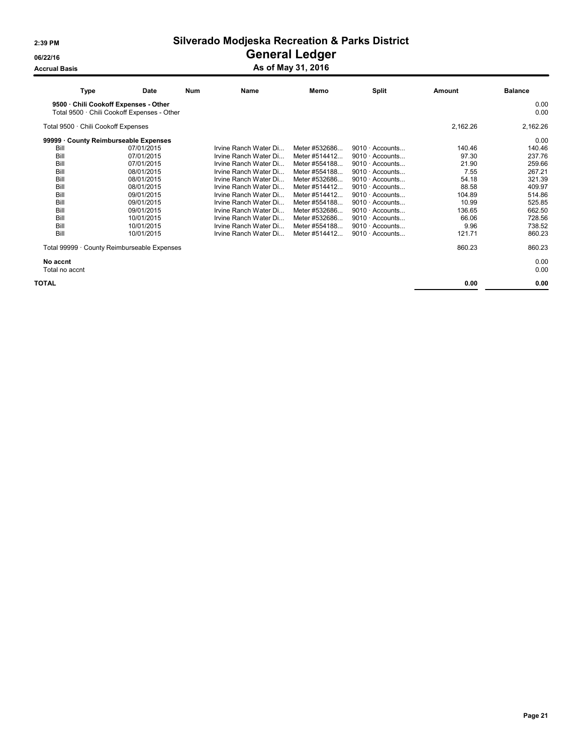# Silverado Modjeska Recreation & Parks District

## General Ledger

### As of May 31, 2016

2:39 PM
06/22/16
Accrual Basis

| Type | Date | Num | Name | Memo | Split | Amount | Balance |
|---|---|---|---|---|---|---|---|
| **9500 · Chili Cookoff Expenses - Other** | | | | | | | 0.00 |
| Total 9500 · Chili Cookoff Expenses - Other | | | | | | | 0.00 |
| Total 9500 · Chili Cookoff Expenses | | | | | | 2,162.26 | 2,162.26 |
| **99999 · County Reimburseable Expenses** | | | | | | | 0.00 |
| Bill | 07/01/2015 | | Irvine Ranch Water Di... | Meter #532686... | 9010 · Accounts... | 140.46 | 140.46 |
| Bill | 07/01/2015 | | Irvine Ranch Water Di... | Meter #514412... | 9010 · Accounts... | 97.30 | 237.76 |
| Bill | 07/01/2015 | | Irvine Ranch Water Di... | Meter #554188... | 9010 · Accounts... | 21.90 | 259.66 |
| Bill | 08/01/2015 | | Irvine Ranch Water Di... | Meter #554188... | 9010 · Accounts... | 7.55 | 267.21 |
| Bill | 08/01/2015 | | Irvine Ranch Water Di... | Meter #532686... | 9010 · Accounts... | 54.18 | 321.39 |
| Bill | 08/01/2015 | | Irvine Ranch Water Di... | Meter #514412... | 9010 · Accounts... | 88.58 | 409.97 |
| Bill | 09/01/2015 | | Irvine Ranch Water Di... | Meter #514412... | 9010 · Accounts... | 104.89 | 514.86 |
| Bill | 09/01/2015 | | Irvine Ranch Water Di... | Meter #554188... | 9010 · Accounts... | 10.99 | 525.85 |
| Bill | 09/01/2015 | | Irvine Ranch Water Di... | Meter #532686... | 9010 · Accounts... | 136.65 | 662.50 |
| Bill | 10/01/2015 | | Irvine Ranch Water Di... | Meter #532686... | 9010 · Accounts... | 66.06 | 728.56 |
| Bill | 10/01/2015 | | Irvine Ranch Water Di... | Meter #554188... | 9010 · Accounts... | 9.96 | 738.52 |
| Bill | 10/01/2015 | | Irvine Ranch Water Di... | Meter #514412... | 9010 · Accounts... | 121.71 | 860.23 |
| Total 99999 · County Reimburseable Expenses | | | | | | 860.23 | 860.23 |
| **No accnt** | | | | | | | 0.00 |
| Total no accnt | | | | | | | 0.00 |
| **TOTAL** | | | | | | **0.00** | **0.00** |